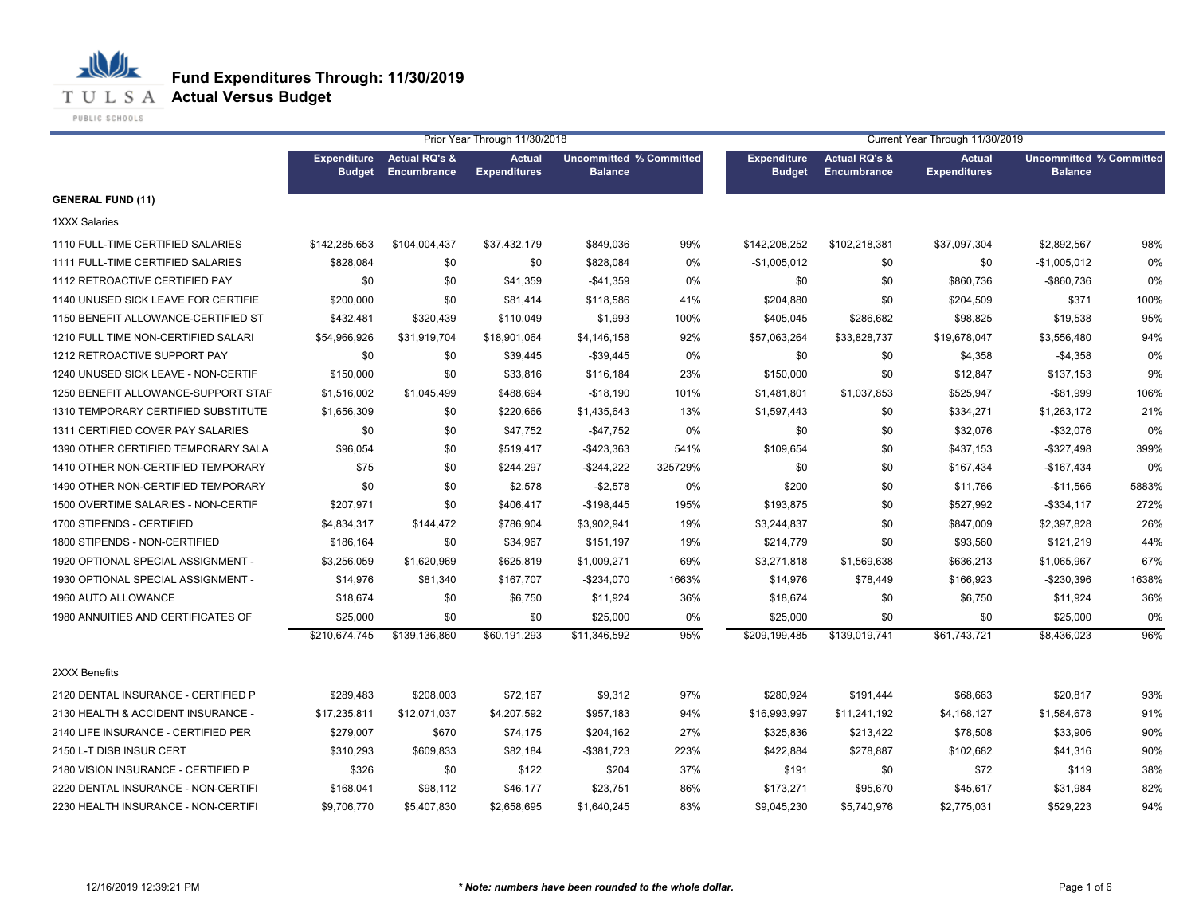# Fund Expenditures Through: 11/30/2019
## Actual Versus Budget

| | Prior Year Through 11/30/2018 | | | | | Current Year Through 11/30/2019 | | | | |
|---|---|---|---|---|---|---|---|---|---|---|
| | Expenditure Budget | Actual RQ's & Encumbrance | Actual Expenditures | Uncommitted Balance | % Committed | Expenditure Budget | Actual RQ's & Encumbrance | Actual Expenditures | Uncommitted Balance | % Committed |
| **GENERAL FUND (11)** | | | | | | | | | | |
| 1XXX Salaries | | | | | | | | | | |
| 1110 FULL-TIME CERTIFIED SALARIES | $142,285,653 | $104,004,437 | $37,432,179 | $849,036 | 99% | $142,208,252 | $102,218,381 | $37,097,304 | $2,892,567 | 98% |
| 1111 FULL-TIME CERTIFIED SALARIES | $828,084 | $0 | $0 | $828,084 | 0% | -$1,005,012 | $0 | $0 | -$1,005,012 | 0% |
| 1112 RETROACTIVE CERTIFIED PAY | $0 | $0 | $41,359 | -$41,359 | 0% | $0 | $0 | $860,736 | -$860,736 | 0% |
| 1140 UNUSED SICK LEAVE FOR CERTIFIE | $200,000 | $0 | $81,414 | $118,586 | 41% | $204,880 | $0 | $204,509 | $371 | 100% |
| 1150 BENEFIT ALLOWANCE-CERTIFIED ST | $432,481 | $320,439 | $110,049 | $1,993 | 100% | $405,045 | $286,682 | $98,825 | $19,538 | 95% |
| 1210 FULL TIME NON-CERTIFIED SALARI | $54,966,926 | $31,919,704 | $18,901,064 | $4,146,158 | 92% | $57,063,264 | $33,828,737 | $19,678,047 | $3,556,480 | 94% |
| 1212 RETROACTIVE SUPPORT PAY | $0 | $0 | $39,445 | -$39,445 | 0% | $0 | $0 | $4,358 | -$4,358 | 0% |
| 1240 UNUSED SICK LEAVE - NON-CERTIF | $150,000 | $0 | $33,816 | $116,184 | 23% | $150,000 | $0 | $12,847 | $137,153 | 9% |
| 1250 BENEFIT ALLOWANCE-SUPPORT STAF | $1,516,002 | $1,045,499 | $488,694 | -$18,190 | 101% | $1,481,801 | $1,037,853 | $525,947 | -$81,999 | 106% |
| 1310 TEMPORARY CERTIFIED SUBSTITUTE | $1,656,309 | $0 | $220,666 | $1,435,643 | 13% | $1,597,443 | $0 | $334,271 | $1,263,172 | 21% |
| 1311 CERTIFIED COVER PAY SALARIES | $0 | $0 | $47,752 | -$47,752 | 0% | $0 | $0 | $32,076 | -$32,076 | 0% |
| 1390 OTHER CERTIFIED TEMPORARY SALA | $96,054 | $0 | $519,417 | -$423,363 | 541% | $109,654 | $0 | $437,153 | -$327,498 | 399% |
| 1410 OTHER NON-CERTIFIED TEMPORARY | $75 | $0 | $244,297 | -$244,222 | 325729% | $0 | $0 | $167,434 | -$167,434 | 0% |
| 1490 OTHER NON-CERTIFIED TEMPORARY | $0 | $0 | $2,578 | -$2,578 | 0% | $200 | $0 | $11,766 | -$11,566 | 5883% |
| 1500 OVERTIME SALARIES - NON-CERTIF | $207,971 | $0 | $406,417 | -$198,445 | 195% | $193,875 | $0 | $527,992 | -$334,117 | 272% |
| 1700 STIPENDS - CERTIFIED | $4,834,317 | $144,472 | $786,904 | $3,902,941 | 19% | $3,244,837 | $0 | $847,009 | $2,397,828 | 26% |
| 1800 STIPENDS - NON-CERTIFIED | $186,164 | $0 | $34,967 | $151,197 | 19% | $214,779 | $0 | $93,560 | $121,219 | 44% |
| 1920 OPTIONAL SPECIAL ASSIGNMENT - | $3,256,059 | $1,620,969 | $625,819 | $1,009,271 | 69% | $3,271,818 | $1,569,638 | $636,213 | $1,065,967 | 67% |
| 1930 OPTIONAL SPECIAL ASSIGNMENT - | $14,976 | $81,340 | $167,707 | -$234,070 | 1663% | $14,976 | $78,449 | $166,923 | -$230,396 | 1638% |
| 1960 AUTO ALLOWANCE | $18,674 | $0 | $6,750 | $11,924 | 36% | $18,674 | $0 | $6,750 | $11,924 | 36% |
| 1980 ANNUITIES AND CERTIFICATES OF | $25,000 | $0 | $0 | $25,000 | 0% | $25,000 | $0 | $0 | $25,000 | 0% |
| | $210,674,745 | $139,136,860 | $60,191,293 | $11,346,592 | 95% | $209,199,485 | $139,019,741 | $61,743,721 | $8,436,023 | 96% |
| 2XXX Benefits | | | | | | | | | | |
| 2120 DENTAL INSURANCE - CERTIFIED P | $289,483 | $208,003 | $72,167 | $9,312 | 97% | $280,924 | $191,444 | $68,663 | $20,817 | 93% |
| 2130 HEALTH & ACCIDENT INSURANCE - | $17,235,811 | $12,071,037 | $4,207,592 | $957,183 | 94% | $16,993,997 | $11,241,192 | $4,168,127 | $1,584,678 | 91% |
| 2140 LIFE INSURANCE - CERTIFIED PER | $279,007 | $670 | $74,175 | $204,162 | 27% | $325,836 | $213,422 | $78,508 | $33,906 | 90% |
| 2150 L-T DISB INSUR CERT | $310,293 | $609,833 | $82,184 | -$381,723 | 223% | $422,884 | $278,887 | $102,682 | $41,316 | 90% |
| 2180 VISION INSURANCE - CERTIFIED P | $326 | $0 | $122 | $204 | 37% | $191 | $0 | $72 | $119 | 38% |
| 2220 DENTAL INSURANCE - NON-CERTIFI | $168,041 | $98,112 | $46,177 | $23,751 | 86% | $173,271 | $95,670 | $45,617 | $31,984 | 82% |
| 2230 HEALTH INSURANCE - NON-CERTIFI | $9,706,770 | $5,407,830 | $2,658,695 | $1,640,245 | 83% | $9,045,230 | $5,740,976 | $2,775,031 | $529,223 | 94% |

12/16/2019 12:39:21 PM

*** Note: numbers have been rounded to the whole dollar.***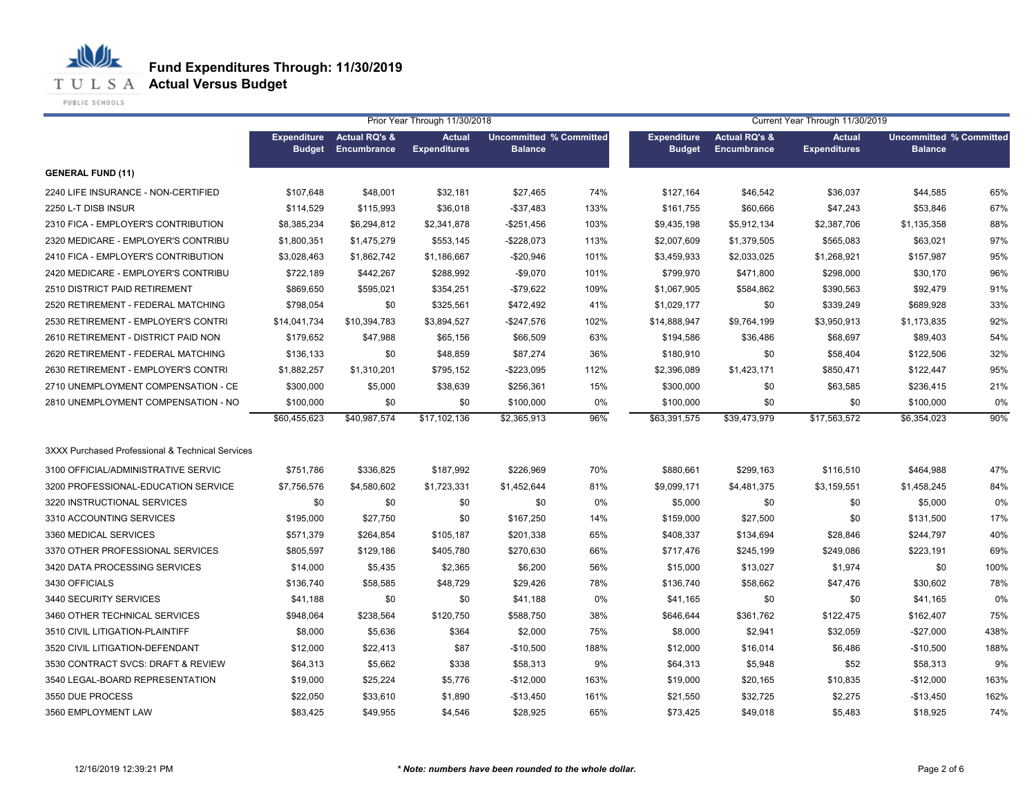# Fund Expenditures Through: 11/30/2019

## Actual Versus Budget

| | Prior Year Through 11/30/2018 | | | | | Current Year Through 11/30/2019 | | | | |
|---|---|---|---|---|---|---|---|---|---|---|
| | Expenditure Budget | Actual RQ's & Encumbrance | Actual Expenditures | Uncommitted Balance | % Committed | Expenditure Budget | Actual RQ's & Encumbrance | Actual Expenditures | Uncommitted Balance | % Committed |
| **GENERAL FUND (11)** | | | | | | | | | | |
| 2240 LIFE INSURANCE - NON-CERTIFIED | $107,648 | $48,001 | $32,181 | $27,465 | 74% | $127,164 | $46,542 | $36,037 | $44,585 | 65% |
| 2250 L-T DISB INSUR | $114,529 | $115,993 | $36,018 | -$37,483 | 133% | $161,755 | $60,666 | $47,243 | $53,846 | 67% |
| 2310 FICA - EMPLOYER'S CONTRIBUTION | $8,385,234 | $6,294,812 | $2,341,878 | -$251,456 | 103% | $9,435,198 | $5,912,134 | $2,387,706 | $1,135,358 | 88% |
| 2320 MEDICARE - EMPLOYER'S CONTRIBU | $1,800,351 | $1,475,279 | $553,145 | -$228,073 | 113% | $2,007,609 | $1,379,505 | $565,083 | $63,021 | 97% |
| 2410 FICA - EMPLOYER'S CONTRIBUTION | $3,028,463 | $1,862,742 | $1,186,667 | -$20,946 | 101% | $3,459,933 | $2,033,025 | $1,268,921 | $157,987 | 95% |
| 2420 MEDICARE - EMPLOYER'S CONTRIBU | $722,189 | $442,267 | $288,992 | -$9,070 | 101% | $799,970 | $471,800 | $298,000 | $30,170 | 96% |
| 2510 DISTRICT PAID RETIREMENT | $869,650 | $595,021 | $354,251 | -$79,622 | 109% | $1,067,905 | $584,862 | $390,563 | $92,479 | 91% |
| 2520 RETIREMENT - FEDERAL MATCHING | $798,054 | $0 | $325,561 | $472,492 | 41% | $1,029,177 | $0 | $339,249 | $689,928 | 33% |
| 2530 RETIREMENT - EMPLOYER'S CONTRI | $14,041,734 | $10,394,783 | $3,894,527 | -$247,576 | 102% | $14,888,947 | $9,764,199 | $3,950,913 | $1,173,835 | 92% |
| 2610 RETIREMENT - DISTRICT PAID NON | $179,652 | $47,988 | $65,156 | $66,509 | 63% | $194,586 | $36,486 | $68,697 | $89,403 | 54% |
| 2620 RETIREMENT - FEDERAL MATCHING | $136,133 | $0 | $48,859 | $87,274 | 36% | $180,910 | $0 | $58,404 | $122,506 | 32% |
| 2630 RETIREMENT - EMPLOYER'S CONTRI | $1,882,257 | $1,310,201 | $795,152 | -$223,095 | 112% | $2,396,089 | $1,423,171 | $850,471 | $122,447 | 95% |
| 2710 UNEMPLOYMENT COMPENSATION - CE | $300,000 | $5,000 | $38,639 | $256,361 | 15% | $300,000 | $0 | $63,585 | $236,415 | 21% |
| 2810 UNEMPLOYMENT COMPENSATION - NO | $100,000 | $0 | $0 | $100,000 | 0% | $100,000 | $0 | $0 | $100,000 | 0% |
| | $60,455,623 | $40,987,574 | $17,102,136 | $2,365,913 | 96% | $63,391,575 | $39,473,979 | $17,563,572 | $6,354,023 | 90% |
| 3XXX Purchased Professional & Technical Services | | | | | | | | | | |
| 3100 OFFICIAL/ADMINISTRATIVE SERVIC | $751,786 | $336,825 | $187,992 | $226,969 | 70% | $880,661 | $299,163 | $116,510 | $464,988 | 47% |
| 3200 PROFESSIONAL-EDUCATION SERVICE | $7,756,576 | $4,580,602 | $1,723,331 | $1,452,644 | 81% | $9,099,171 | $4,481,375 | $3,159,551 | $1,458,245 | 84% |
| 3220 INSTRUCTIONAL SERVICES | $0 | $0 | $0 | $0 | 0% | $5,000 | $0 | $0 | $5,000 | 0% |
| 3310 ACCOUNTING SERVICES | $195,000 | $27,750 | $0 | $167,250 | 14% | $159,000 | $27,500 | $0 | $131,500 | 17% |
| 3360 MEDICAL SERVICES | $571,379 | $264,854 | $105,187 | $201,338 | 65% | $408,337 | $134,694 | $28,846 | $244,797 | 40% |
| 3370 OTHER PROFESSIONAL SERVICES | $805,597 | $129,186 | $405,780 | $270,630 | 66% | $717,476 | $245,199 | $249,086 | $223,191 | 69% |
| 3420 DATA PROCESSING SERVICES | $14,000 | $5,435 | $2,365 | $6,200 | 56% | $15,000 | $13,027 | $1,974 | $0 | 100% |
| 3430 OFFICIALS | $136,740 | $58,585 | $48,729 | $29,426 | 78% | $136,740 | $58,662 | $47,476 | $30,602 | 78% |
| 3440 SECURITY SERVICES | $41,188 | $0 | $0 | $41,188 | 0% | $41,165 | $0 | $0 | $41,165 | 0% |
| 3460 OTHER TECHNICAL SERVICES | $948,064 | $238,564 | $120,750 | $588,750 | 38% | $646,644 | $361,762 | $122,475 | $162,407 | 75% |
| 3510 CIVIL LITIGATION-PLAINTIFF | $8,000 | $5,636 | $364 | $2,000 | 75% | $8,000 | $2,941 | $32,059 | -$27,000 | 438% |
| 3520 CIVIL LITIGATION-DEFENDANT | $12,000 | $22,413 | $87 | -$10,500 | 188% | $12,000 | $16,014 | $6,486 | -$10,500 | 188% |
| 3530 CONTRACT SVCS: DRAFT & REVIEW | $64,313 | $5,662 | $338 | $58,313 | 9% | $64,313 | $5,948 | $52 | $58,313 | 9% |
| 3540 LEGAL-BOARD REPRESENTATION | $19,000 | $25,224 | $5,776 | -$12,000 | 163% | $19,000 | $20,165 | $10,835 | -$12,000 | 163% |
| 3550 DUE PROCESS | $22,050 | $33,610 | $1,890 | -$13,450 | 161% | $21,550 | $32,725 | $2,275 | -$13,450 | 162% |
| 3560 EMPLOYMENT LAW | $83,425 | $49,955 | $4,546 | $28,925 | 65% | $73,425 | $49,018 | $5,483 | $18,925 | 74% |

12/16/2019 12:39:21 PM

*** Note: numbers have been rounded to the whole dollar.**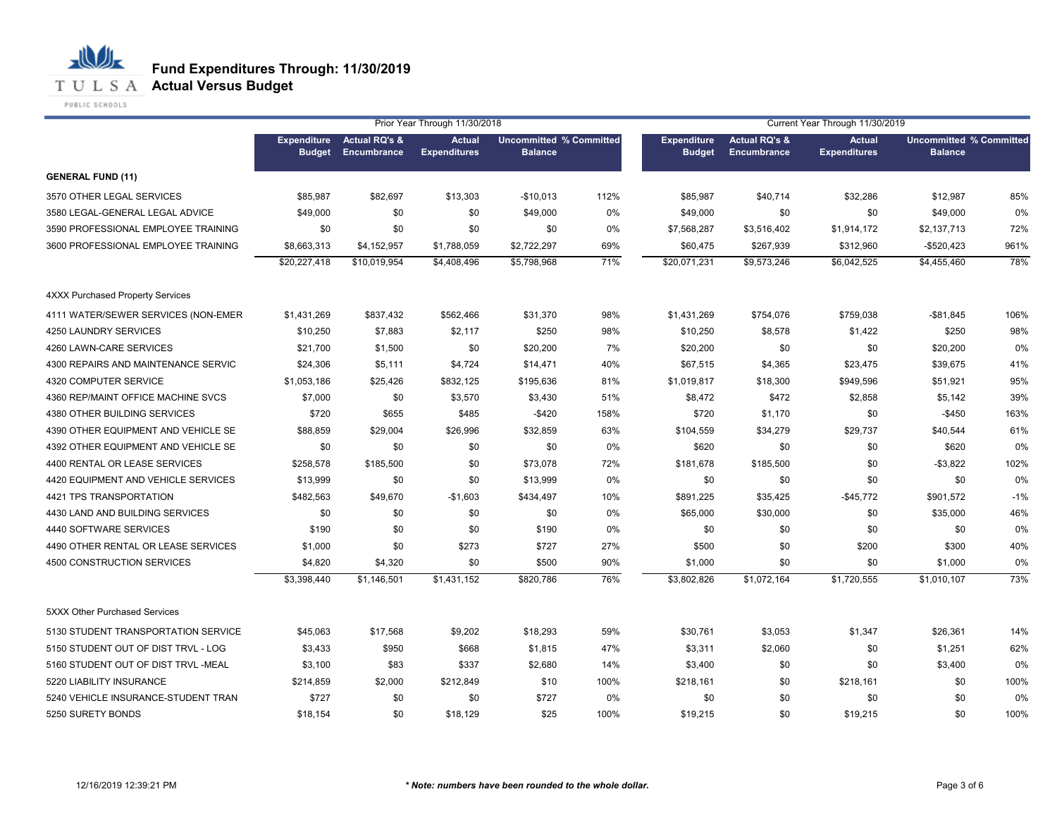# Fund Expenditures Through: 11/30/2019

## Actual Versus Budget

| | Prior Year Through 11/30/2018 | | | | | Current Year Through 11/30/2019 | | | | |
|---|---|---|---|---|---|---|---|---|---|---|
| | Expenditure Budget | Actual RQ's & Encumbrance | Actual Expenditures | Uncommitted Balance | % Committed | Expenditure Budget | Actual RQ's & Encumbrance | Actual Expenditures | Uncommitted Balance | % Committed |
| **GENERAL FUND (11)** | | | | | | | | | | |
| 3570 OTHER LEGAL SERVICES | $85,987 | $82,697 | $13,303 | -$10,013 | 112% | $85,987 | $40,714 | $32,286 | $12,987 | 85% |
| 3580 LEGAL-GENERAL LEGAL ADVICE | $49,000 | $0 | $0 | $49,000 | 0% | $49,000 | $0 | $0 | $49,000 | 0% |
| 3590 PROFESSIONAL EMPLOYEE TRAINING | $0 | $0 | $0 | $0 | 0% | $7,568,287 | $3,516,402 | $1,914,172 | $2,137,713 | 72% |
| 3600 PROFESSIONAL EMPLOYEE TRAINING | $8,663,313 | $4,152,957 | $1,788,059 | $2,722,297 | 69% | $60,475 | $267,939 | $312,960 | -$520,423 | 961% |
| | $20,227,418 | $10,019,954 | $4,408,496 | $5,798,968 | 71% | $20,071,231 | $9,573,246 | $6,042,525 | $4,455,460 | 78% |
| 4XXX Purchased Property Services | | | | | | | | | | |
| 4111 WATER/SEWER SERVICES (NON-EMER | $1,431,269 | $837,432 | $562,466 | $31,370 | 98% | $1,431,269 | $754,076 | $759,038 | -$81,845 | 106% |
| 4250 LAUNDRY SERVICES | $10,250 | $7,883 | $2,117 | $250 | 98% | $10,250 | $8,578 | $1,422 | $250 | 98% |
| 4260 LAWN-CARE SERVICES | $21,700 | $1,500 | $0 | $20,200 | 7% | $20,200 | $0 | $0 | $20,200 | 0% |
| 4300 REPAIRS AND MAINTENANCE SERVIC | $24,306 | $5,111 | $4,724 | $14,471 | 40% | $67,515 | $4,365 | $23,475 | $39,675 | 41% |
| 4320 COMPUTER SERVICE | $1,053,186 | $25,426 | $832,125 | $195,636 | 81% | $1,019,817 | $18,300 | $949,596 | $51,921 | 95% |
| 4360 REP/MAINT OFFICE MACHINE SVCS | $7,000 | $0 | $3,570 | $3,430 | 51% | $8,472 | $472 | $2,858 | $5,142 | 39% |
| 4380 OTHER BUILDING SERVICES | $720 | $655 | $485 | -$420 | 158% | $720 | $1,170 | $0 | -$450 | 163% |
| 4390 OTHER EQUIPMENT AND VEHICLE SE | $88,859 | $29,004 | $26,996 | $32,859 | 63% | $104,559 | $34,279 | $29,737 | $40,544 | 61% |
| 4392 OTHER EQUIPMENT AND VEHICLE SE | $0 | $0 | $0 | $0 | 0% | $620 | $0 | $0 | $620 | 0% |
| 4400 RENTAL OR LEASE SERVICES | $258,578 | $185,500 | $0 | $73,078 | 72% | $181,678 | $185,500 | $0 | -$3,822 | 102% |
| 4420 EQUIPMENT AND VEHICLE SERVICES | $13,999 | $0 | $0 | $13,999 | 0% | $0 | $0 | $0 | $0 | 0% |
| 4421 TPS TRANSPORTATION | $482,563 | $49,670 | -$1,603 | $434,497 | 10% | $891,225 | $35,425 | -$45,772 | $901,572 | -1% |
| 4430 LAND AND BUILDING SERVICES | $0 | $0 | $0 | $0 | 0% | $65,000 | $30,000 | $0 | $35,000 | 46% |
| 4440 SOFTWARE SERVICES | $190 | $0 | $0 | $190 | 0% | $0 | $0 | $0 | $0 | 0% |
| 4490 OTHER RENTAL OR LEASE SERVICES | $1,000 | $0 | $273 | $727 | 27% | $500 | $0 | $200 | $300 | 40% |
| 4500 CONSTRUCTION SERVICES | $4,820 | $4,320 | $0 | $500 | 90% | $1,000 | $0 | $0 | $1,000 | 0% |
| | $3,398,440 | $1,146,501 | $1,431,152 | $820,786 | 76% | $3,802,826 | $1,072,164 | $1,720,555 | $1,010,107 | 73% |
| 5XXX Other Purchased Services | | | | | | | | | | |
| 5130 STUDENT TRANSPORTATION SERVICE | $45,063 | $17,568 | $9,202 | $18,293 | 59% | $30,761 | $3,053 | $1,347 | $26,361 | 14% |
| 5150 STUDENT OUT OF DIST TRVL - LOG | $3,433 | $950 | $668 | $1,815 | 47% | $3,311 | $2,060 | $0 | $1,251 | 62% |
| 5160 STUDENT OUT OF DIST TRVL -MEAL | $3,100 | $83 | $337 | $2,680 | 14% | $3,400 | $0 | $0 | $3,400 | 0% |
| 5220 LIABILITY INSURANCE | $214,859 | $2,000 | $212,849 | $10 | 100% | $218,161 | $0 | $218,161 | $0 | 100% |
| 5240 VEHICLE INSURANCE-STUDENT TRAN | $727 | $0 | $0 | $727 | 0% | $0 | $0 | $0 | $0 | 0% |
| 5250 SURETY BONDS | $18,154 | $0 | $18,129 | $25 | 100% | $19,215 | $0 | $19,215 | $0 | 100% |

12/16/2019 12:39:21 PM

*** Note: numbers have been rounded to the whole dollar.**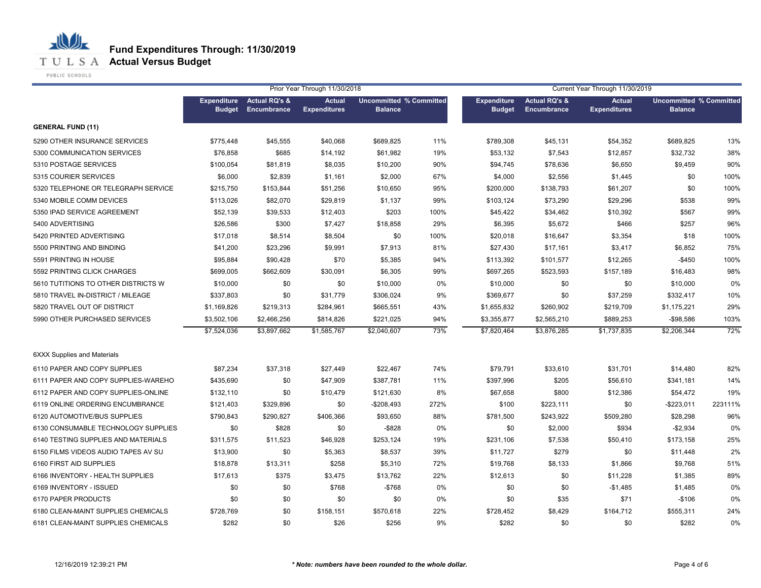# Fund Expenditures Through: 11/30/2019
## Actual Versus Budget

| | Prior Year Through 11/30/2018 | | | | | Current Year Through 11/30/2019 | | | | |
|---|---|---|---|---|---|---|---|---|---|---|
| | Expenditure Budget | Actual RQ's & Encumbrance | Actual Expenditures | Uncommitted Balance | % Committed | Expenditure Budget | Actual RQ's & Encumbrance | Actual Expenditures | Uncommitted Balance | % Committed |
| **GENERAL FUND (11)** | | | | | | | | | | |
| 5290 OTHER INSURANCE SERVICES | $775,448 | $45,555 | $40,068 | $689,825 | 11% | $789,308 | $45,131 | $54,352 | $689,825 | 13% |
| 5300 COMMUNICATION SERVICES | $76,858 | $685 | $14,192 | $61,982 | 19% | $53,132 | $7,543 | $12,857 | $32,732 | 38% |
| 5310 POSTAGE SERVICES | $100,054 | $81,819 | $8,035 | $10,200 | 90% | $94,745 | $78,636 | $6,650 | $9,459 | 90% |
| 5315 COURIER SERVICES | $6,000 | $2,839 | $1,161 | $2,000 | 67% | $4,000 | $2,556 | $1,445 | $0 | 100% |
| 5320 TELEPHONE OR TELEGRAPH SERVICE | $215,750 | $153,844 | $51,256 | $10,650 | 95% | $200,000 | $138,793 | $61,207 | $0 | 100% |
| 5340 MOBILE COMM DEVICES | $113,026 | $82,070 | $29,819 | $1,137 | 99% | $103,124 | $73,290 | $29,296 | $538 | 99% |
| 5350 IPAD SERVICE AGREEMENT | $52,139 | $39,533 | $12,403 | $203 | 100% | $45,422 | $34,462 | $10,392 | $567 | 99% |
| 5400 ADVERTISING | $26,586 | $300 | $7,427 | $18,858 | 29% | $6,395 | $5,672 | $466 | $257 | 96% |
| 5420 PRINTED ADVERTISING | $17,018 | $8,514 | $8,504 | $0 | 100% | $20,018 | $16,647 | $3,354 | $18 | 100% |
| 5500 PRINTING AND BINDING | $41,200 | $23,296 | $9,991 | $7,913 | 81% | $27,430 | $17,161 | $3,417 | $6,852 | 75% |
| 5591 PRINTING IN HOUSE | $95,884 | $90,428 | $70 | $5,385 | 94% | $113,392 | $101,577 | $12,265 | -$450 | 100% |
| 5592 PRINTING CLICK CHARGES | $699,005 | $662,609 | $30,091 | $6,305 | 99% | $697,265 | $523,593 | $157,189 | $16,483 | 98% |
| 5610 TUTITIONS TO OTHER DISTRICTS W | $10,000 | $0 | $0 | $10,000 | 0% | $10,000 | $0 | $0 | $10,000 | 0% |
| 5810 TRAVEL IN-DISTRICT / MILEAGE | $337,803 | $0 | $31,779 | $306,024 | 9% | $369,677 | $0 | $37,259 | $332,417 | 10% |
| 5820 TRAVEL OUT OF DISTRICT | $1,169,826 | $219,313 | $284,961 | $665,551 | 43% | $1,655,832 | $260,902 | $219,709 | $1,175,221 | 29% |
| 5990 OTHER PURCHASED SERVICES | $3,502,106 | $2,466,256 | $814,826 | $221,025 | 94% | $3,355,877 | $2,565,210 | $889,253 | -$98,586 | 103% |
| | $7,524,036 | $3,897,662 | $1,585,767 | $2,040,607 | 73% | $7,820,464 | $3,876,285 | $1,737,835 | $2,206,344 | 72% |
| 6XXX Supplies and Materials | | | | | | | | | | |
| 6110 PAPER AND COPY SUPPLIES | $87,234 | $37,318 | $27,449 | $22,467 | 74% | $79,791 | $33,610 | $31,701 | $14,480 | 82% |
| 6111 PAPER AND COPY SUPPLIES-WAREHO | $435,690 | $0 | $47,909 | $387,781 | 11% | $397,996 | $205 | $56,610 | $341,181 | 14% |
| 6112 PAPER AND COPY SUPPLIES-ONLINE | $132,110 | $0 | $10,479 | $121,630 | 8% | $67,658 | $800 | $12,386 | $54,472 | 19% |
| 6119 ONLINE ORDERING ENCUMBRANCE | $121,403 | $329,896 | $0 | -$208,493 | 272% | $100 | $223,111 | $0 | -$223,011 | 223111% |
| 6120 AUTOMOTIVE/BUS SUPPLIES | $790,843 | $290,827 | $406,366 | $93,650 | 88% | $781,500 | $243,922 | $509,280 | $28,298 | 96% |
| 6130 CONSUMABLE TECHNOLOGY SUPPLIES | $0 | $828 | $0 | -$828 | 0% | $0 | $2,000 | $934 | -$2,934 | 0% |
| 6140 TESTING SUPPLIES AND MATERIALS | $311,575 | $11,523 | $46,928 | $253,124 | 19% | $231,106 | $7,538 | $50,410 | $173,158 | 25% |
| 6150 FILMS VIDEOS AUDIO TAPES AV SU | $13,900 | $0 | $5,363 | $8,537 | 39% | $11,727 | $279 | $0 | $11,448 | 2% |
| 6160 FIRST AID SUPPLIES | $18,878 | $13,311 | $258 | $5,310 | 72% | $19,768 | $8,133 | $1,866 | $9,768 | 51% |
| 6166 INVENTORY - HEALTH SUPPLIES | $17,613 | $375 | $3,475 | $13,762 | 22% | $12,613 | $0 | $11,228 | $1,385 | 89% |
| 6169 INVENTORY - ISSUED | $0 | $0 | $768 | -$768 | 0% | $0 | $0 | $-1,485 | $1,485 | 0% |
| 6170 PAPER PRODUCTS | $0 | $0 | $0 | $0 | 0% | $0 | $35 | $71 | -$106 | 0% |
| 6180 CLEAN-MAINT SUPPLIES CHEMICALS | $728,769 | $0 | $158,151 | $570,618 | 22% | $728,452 | $8,429 | $164,712 | $555,311 | 24% |
| 6181 CLEAN-MAINT SUPPLIES CHEMICALS | $282 | $0 | $26 | $256 | 9% | $282 | $0 | $0 | $282 | 0% |

12/16/2019 12:39:21 PM

*** Note: numbers have been rounded to the whole dollar.**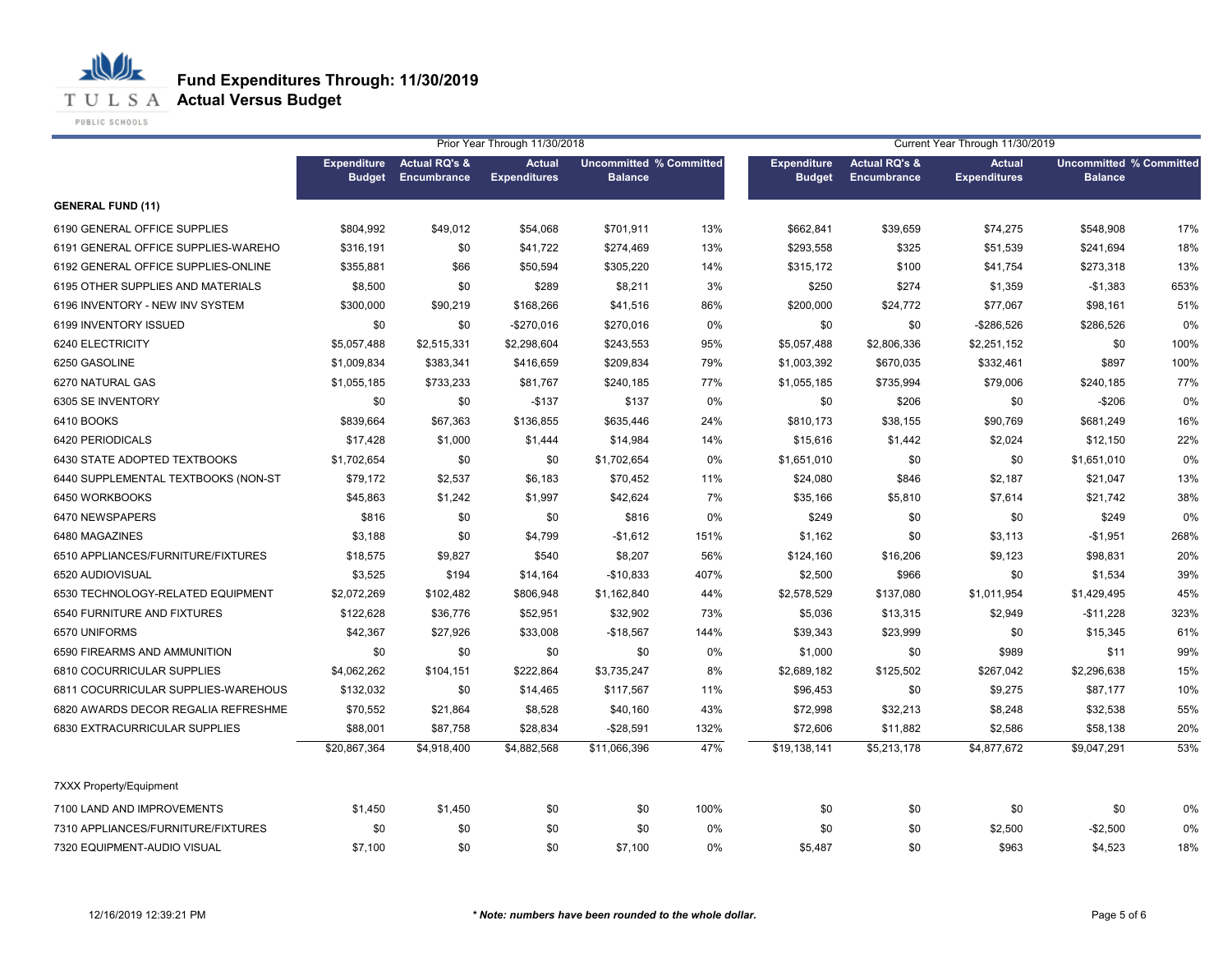# Fund Expenditures Through: 11/30/2019
## Actual Versus Budget

| | Prior Year Through 11/30/2018 | | | | | Current Year Through 11/30/2019 | | | | |
|---|---|---|---|---|---|---|---|---|---|---|
| | Expenditure Budget | Actual RQ's & Encumbrance | Actual Expenditures | Uncommitted Balance | % Committed | Expenditure Budget | Actual RQ's & Encumbrance | Actual Expenditures | Uncommitted Balance | % Committed |
| **GENERAL FUND (11)** | | | | | | | | | | |
| 6190 GENERAL OFFICE SUPPLIES | $804,992 | $49,012 | $54,068 | $701,911 | 13% | $662,841 | $39,659 | $74,275 | $548,908 | 17% |
| 6191 GENERAL OFFICE SUPPLIES-WAREHO | $316,191 | $0 | $41,722 | $274,469 | 13% | $293,558 | $325 | $51,539 | $241,694 | 18% |
| 6192 GENERAL OFFICE SUPPLIES-ONLINE | $355,881 | $66 | $50,594 | $305,220 | 14% | $315,172 | $100 | $41,754 | $273,318 | 13% |
| 6195 OTHER SUPPLIES AND MATERIALS | $8,500 | $0 | $289 | $8,211 | 3% | $250 | $274 | $1,359 | -$1,383 | 653% |
| 6196 INVENTORY - NEW INV SYSTEM | $300,000 | $90,219 | $168,266 | $41,516 | 86% | $200,000 | $24,772 | $77,067 | $98,161 | 51% |
| 6199 INVENTORY ISSUED | $0 | $0 | -$270,016 | $270,016 | 0% | $0 | $0 | -$286,526 | $286,526 | 0% |
| 6240 ELECTRICITY | $5,057,488 | $2,515,331 | $2,298,604 | $243,553 | 95% | $5,057,488 | $2,806,336 | $2,251,152 | $0 | 100% |
| 6250 GASOLINE | $1,009,834 | $383,341 | $416,659 | $209,834 | 79% | $1,003,392 | $670,035 | $332,461 | $897 | 100% |
| 6270 NATURAL GAS | $1,055,185 | $733,233 | $81,767 | $240,185 | 77% | $1,055,185 | $735,994 | $79,006 | $240,185 | 77% |
| 6305 SE INVENTORY | $0 | $0 | -$137 | $137 | 0% | $0 | $206 | $0 | -$206 | 0% |
| 6410 BOOKS | $839,664 | $67,363 | $136,855 | $635,446 | 24% | $810,173 | $38,155 | $90,769 | $681,249 | 16% |
| 6420 PERIODICALS | $17,428 | $1,000 | $1,444 | $14,984 | 14% | $15,616 | $1,442 | $2,024 | $12,150 | 22% |
| 6430 STATE ADOPTED TEXTBOOKS | $1,702,654 | $0 | $0 | $1,702,654 | 0% | $1,651,010 | $0 | $0 | $1,651,010 | 0% |
| 6440 SUPPLEMENTAL TEXTBOOKS (NON-ST | $79,172 | $2,537 | $6,183 | $70,452 | 11% | $24,080 | $846 | $2,187 | $21,047 | 13% |
| 6450 WORKBOOKS | $45,863 | $1,242 | $1,997 | $42,624 | 7% | $35,166 | $5,810 | $7,614 | $21,742 | 38% |
| 6470 NEWSPAPERS | $816 | $0 | $0 | $816 | 0% | $249 | $0 | $0 | $249 | 0% |
| 6480 MAGAZINES | $3,188 | $0 | $4,799 | -$1,612 | 151% | $1,162 | $0 | $3,113 | -$1,951 | 268% |
| 6510 APPLIANCES/FURNITURE/FIXTURES | $18,575 | $9,827 | $540 | $8,207 | 56% | $124,160 | $16,206 | $9,123 | $98,831 | 20% |
| 6520 AUDIOVISUAL | $3,525 | $194 | $14,164 | -$10,833 | 407% | $2,500 | $966 | $0 | $1,534 | 39% |
| 6530 TECHNOLOGY-RELATED EQUIPMENT | $2,072,269 | $102,482 | $806,948 | $1,162,840 | 44% | $2,578,529 | $137,080 | $1,011,954 | $1,429,495 | 45% |
| 6540 FURNITURE AND FIXTURES | $122,628 | $36,776 | $52,951 | $32,902 | 73% | $5,036 | $13,315 | $2,949 | -$11,228 | 323% |
| 6570 UNIFORMS | $42,367 | $27,926 | $33,008 | -$18,567 | 144% | $39,343 | $23,999 | $0 | $15,345 | 61% |
| 6590 FIREARMS AND AMMUNITION | $0 | $0 | $0 | $0 | 0% | $1,000 | $0 | $989 | $11 | 99% |
| 6810 COCURRICULAR SUPPLIES | $4,062,262 | $104,151 | $222,864 | $3,735,247 | 8% | $2,689,182 | $125,502 | $267,042 | $2,296,638 | 15% |
| 6811 COCURRICULAR SUPPLIES-WAREHOUS | $132,032 | $0 | $14,465 | $117,567 | 11% | $96,453 | $0 | $9,275 | $87,177 | 10% |
| 6820 AWARDS DECOR REGALIA REFRESHME | $70,552 | $21,864 | $8,528 | $40,160 | 43% | $72,998 | $32,213 | $8,248 | $32,538 | 55% |
| 6830 EXTRACURRICULAR SUPPLIES | $88,001 | $87,758 | $28,834 | -$28,591 | 132% | $72,606 | $11,882 | $2,586 | $58,138 | 20% |
| | $20,867,364 | $4,918,400 | $4,882,568 | $11,066,396 | 47% | $19,138,141 | $5,213,178 | $4,877,672 | $9,047,291 | 53% |
| 7XXX Property/Equipment | | | | | | | | | | |
| 7100 LAND AND IMPROVEMENTS | $1,450 | $1,450 | $0 | $0 | 100% | $0 | $0 | $0 | $0 | 0% |
| 7310 APPLIANCES/FURNITURE/FIXTURES | $0 | $0 | $0 | $0 | 0% | $0 | $0 | $2,500 | -$2,500 | 0% |
| 7320 EQUIPMENT-AUDIO VISUAL | $7,100 | $0 | $0 | $7,100 | 0% | $5,487 | $0 | $963 | $4,523 | 18% |

12/16/2019 12:39:21 PM

*** Note: numbers have been rounded to the whole dollar.***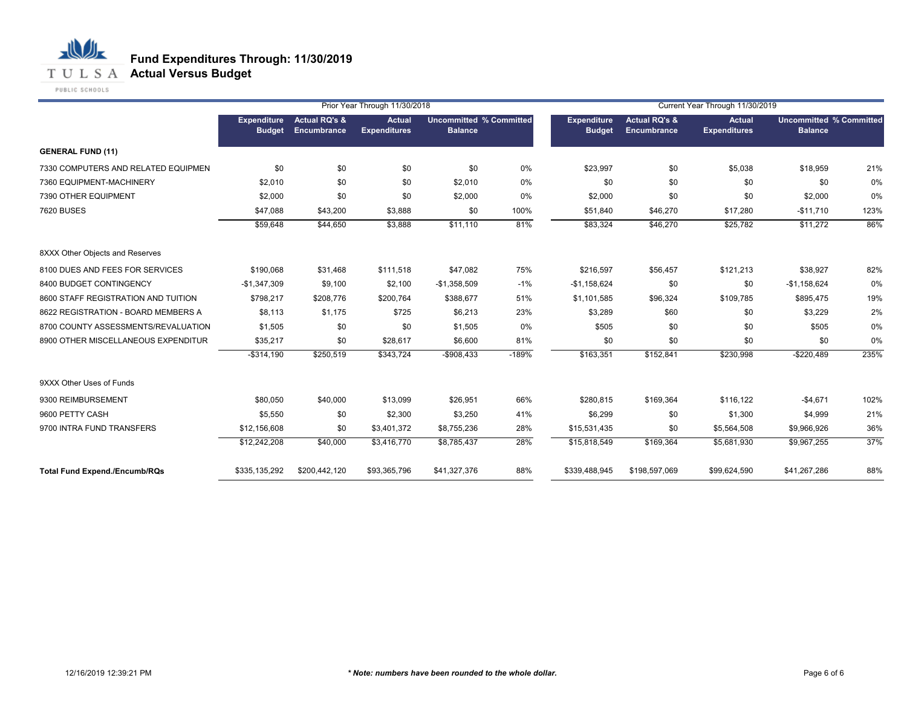# Fund Expenditures Through: 11/30/2019
## Actual Versus Budget

| | Prior Year Through 11/30/2018 | | | | | Current Year Through 11/30/2019 | | | | |
|---|---|---|---|---|---|---|---|---|---|---|
| | Expenditure Budget | Actual RQ's & Encumbrance | Actual Expenditures | Uncommitted Balance | % Committed | Expenditure Budget | Actual RQ's & Encumbrance | Actual Expenditures | Uncommitted Balance | % Committed |
| **GENERAL FUND (11)** | | | | | | | | | | |
| 7330 COMPUTERS AND RELATED EQUIPMEN | $0 | $0 | $0 | $0 | 0% | $23,997 | $0 | $5,038 | $18,959 | 21% |
| 7360 EQUIPMENT-MACHINERY | $2,010 | $0 | $0 | $2,010 | 0% | $0 | $0 | $0 | $0 | 0% |
| 7390 OTHER EQUIPMENT | $2,000 | $0 | $0 | $2,000 | 0% | $2,000 | $0 | $0 | $2,000 | 0% |
| 7620 BUSES | $47,088 | $43,200 | $3,888 | $0 | 100% | $51,840 | $46,270 | $17,280 | -$11,710 | 123% |
| | $59,648 | $44,650 | $3,888 | $11,110 | 81% | $83,324 | $46,270 | $25,782 | $11,272 | 86% |
| 8XXX Other Objects and Reserves | | | | | | | | | | |
| 8100 DUES AND FEES FOR SERVICES | $190,068 | $31,468 | $111,518 | $47,082 | 75% | $216,597 | $56,457 | $121,213 | $38,927 | 82% |
| 8400 BUDGET CONTINGENCY | -$1,347,309 | $9,100 | $2,100 | -$1,358,509 | -1% | -$1,158,624 | $0 | $0 | -$1,158,624 | 0% |
| 8600 STAFF REGISTRATION AND TUITION | $798,217 | $208,776 | $200,764 | $388,677 | 51% | $1,101,585 | $96,324 | $109,785 | $895,475 | 19% |
| 8622 REGISTRATION - BOARD MEMBERS A | $8,113 | $1,175 | $725 | $6,213 | 23% | $3,289 | $60 | $0 | $3,229 | 2% |
| 8700 COUNTY ASSESSMENTS/REVALUATION | $1,505 | $0 | $0 | $1,505 | 0% | $505 | $0 | $0 | $505 | 0% |
| 8900 OTHER MISCELLANEOUS EXPENDITUR | $35,217 | $0 | $28,617 | $6,600 | 81% | $0 | $0 | $0 | $0 | 0% |
| | -$314,190 | $250,519 | $343,724 | -$908,433 | -189% | $163,351 | $152,841 | $230,998 | -$220,489 | 235% |
| 9XXX Other Uses of Funds | | | | | | | | | | |
| 9300 REIMBURSEMENT | $80,050 | $40,000 | $13,099 | $26,951 | 66% | $280,815 | $169,364 | $116,122 | -$4,671 | 102% |
| 9600 PETTY CASH | $5,550 | $0 | $2,300 | $3,250 | 41% | $6,299 | $0 | $1,300 | $4,999 | 21% |
| 9700 INTRA FUND TRANSFERS | $12,156,608 | $0 | $3,401,372 | $8,755,236 | 28% | $15,531,435 | $0 | $5,564,508 | $9,966,926 | 36% |
| | $12,242,208 | $40,000 | $3,416,770 | $8,785,437 | 28% | $15,818,549 | $169,364 | $5,681,930 | $9,967,255 | 37% |
| **Total Fund Expend./Encumb/RQs** | $335,135,292 | $200,442,120 | $93,365,796 | $41,327,376 | 88% | $339,488,945 | $198,597,069 | $99,624,590 | $41,267,286 | 88% |

12/16/2019 12:39:21 PM

***Note: numbers have been rounded to the whole dollar.***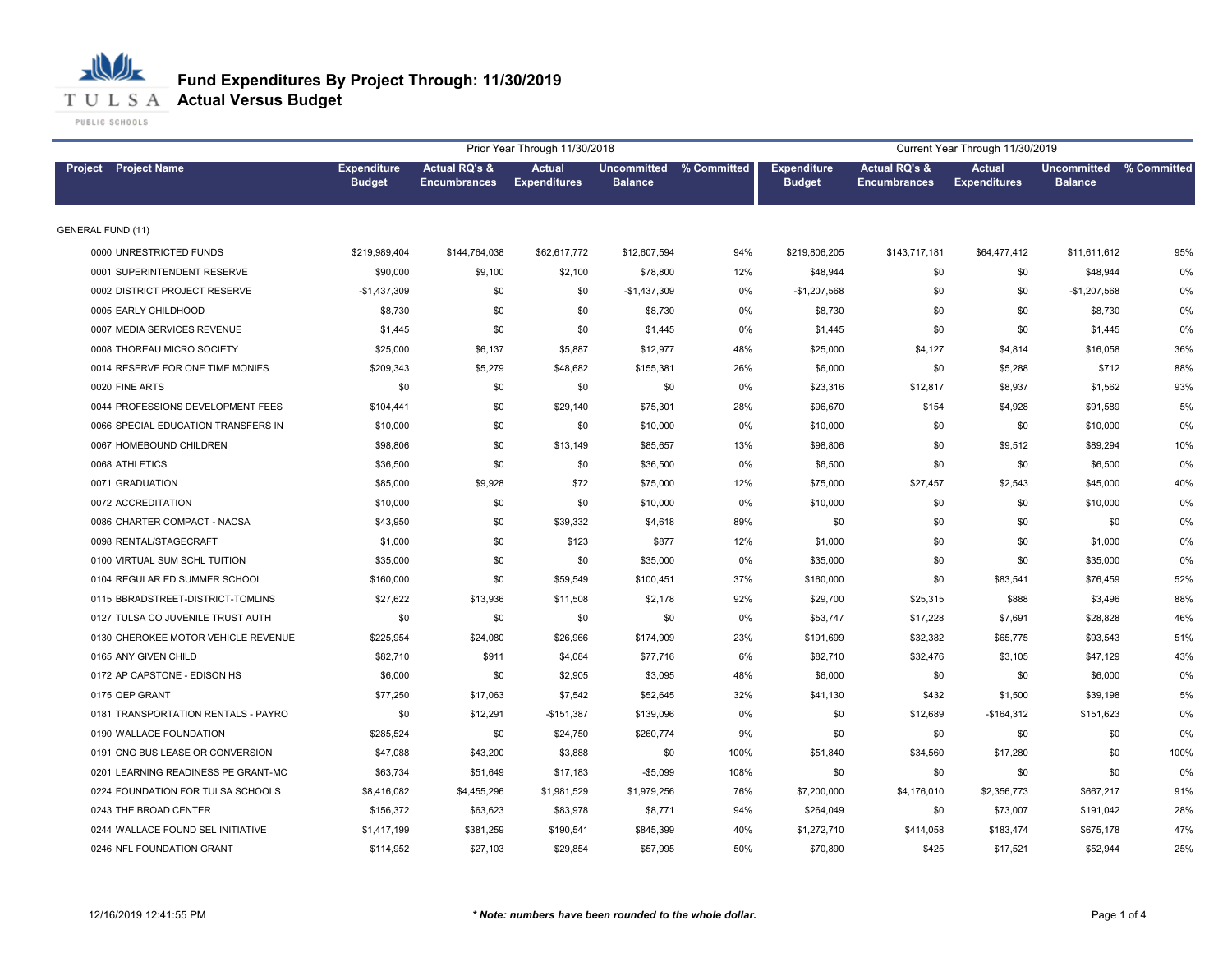# Fund Expenditures By Project Through: 11/30/2019
## Actual Versus Budget

| Project | Project Name | Prior Year Through 11/30/2018 Expenditure Budget | Actual RQ's & Encumbrances | Actual Expenditures | Uncommitted Balance | % Committed | Current Year Through 11/30/2019 Expenditure Budget | Actual RQ's & Encumbrances | Actual Expenditures | Uncommitted Balance | % Committed |
|---|---|---|---|---|---|---|---|---|---|---|---|
| GENERAL FUND (11) | | | | | | | | | | | |
| 0000 | UNRESTRICTED FUNDS | $219,989,404 | $144,764,038 | $62,617,772 | $12,607,594 | 94% | $219,806,205 | $143,717,181 | $64,477,412 | $11,611,612 | 95% |
| 0001 | SUPERINTENDENT RESERVE | $90,000 | $9,100 | $2,100 | $78,800 | 12% | $48,944 | $0 | $0 | $48,944 | 0% |
| 0002 | DISTRICT PROJECT RESERVE | -$1,437,309 | $0 | $0 | -$1,437,309 | 0% | -$1,207,568 | $0 | $0 | -$1,207,568 | 0% |
| 0005 | EARLY CHILDHOOD | $8,730 | $0 | $0 | $8,730 | 0% | $8,730 | $0 | $0 | $8,730 | 0% |
| 0007 | MEDIA SERVICES REVENUE | $1,445 | $0 | $0 | $1,445 | 0% | $1,445 | $0 | $0 | $1,445 | 0% |
| 0008 | THOREAU MICRO SOCIETY | $25,000 | $6,137 | $5,887 | $12,977 | 48% | $25,000 | $4,127 | $4,814 | $16,058 | 36% |
| 0014 | RESERVE FOR ONE TIME MONIES | $209,343 | $5,279 | $48,682 | $155,381 | 26% | $6,000 | $0 | $5,288 | $712 | 88% |
| 0020 | FINE ARTS | $0 | $0 | $0 | $0 | 0% | $23,316 | $12,817 | $8,937 | $1,562 | 93% |
| 0044 | PROFESSIONS DEVELOPMENT FEES | $104,441 | $0 | $29,140 | $75,301 | 28% | $96,670 | $154 | $4,928 | $91,589 | 5% |
| 0066 | SPECIAL EDUCATION TRANSFERS IN | $10,000 | $0 | $0 | $10,000 | 0% | $10,000 | $0 | $0 | $10,000 | 0% |
| 0067 | HOMEBOUND CHILDREN | $98,806 | $0 | $13,149 | $85,657 | 13% | $98,806 | $0 | $9,512 | $89,294 | 10% |
| 0068 | ATHLETICS | $36,500 | $0 | $0 | $36,500 | 0% | $6,500 | $0 | $0 | $6,500 | 0% |
| 0071 | GRADUATION | $85,000 | $9,928 | $72 | $75,000 | 12% | $75,000 | $27,457 | $2,543 | $45,000 | 40% |
| 0072 | ACCREDITATION | $10,000 | $0 | $0 | $10,000 | 0% | $10,000 | $0 | $0 | $10,000 | 0% |
| 0086 | CHARTER COMPACT - NACSA | $43,950 | $0 | $39,332 | $4,618 | 89% | $0 | $0 | $0 | $0 | 0% |
| 0098 | RENTAL/STAGECRAFT | $1,000 | $0 | $123 | $877 | 12% | $1,000 | $0 | $0 | $1,000 | 0% |
| 0100 | VIRTUAL SUM SCHL TUITION | $35,000 | $0 | $0 | $35,000 | 0% | $35,000 | $0 | $0 | $35,000 | 0% |
| 0104 | REGULAR ED SUMMER SCHOOL | $160,000 | $0 | $59,549 | $100,451 | 37% | $160,000 | $0 | $83,541 | $76,459 | 52% |
| 0115 | BBRADSTREET-DISTRICT-TOMLINS | $27,622 | $13,936 | $11,508 | $2,178 | 92% | $29,700 | $25,315 | $888 | $3,496 | 88% |
| 0127 | TULSA CO JUVENILE TRUST AUTH | $0 | $0 | $0 | $0 | 0% | $53,747 | $17,228 | $7,691 | $28,828 | 46% |
| 0130 | CHEROKEE MOTOR VEHICLE REVENUE | $225,954 | $24,080 | $26,966 | $174,909 | 23% | $191,699 | $32,382 | $65,775 | $93,543 | 51% |
| 0165 | ANY GIVEN CHILD | $82,710 | $911 | $4,084 | $77,716 | 6% | $82,710 | $32,476 | $3,105 | $47,129 | 43% |
| 0172 | AP CAPSTONE - EDISON HS | $6,000 | $0 | $2,905 | $3,095 | 48% | $6,000 | $0 | $0 | $6,000 | 0% |
| 0175 | QEP GRANT | $77,250 | $17,063 | $7,542 | $52,645 | 32% | $41,130 | $432 | $1,500 | $39,198 | 5% |
| 0181 | TRANSPORTATION RENTALS - PAYRO | $0 | $12,291 | -$151,387 | $139,096 | 0% | $0 | $12,689 | -$164,312 | $151,623 | 0% |
| 0190 | WALLACE FOUNDATION | $285,524 | $0 | $24,750 | $260,774 | 9% | $0 | $0 | $0 | $0 | 0% |
| 0191 | CNG BUS LEASE OR CONVERSION | $47,088 | $43,200 | $3,888 | $0 | 100% | $51,840 | $34,560 | $17,280 | $0 | 100% |
| 0201 | LEARNING READINESS PE GRANT-MC | $63,734 | $51,649 | $17,183 | -$5,099 | 108% | $0 | $0 | $0 | $0 | 0% |
| 0224 | FOUNDATION FOR TULSA SCHOOLS | $8,416,082 | $4,455,296 | $1,981,529 | $1,979,256 | 76% | $7,200,000 | $4,176,010 | $2,356,773 | $667,217 | 91% |
| 0243 | THE BROAD CENTER | $156,372 | $63,623 | $83,978 | $8,771 | 94% | $264,049 | $0 | $73,007 | $191,042 | 28% |
| 0244 | WALLACE FOUND SEL INITIATIVE | $1,417,199 | $381,259 | $190,541 | $845,399 | 40% | $1,272,710 | $414,058 | $183,474 | $675,178 | 47% |
| 0246 | NFL FOUNDATION GRANT | $114,952 | $27,103 | $29,854 | $57,995 | 50% | $70,890 | $425 | $17,521 | $52,944 | 25% |

12/16/2019 12:41:55 PM

*** Note: numbers have been rounded to the whole dollar.**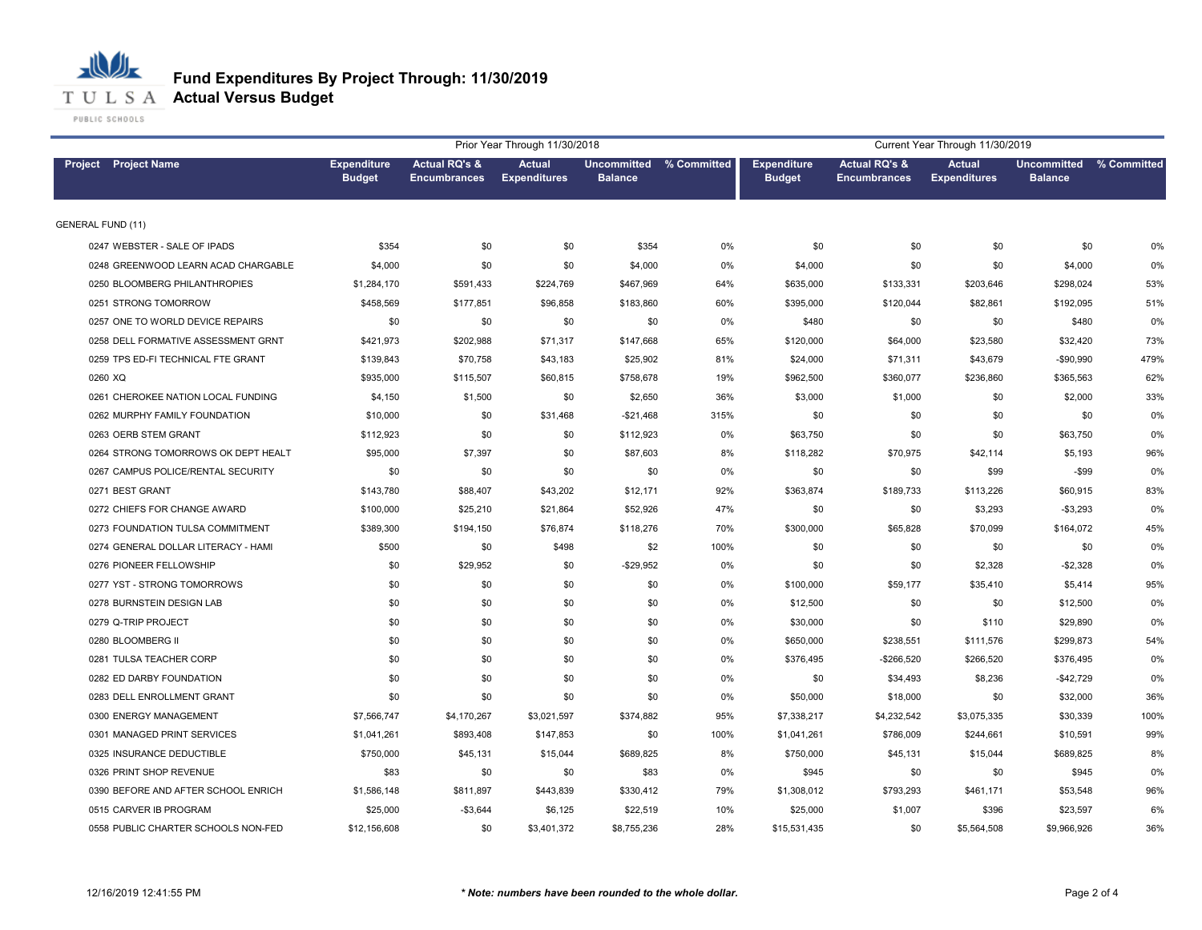# Fund Expenditures By Project Through: 11/30/2019

## Actual Versus Budget

| Project | Project Name | Prior Year Through 11/30/2018 Expenditure Budget | Actual RQ's & Encumbrances | Actual Expenditures | Uncommitted Balance | % Committed | Current Year Through 11/30/2019 Expenditure Budget | Actual RQ's & Encumbrances | Actual Expenditures | Uncommitted Balance | % Committed |
|---|---|---|---|---|---|---|---|---|---|---|---|
| **GENERAL FUND (11)** | | | | | | | | | | | |
| 0247 | WEBSTER - SALE OF IPADS | $354 | $0 | $0 | $354 | 0% | $0 | $0 | $0 | $0 | 0% |
| 0248 | GREENWOOD LEARN ACAD CHARGABLE | $4,000 | $0 | $0 | $4,000 | 0% | $4,000 | $0 | $0 | $4,000 | 0% |
| 0250 | BLOOMBERG PHILANTHROPIES | $1,284,170 | $591,433 | $224,769 | $467,969 | 64% | $635,000 | $133,331 | $203,646 | $298,024 | 53% |
| 0251 | STRONG TOMORROW | $458,569 | $177,851 | $96,858 | $183,860 | 60% | $395,000 | $120,044 | $82,861 | $192,095 | 51% |
| 0257 | ONE TO WORLD DEVICE REPAIRS | $0 | $0 | $0 | $0 | 0% | $480 | $0 | $0 | $480 | 0% |
| 0258 | DELL FORMATIVE ASSESSMENT GRNT | $421,973 | $202,988 | $71,317 | $147,668 | 65% | $120,000 | $64,000 | $23,580 | $32,420 | 73% |
| 0259 | TPS ED-FI TECHNICAL FTE GRANT | $139,843 | $70,758 | $43,183 | $25,902 | 81% | $24,000 | $71,311 | $43,679 | -$90,990 | 479% |
| 0260 | XQ | $935,000 | $115,507 | $60,815 | $758,678 | 19% | $962,500 | $360,077 | $236,860 | $365,563 | 62% |
| 0261 | CHEROKEE NATION LOCAL FUNDING | $4,150 | $1,500 | $0 | $2,650 | 36% | $3,000 | $1,000 | $0 | $2,000 | 33% |
| 0262 | MURPHY FAMILY FOUNDATION | $10,000 | $0 | $31,468 | -$21,468 | 315% | $0 | $0 | $0 | $0 | 0% |
| 0263 | OERB STEM GRANT | $112,923 | $0 | $0 | $112,923 | 0% | $63,750 | $0 | $0 | $63,750 | 0% |
| 0264 | STRONG TOMORROWS OK DEPT HEALT | $95,000 | $7,397 | $0 | $87,603 | 8% | $118,282 | $70,975 | $42,114 | $5,193 | 96% |
| 0267 | CAMPUS POLICE/RENTAL SECURITY | $0 | $0 | $0 | $0 | 0% | $0 | $0 | $99 | -$99 | 0% |
| 0271 | BEST GRANT | $143,780 | $88,407 | $43,202 | $12,171 | 92% | $363,874 | $189,733 | $113,226 | $60,915 | 83% |
| 0272 | CHIEFS FOR CHANGE AWARD | $100,000 | $25,210 | $21,864 | $52,926 | 47% | $0 | $0 | $3,293 | -$3,293 | 0% |
| 0273 | FOUNDATION TULSA COMMITMENT | $389,300 | $194,150 | $76,874 | $118,276 | 70% | $300,000 | $65,828 | $70,099 | $164,072 | 45% |
| 0274 | GENERAL DOLLAR LITERACY - HAMI | $500 | $0 | $498 | $2 | 100% | $0 | $0 | $0 | $0 | 0% |
| 0276 | PIONEER FELLOWSHIP | $0 | $29,952 | $0 | -$29,952 | 0% | $0 | $0 | $2,328 | -$2,328 | 0% |
| 0277 | YST - STRONG TOMORROWS | $0 | $0 | $0 | $0 | 0% | $100,000 | $59,177 | $35,410 | $5,414 | 95% |
| 0278 | BURNSTEIN DESIGN LAB | $0 | $0 | $0 | $0 | 0% | $12,500 | $0 | $0 | $12,500 | 0% |
| 0279 | Q-TRIP PROJECT | $0 | $0 | $0 | $0 | 0% | $30,000 | $0 | $110 | $29,890 | 0% |
| 0280 | BLOOMBERG II | $0 | $0 | $0 | $0 | 0% | $650,000 | $238,551 | $111,576 | $299,873 | 54% |
| 0281 | TULSA TEACHER CORP | $0 | $0 | $0 | $0 | 0% | $376,495 | -$266,520 | $266,520 | $376,495 | 0% |
| 0282 | ED DARBY FOUNDATION | $0 | $0 | $0 | $0 | 0% | $0 | $34,493 | $8,236 | -$42,729 | 0% |
| 0283 | DELL ENROLLMENT GRANT | $0 | $0 | $0 | $0 | 0% | $50,000 | $18,000 | $0 | $32,000 | 36% |
| 0300 | ENERGY MANAGEMENT | $7,566,747 | $4,170,267 | $3,021,597 | $374,882 | 95% | $7,338,217 | $4,232,542 | $3,075,335 | $30,339 | 100% |
| 0301 | MANAGED PRINT SERVICES | $1,041,261 | $893,408 | $147,853 | $0 | 100% | $1,041,261 | $786,009 | $244,661 | $10,591 | 99% |
| 0325 | INSURANCE DEDUCTIBLE | $750,000 | $45,131 | $15,044 | $689,825 | 8% | $750,000 | $45,131 | $15,044 | $689,825 | 8% |
| 0326 | PRINT SHOP REVENUE | $83 | $0 | $0 | $83 | 0% | $945 | $0 | $0 | $945 | 0% |
| 0390 | BEFORE AND AFTER SCHOOL ENRICH | $1,586,148 | $811,897 | $443,839 | $330,412 | 79% | $1,308,012 | $793,293 | $461,171 | $53,548 | 96% |
| 0515 | CARVER IB PROGRAM | $25,000 | -$3,644 | $6,125 | $22,519 | 10% | $25,000 | $1,007 | $396 | $23,597 | 6% |
| 0558 | PUBLIC CHARTER SCHOOLS NON-FED | $12,156,608 | $0 | $3,401,372 | $8,755,236 | 28% | $15,531,435 | $0 | $5,564,508 | $9,966,926 | 36% |

12/16/2019 12:41:55 PM

*** Note: numbers have been rounded to the whole dollar.***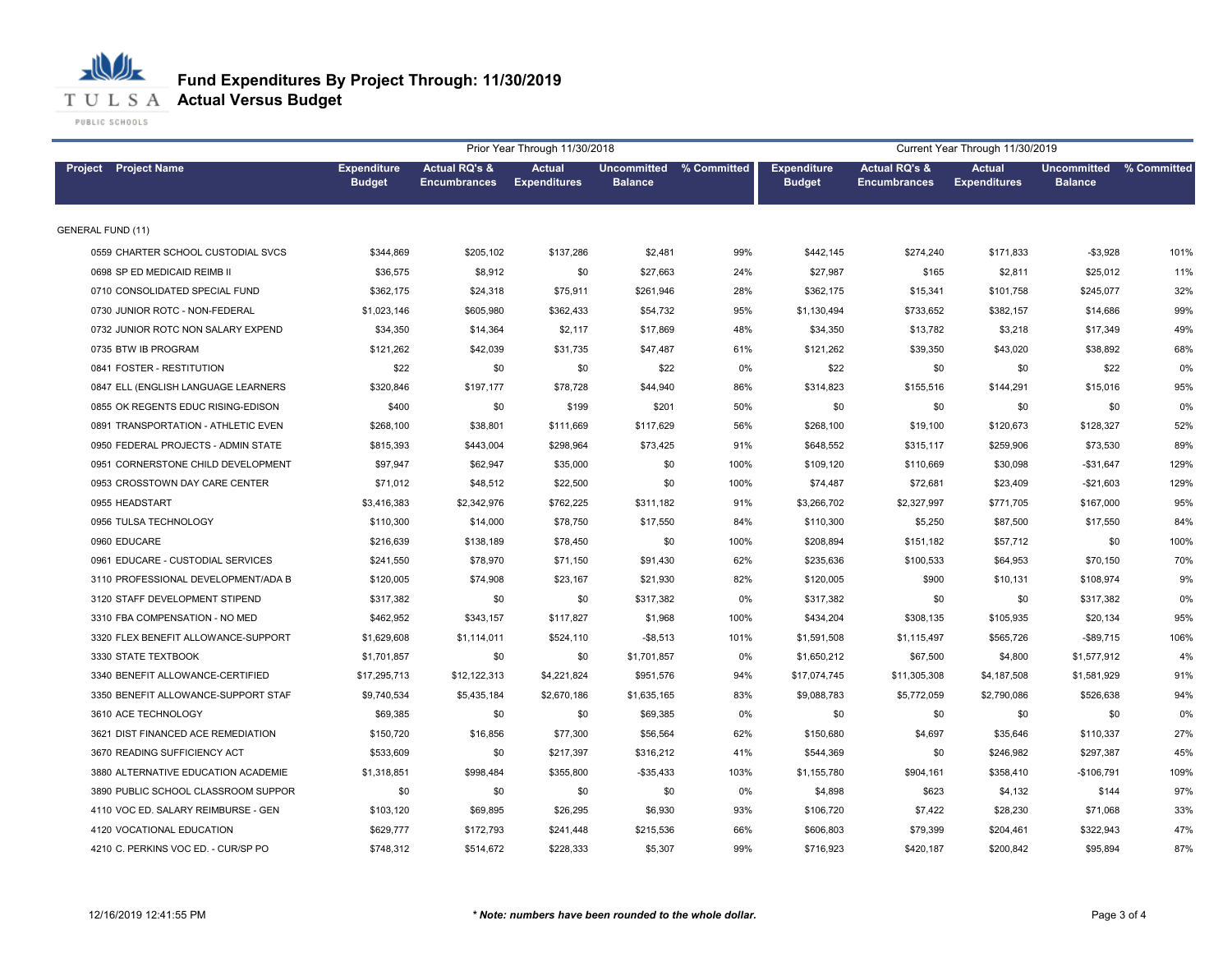# Fund Expenditures By Project Through: 11/30/2019
## Actual Versus Budget

| Project | Project Name | Prior Year Through 11/30/2018 Expenditure Budget | Actual RQ's & Encumbrances | Actual Expenditures | Uncommitted Balance | % Committed | Current Year Through 11/30/2019 Expenditure Budget | Actual RQ's & Encumbrances | Actual Expenditures | Uncommitted Balance | % Committed |
|---|---|---|---|---|---|---|---|---|---|---|---|
| GENERAL FUND (11) | | | | | | | | | | | |
| 0559 | CHARTER SCHOOL CUSTODIAL SVCS | $344,869 | $205,102 | $137,286 | $2,481 | 99% | $442,145 | $274,240 | $171,833 | -$3,928 | 101% |
| 0698 | SP ED MEDICAID REIMB II | $36,575 | $8,912 | $0 | $27,663 | 24% | $27,987 | $165 | $2,811 | $25,012 | 11% |
| 0710 | CONSOLIDATED SPECIAL FUND | $362,175 | $24,318 | $75,911 | $261,946 | 28% | $362,175 | $15,341 | $101,758 | $245,077 | 32% |
| 0730 | JUNIOR ROTC - NON-FEDERAL | $1,023,146 | $605,980 | $362,433 | $54,732 | 95% | $1,130,494 | $733,652 | $382,157 | $14,686 | 99% |
| 0732 | JUNIOR ROTC NON SALARY EXPEND | $34,350 | $14,364 | $2,117 | $17,869 | 48% | $34,350 | $13,782 | $3,218 | $17,349 | 49% |
| 0735 | BTW IB PROGRAM | $121,262 | $42,039 | $31,735 | $47,487 | 61% | $121,262 | $39,350 | $43,020 | $38,892 | 68% |
| 0841 | FOSTER - RESTITUTION | $22 | $0 | $0 | $22 | 0% | $22 | $0 | $0 | $22 | 0% |
| 0847 | ELL (ENGLISH LANGUAGE LEARNERS | $320,846 | $197,177 | $78,728 | $44,940 | 86% | $314,823 | $155,516 | $144,291 | $15,016 | 95% |
| 0855 | OK REGENTS EDUC RISING-EDISON | $400 | $0 | $199 | $201 | 50% | $0 | $0 | $0 | $0 | 0% |
| 0891 | TRANSPORTATION - ATHLETIC EVEN | $268,100 | $38,801 | $111,669 | $117,629 | 56% | $268,100 | $19,100 | $120,673 | $128,327 | 52% |
| 0950 | FEDERAL PROJECTS - ADMIN STATE | $815,393 | $443,004 | $298,964 | $73,425 | 91% | $648,552 | $315,117 | $259,906 | $73,530 | 89% |
| 0951 | CORNERSTONE CHILD DEVELOPMENT | $97,947 | $62,947 | $35,000 | $0 | 100% | $109,120 | $110,669 | $30,098 | -$31,647 | 129% |
| 0953 | CROSSTOWN DAY CARE CENTER | $71,012 | $48,512 | $22,500 | $0 | 100% | $74,487 | $72,681 | $23,409 | -$21,603 | 129% |
| 0955 | HEADSTART | $3,416,383 | $2,342,976 | $762,225 | $311,182 | 91% | $3,266,702 | $2,327,997 | $771,705 | $167,000 | 95% |
| 0956 | TULSA TECHNOLOGY | $110,300 | $14,000 | $78,750 | $17,550 | 84% | $110,300 | $5,250 | $87,500 | $17,550 | 84% |
| 0960 | EDUCARE | $216,639 | $138,189 | $78,450 | $0 | 100% | $208,894 | $151,182 | $57,712 | $0 | 100% |
| 0961 | EDUCARE - CUSTODIAL SERVICES | $241,550 | $78,970 | $71,150 | $91,430 | 62% | $235,636 | $100,533 | $64,953 | $70,150 | 70% |
| 3110 | PROFESSIONAL DEVELOPMENT/ADA B | $120,005 | $74,908 | $23,167 | $21,930 | 82% | $120,005 | $900 | $10,131 | $108,974 | 9% |
| 3120 | STAFF DEVELOPMENT STIPEND | $317,382 | $0 | $0 | $317,382 | 0% | $317,382 | $0 | $0 | $317,382 | 0% |
| 3310 | FBA COMPENSATION - NO MED | $462,952 | $343,157 | $117,827 | $1,968 | 100% | $434,204 | $308,135 | $105,935 | $20,134 | 95% |
| 3320 | FLEX BENEFIT ALLOWANCE-SUPPORT | $1,629,608 | $1,114,011 | $524,110 | -$8,513 | 101% | $1,591,508 | $1,115,497 | $565,726 | -$89,715 | 106% |
| 3330 | STATE TEXTBOOK | $1,701,857 | $0 | $0 | $1,701,857 | 0% | $1,650,212 | $67,500 | $4,800 | $1,577,912 | 4% |
| 3340 | BENEFIT ALLOWANCE-CERTIFIED | $17,295,713 | $12,122,313 | $4,221,824 | $951,576 | 94% | $17,074,745 | $11,305,308 | $4,187,508 | $1,581,929 | 91% |
| 3350 | BENEFIT ALLOWANCE-SUPPORT STAF | $9,740,534 | $5,435,184 | $2,670,186 | $1,635,165 | 83% | $9,088,783 | $5,772,059 | $2,790,086 | $526,638 | 94% |
| 3610 | ACE TECHNOLOGY | $69,385 | $0 | $0 | $69,385 | 0% | $0 | $0 | $0 | $0 | 0% |
| 3621 | DIST FINANCED ACE REMEDIATION | $150,720 | $16,856 | $77,300 | $56,564 | 62% | $150,680 | $4,697 | $35,646 | $110,337 | 27% |
| 3670 | READING SUFFICIENCY ACT | $533,609 | $0 | $217,397 | $316,212 | 41% | $544,369 | $0 | $246,982 | $297,387 | 45% |
| 3880 | ALTERNATIVE EDUCATION ACADEMIE | $1,318,851 | $998,484 | $355,800 | -$35,433 | 103% | $1,155,780 | $904,161 | $358,410 | -$106,791 | 109% |
| 3890 | PUBLIC SCHOOL CLASSROOM SUPPOR | $0 | $0 | $0 | $0 | 0% | $4,898 | $623 | $4,132 | $144 | 97% |
| 4110 | VOC ED. SALARY REIMBURSE - GEN | $103,120 | $69,895 | $26,295 | $6,930 | 93% | $106,720 | $7,422 | $28,230 | $71,068 | 33% |
| 4120 | VOCATIONAL EDUCATION | $629,777 | $172,793 | $241,448 | $215,536 | 66% | $606,803 | $79,399 | $204,461 | $322,943 | 47% |
| 4210 | C. PERKINS VOC ED. - CUR/SP PO | $748,312 | $514,672 | $228,333 | $5,307 | 99% | $716,923 | $420,187 | $200,842 | $95,894 | 87% |

12/16/2019 12:41:55 PM

*** Note: numbers have been rounded to the whole dollar.**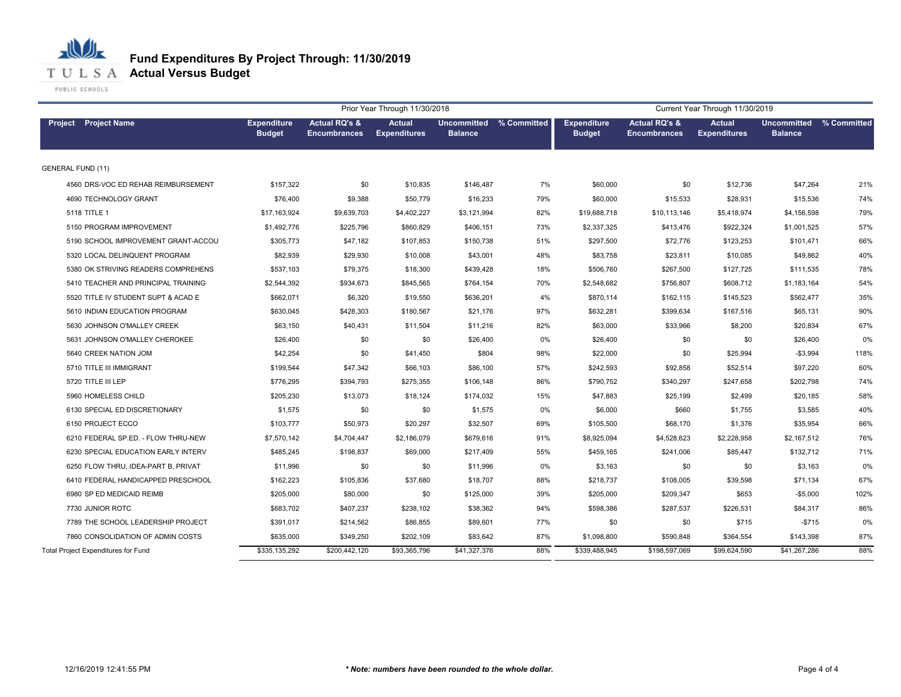# Fund Expenditures By Project Through: 11/30/2019

## Actual Versus Budget

| Project | Project Name | Prior Year Through 11/30/2018 Expenditure Budget | Actual RQ's & Encumbrances | Actual Expenditures | Uncommitted Balance | % Committed | Current Year Through 11/30/2019 Expenditure Budget | Actual RQ's & Encumbrances | Actual Expenditures | Uncommitted Balance | % Committed |
|---|---|---|---|---|---|---|---|---|---|---|---|
| GENERAL FUND (11) | | | | | | | | | | | |
| 4560 | DRS-VOC ED REHAB REIMBURSEMENT | $157,322 | $0 | $10,835 | $146,487 | 7% | $60,000 | $0 | $12,736 | $47,264 | 21% |
| 4690 | TECHNOLOGY GRANT | $76,400 | $9,388 | $50,779 | $16,233 | 79% | $60,000 | $15,533 | $28,931 | $15,536 | 74% |
| 5118 | TITLE 1 | $17,163,924 | $9,639,703 | $4,402,227 | $3,121,994 | 82% | $19,688,718 | $10,113,146 | $5,418,974 | $4,156,598 | 79% |
| 5150 | PROGRAM IMPROVEMENT | $1,492,776 | $225,796 | $860,829 | $406,151 | 73% | $2,337,325 | $413,476 | $922,324 | $1,001,525 | 57% |
| 5190 | SCHOOL IMPROVEMENT GRANT-ACCOU | $305,773 | $47,182 | $107,853 | $150,738 | 51% | $297,500 | $72,776 | $123,253 | $101,471 | 66% |
| 5320 | LOCAL DELINQUENT PROGRAM | $82,939 | $29,930 | $10,008 | $43,001 | 48% | $83,758 | $23,811 | $10,085 | $49,862 | 40% |
| 5380 | OK STRIVING READERS COMPREHENS | $537,103 | $79,375 | $18,300 | $439,428 | 18% | $506,760 | $267,500 | $127,725 | $111,535 | 78% |
| 5410 | TEACHER AND PRINCIPAL TRAINING | $2,544,392 | $934,673 | $845,565 | $764,154 | 70% | $2,548,682 | $756,807 | $608,712 | $1,183,164 | 54% |
| 5520 | TITLE IV STUDENT SUPT & ACAD E | $662,071 | $6,320 | $19,550 | $636,201 | 4% | $870,114 | $162,115 | $145,523 | $562,477 | 35% |
| 5610 | INDIAN EDUCATION PROGRAM | $630,045 | $428,303 | $180,567 | $21,176 | 97% | $632,281 | $399,634 | $167,516 | $65,131 | 90% |
| 5630 | JOHNSON O'MALLEY CREEK | $63,150 | $40,431 | $11,504 | $11,216 | 82% | $63,000 | $33,966 | $8,200 | $20,834 | 67% |
| 5631 | JOHNSON O'MALLEY CHEROKEE | $26,400 | $0 | $0 | $26,400 | 0% | $26,400 | $0 | $0 | $26,400 | 0% |
| 5640 | CREEK NATION JOM | $42,254 | $0 | $41,450 | $804 | 98% | $22,000 | $0 | $25,994 | -$3,994 | 118% |
| 5710 | TITLE III IMMIGRANT | $199,544 | $47,342 | $66,103 | $86,100 | 57% | $242,593 | $92,858 | $52,514 | $97,220 | 60% |
| 5720 | TITLE III LEP | $776,295 | $394,793 | $275,355 | $106,148 | 86% | $790,752 | $340,297 | $247,658 | $202,798 | 74% |
| 5960 | HOMELESS CHILD | $205,230 | $13,073 | $18,124 | $174,032 | 15% | $47,883 | $25,199 | $2,499 | $20,185 | 58% |
| 6130 | SPECIAL ED DISCRETIONARY | $1,575 | $0 | $0 | $1,575 | 0% | $6,000 | $660 | $1,755 | $3,585 | 40% |
| 6150 | PROJECT ECCO | $103,777 | $50,973 | $20,297 | $32,507 | 69% | $105,500 | $68,170 | $1,376 | $35,954 | 66% |
| 6210 | FEDERAL SP.ED. - FLOW THRU-NEW | $7,570,142 | $4,704,447 | $2,186,079 | $679,616 | 91% | $8,925,094 | $4,528,623 | $2,228,958 | $2,167,512 | 76% |
| 6230 | SPECIAL EDUCATION EARLY INTERV | $485,245 | $198,837 | $69,000 | $217,409 | 55% | $459,165 | $241,006 | $85,447 | $132,712 | 71% |
| 6250 | FLOW THRU, IDEA-PART B, PRIVAT | $11,996 | $0 | $0 | $11,996 | 0% | $3,163 | $0 | $0 | $3,163 | 0% |
| 6410 | FEDERAL HANDICAPPED PRESCHOOL | $162,223 | $105,836 | $37,680 | $18,707 | 88% | $218,737 | $108,005 | $39,598 | $71,134 | 67% |
| 6980 | SP ED MEDICAID REIMB | $205,000 | $80,000 | $0 | $125,000 | 39% | $205,000 | $209,347 | $653 | -$5,000 | 102% |
| 7730 | JUNIOR ROTC | $683,702 | $407,237 | $238,102 | $38,362 | 94% | $598,386 | $287,537 | $226,531 | $84,317 | 86% |
| 7789 | THE SCHOOL LEADERSHIP PROJECT | $391,017 | $214,562 | $86,855 | $89,601 | 77% | $0 | $0 | $715 | -$715 | 0% |
| 7860 | CONSOLIDATION OF ADMIN COSTS | $635,000 | $349,250 | $202,109 | $83,642 | 87% | $1,098,800 | $590,848 | $364,554 | $143,398 | 87% |
| Total Project Expenditures for Fund | | $335,135,292 | $200,442,120 | $93,365,796 | $41,327,376 | 88% | $339,488,945 | $198,597,069 | $99,624,590 | $41,267,286 | 88% |

12/16/2019 12:41:55 PM

*** Note: numbers have been rounded to the whole dollar.**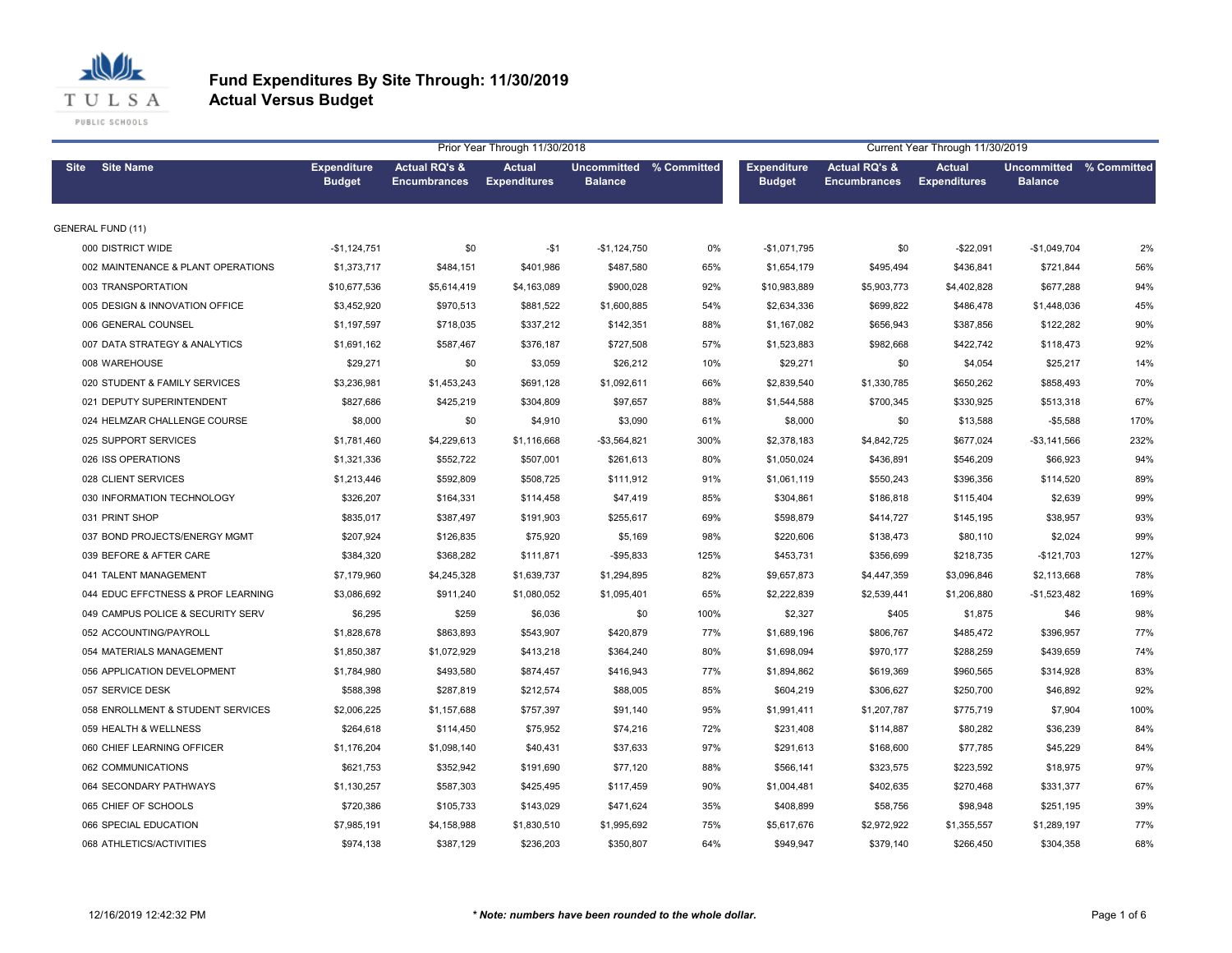# Fund Expenditures By Site Through: 11/30/2019
## Actual Versus Budget

| Site | Site Name | Prior Year Through 11/30/2018 Expenditure Budget | Actual RQ's & Encumbrances | Actual Expenditures | Uncommitted Balance | % Committed | Current Year Through 11/30/2019 Expenditure Budget | Actual RQ's & Encumbrances | Actual Expenditures | Uncommitted Balance | % Committed |
|---|---|---|---|---|---|---|---|---|---|---|---|
| GENERAL FUND (11) | | | | | | | | | | | |
| 000 | DISTRICT WIDE | -$1,124,751 | $0 | -$1 | -$1,124,750 | 0% | -$1,071,795 | $0 | -$22,091 | -$1,049,704 | 2% |
| 002 | MAINTENANCE & PLANT OPERATIONS | $1,373,717 | $484,151 | $401,986 | $487,580 | 65% | $1,654,179 | $495,494 | $436,841 | $721,844 | 56% |
| 003 | TRANSPORTATION | $10,677,536 | $5,614,419 | $4,163,089 | $900,028 | 92% | $10,983,889 | $5,903,773 | $4,402,828 | $677,288 | 94% |
| 005 | DESIGN & INNOVATION OFFICE | $3,452,920 | $970,513 | $881,522 | $1,600,885 | 54% | $2,634,336 | $699,822 | $486,478 | $1,448,036 | 45% |
| 006 | GENERAL COUNSEL | $1,197,597 | $718,035 | $337,212 | $142,351 | 88% | $1,167,082 | $656,943 | $387,856 | $122,282 | 90% |
| 007 | DATA STRATEGY & ANALYTICS | $1,691,162 | $587,467 | $376,187 | $727,508 | 57% | $1,523,883 | $982,668 | $422,742 | $118,473 | 92% |
| 008 | WAREHOUSE | $29,271 | $0 | $3,059 | $26,212 | 10% | $29,271 | $0 | $4,054 | $25,217 | 14% |
| 020 | STUDENT & FAMILY SERVICES | $3,236,981 | $1,453,243 | $691,128 | $1,092,611 | 66% | $2,839,540 | $1,330,785 | $650,262 | $858,493 | 70% |
| 021 | DEPUTY SUPERINTENDENT | $827,686 | $425,219 | $304,809 | $97,657 | 88% | $1,544,588 | $700,345 | $330,925 | $513,318 | 67% |
| 024 | HELMZAR CHALLENGE COURSE | $8,000 | $0 | $4,910 | $3,090 | 61% | $8,000 | $0 | $13,588 | -$5,588 | 170% |
| 025 | SUPPORT SERVICES | $1,781,460 | $4,229,613 | $1,116,668 | -$3,564,821 | 300% | $2,378,183 | $4,842,725 | $677,024 | -$3,141,566 | 232% |
| 026 | ISS OPERATIONS | $1,321,336 | $552,722 | $507,001 | $261,613 | 80% | $1,050,024 | $436,891 | $546,209 | $66,923 | 94% |
| 028 | CLIENT SERVICES | $1,213,446 | $592,809 | $508,725 | $111,912 | 91% | $1,061,119 | $550,243 | $396,356 | $114,520 | 89% |
| 030 | INFORMATION TECHNOLOGY | $326,207 | $164,331 | $114,458 | $47,419 | 85% | $304,861 | $186,818 | $115,404 | $2,639 | 99% |
| 031 | PRINT SHOP | $835,017 | $387,497 | $191,903 | $255,617 | 69% | $598,879 | $414,727 | $145,195 | $38,957 | 93% |
| 037 | BOND PROJECTS/ENERGY MGMT | $207,924 | $126,835 | $75,920 | $5,169 | 98% | $220,606 | $138,473 | $80,110 | $2,024 | 99% |
| 039 | BEFORE & AFTER CARE | $384,320 | $368,282 | $111,871 | -$95,833 | 125% | $453,731 | $356,699 | $218,735 | -$121,703 | 127% |
| 041 | TALENT MANAGEMENT | $7,179,960 | $4,245,328 | $1,639,737 | $1,294,895 | 82% | $9,657,873 | $4,447,359 | $3,096,846 | $2,113,668 | 78% |
| 044 | EDUC EFFCTNESS & PROF LEARNING | $3,086,692 | $911,240 | $1,080,052 | $1,095,401 | 65% | $2,222,839 | $2,539,441 | $1,206,880 | -$1,523,482 | 169% |
| 049 | CAMPUS POLICE & SECURITY SERV | $6,295 | $259 | $6,036 | $0 | 100% | $2,327 | $405 | $1,875 | $46 | 98% |
| 052 | ACCOUNTING/PAYROLL | $1,828,678 | $863,893 | $543,907 | $420,879 | 77% | $1,689,196 | $806,767 | $485,472 | $396,957 | 77% |
| 054 | MATERIALS MANAGEMENT | $1,850,387 | $1,072,929 | $413,218 | $364,240 | 80% | $1,698,094 | $970,177 | $288,259 | $439,659 | 74% |
| 056 | APPLICATION DEVELOPMENT | $1,784,980 | $493,580 | $874,457 | $416,943 | 77% | $1,894,862 | $619,369 | $960,565 | $314,928 | 83% |
| 057 | SERVICE DESK | $588,398 | $287,819 | $212,574 | $88,005 | 85% | $604,219 | $306,627 | $250,700 | $46,892 | 92% |
| 058 | ENROLLMENT & STUDENT SERVICES | $2,006,225 | $1,157,688 | $757,397 | $91,140 | 95% | $1,991,411 | $1,207,787 | $775,719 | $7,904 | 100% |
| 059 | HEALTH & WELLNESS | $264,618 | $114,450 | $75,952 | $74,216 | 72% | $231,408 | $114,887 | $80,282 | $36,239 | 84% |
| 060 | CHIEF LEARNING OFFICER | $1,176,204 | $1,098,140 | $40,431 | $37,633 | 97% | $291,613 | $168,600 | $77,785 | $45,229 | 84% |
| 062 | COMMUNICATIONS | $621,753 | $352,942 | $191,690 | $77,120 | 88% | $566,141 | $323,575 | $223,592 | $18,975 | 97% |
| 064 | SECONDARY PATHWAYS | $1,130,257 | $587,303 | $425,495 | $117,459 | 90% | $1,004,481 | $402,635 | $270,468 | $331,377 | 67% |
| 065 | CHIEF OF SCHOOLS | $720,386 | $105,733 | $143,029 | $471,624 | 35% | $408,899 | $58,756 | $98,948 | $251,195 | 39% |
| 066 | SPECIAL EDUCATION | $7,985,191 | $4,158,988 | $1,830,510 | $1,995,692 | 75% | $5,617,676 | $2,972,922 | $1,355,557 | $1,289,197 | 77% |
| 068 | ATHLETICS/ACTIVITIES | $974,138 | $387,129 | $236,203 | $350,807 | 64% | $949,947 | $379,140 | $266,450 | $304,358 | 68% |

12/16/2019 12:42:32 PM

*** Note: numbers have been rounded to the whole dollar.**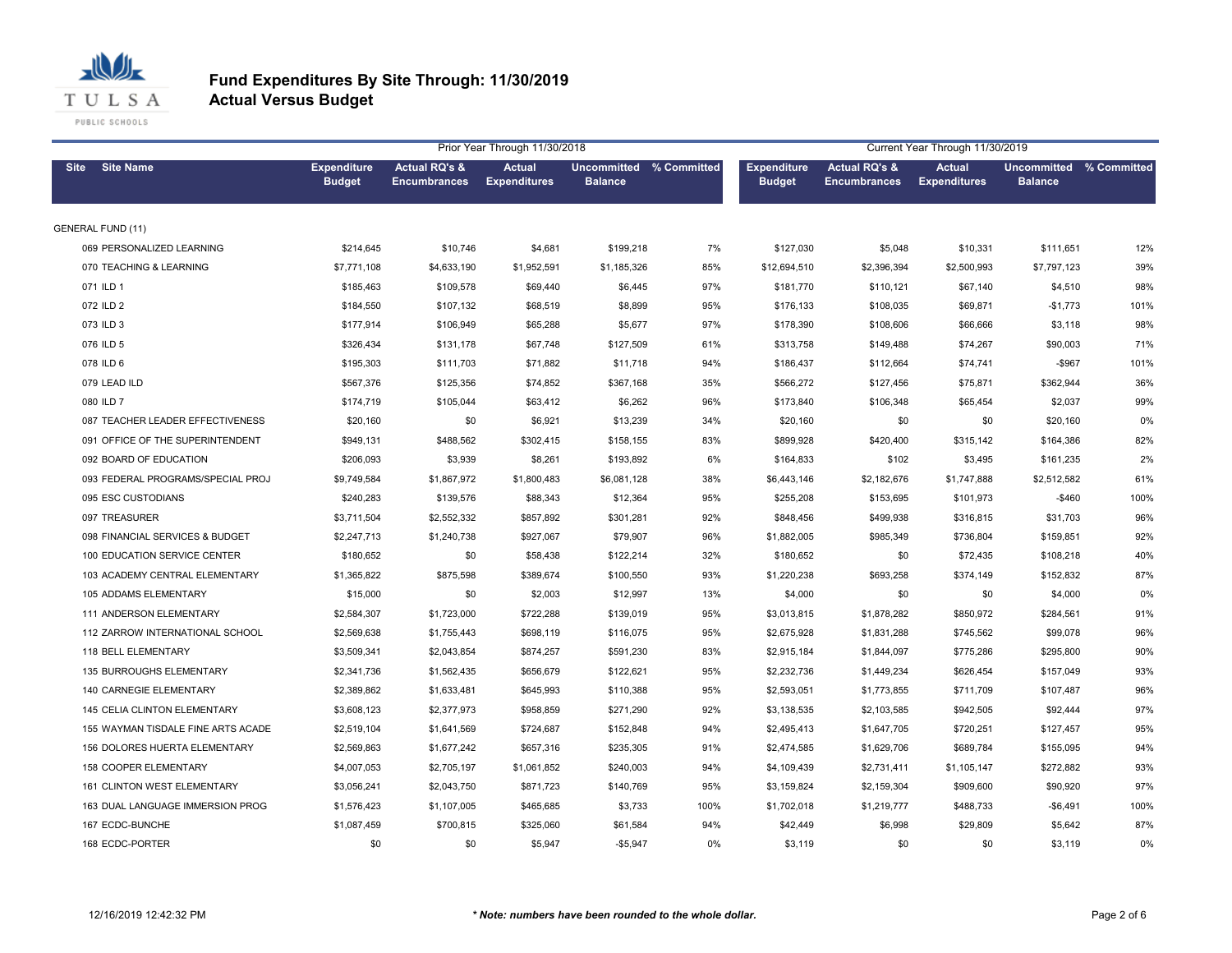# Fund Expenditures By Site Through: 11/30/2019
## Actual Versus Budget

| Site | Site Name | Prior Year Through 11/30/2018 Expenditure Budget | Actual RQ's & Encumbrances | Actual Expenditures | Uncommitted Balance | % Committed | Current Year Through 11/30/2019 Expenditure Budget | Actual RQ's & Encumbrances | Actual Expenditures | Uncommitted Balance | % Committed |
|---|---|---|---|---|---|---|---|---|---|---|---|
| GENERAL FUND (11) | | | | | | | | | | | |
| 069 | PERSONALIZED LEARNING | $214,645 | $10,746 | $4,681 | $199,218 | 7% | $127,030 | $5,048 | $10,331 | $111,651 | 12% |
| 070 | TEACHING & LEARNING | $7,771,108 | $4,633,190 | $1,952,591 | $1,185,326 | 85% | $12,694,510 | $2,396,394 | $2,500,993 | $7,797,123 | 39% |
| 071 | ILD 1 | $185,463 | $109,578 | $69,440 | $6,445 | 97% | $181,770 | $110,121 | $67,140 | $4,510 | 98% |
| 072 | ILD 2 | $184,550 | $107,132 | $68,519 | $8,899 | 95% | $176,133 | $108,035 | $69,871 | -$1,773 | 101% |
| 073 | ILD 3 | $177,914 | $106,949 | $65,288 | $5,677 | 97% | $178,390 | $108,606 | $66,666 | $3,118 | 98% |
| 076 | ILD 5 | $326,434 | $131,178 | $67,748 | $127,509 | 61% | $313,758 | $149,488 | $74,267 | $90,003 | 71% |
| 078 | ILD 6 | $195,303 | $111,703 | $71,882 | $11,718 | 94% | $186,437 | $112,664 | $74,741 | -$967 | 101% |
| 079 | LEAD ILD | $567,376 | $125,356 | $74,852 | $367,168 | 35% | $566,272 | $127,456 | $75,871 | $362,944 | 36% |
| 080 | ILD 7 | $174,719 | $105,044 | $63,412 | $6,262 | 96% | $173,840 | $106,348 | $65,454 | $2,037 | 99% |
| 087 | TEACHER LEADER EFFECTIVENESS | $20,160 | $0 | $6,921 | $13,239 | 34% | $20,160 | $0 | $0 | $20,160 | 0% |
| 091 | OFFICE OF THE SUPERINTENDENT | $949,131 | $488,562 | $302,415 | $158,155 | 83% | $899,928 | $420,400 | $315,142 | $164,386 | 82% |
| 092 | BOARD OF EDUCATION | $206,093 | $3,939 | $8,261 | $193,892 | 6% | $164,833 | $102 | $3,495 | $161,235 | 2% |
| 093 | FEDERAL PROGRAMS/SPECIAL PROJ | $9,749,584 | $1,867,972 | $1,800,483 | $6,081,128 | 38% | $6,443,146 | $2,182,676 | $1,747,888 | $2,512,582 | 61% |
| 095 | ESC CUSTODIANS | $240,283 | $139,576 | $88,343 | $12,364 | 95% | $255,208 | $153,695 | $101,973 | -$460 | 100% |
| 097 | TREASURER | $3,711,504 | $2,552,332 | $857,892 | $301,281 | 92% | $848,456 | $499,938 | $316,815 | $31,703 | 96% |
| 098 | FINANCIAL SERVICES & BUDGET | $2,247,713 | $1,240,738 | $927,067 | $79,907 | 96% | $1,882,005 | $985,349 | $736,804 | $159,851 | 92% |
| 100 | EDUCATION SERVICE CENTER | $180,652 | $0 | $58,438 | $122,214 | 32% | $180,652 | $0 | $72,435 | $108,218 | 40% |
| 103 | ACADEMY CENTRAL ELEMENTARY | $1,365,822 | $875,598 | $389,674 | $100,550 | 93% | $1,220,238 | $693,258 | $374,149 | $152,832 | 87% |
| 105 | ADDAMS ELEMENTARY | $15,000 | $0 | $2,003 | $12,997 | 13% | $4,000 | $0 | $0 | $4,000 | 0% |
| 111 | ANDERSON ELEMENTARY | $2,584,307 | $1,723,000 | $722,288 | $139,019 | 95% | $3,013,815 | $1,878,282 | $850,972 | $284,561 | 91% |
| 112 | ZARROW INTERNATIONAL SCHOOL | $2,569,638 | $1,755,443 | $698,119 | $116,075 | 95% | $2,675,928 | $1,831,288 | $745,562 | $99,078 | 96% |
| 118 | BELL ELEMENTARY | $3,509,341 | $2,043,854 | $874,257 | $591,230 | 83% | $2,915,184 | $1,844,097 | $775,286 | $295,800 | 90% |
| 135 | BURROUGHS ELEMENTARY | $2,341,736 | $1,562,435 | $656,679 | $122,621 | 95% | $2,232,736 | $1,449,234 | $626,454 | $157,049 | 93% |
| 140 | CARNEGIE ELEMENTARY | $2,389,862 | $1,633,481 | $645,993 | $110,388 | 95% | $2,593,051 | $1,773,855 | $711,709 | $107,487 | 96% |
| 145 | CELIA CLINTON ELEMENTARY | $3,608,123 | $2,377,973 | $958,859 | $271,290 | 92% | $3,138,535 | $2,103,585 | $942,505 | $92,444 | 97% |
| 155 | WAYMAN TISDALE FINE ARTS ACADE | $2,519,104 | $1,641,569 | $724,687 | $152,848 | 94% | $2,495,413 | $1,647,705 | $720,251 | $127,457 | 95% |
| 156 | DOLORES HUERTA ELEMENTARY | $2,569,863 | $1,677,242 | $657,316 | $235,305 | 91% | $2,474,585 | $1,629,706 | $689,784 | $155,095 | 94% |
| 158 | COOPER ELEMENTARY | $4,007,053 | $2,705,197 | $1,061,852 | $240,003 | 94% | $4,109,439 | $2,731,411 | $1,105,147 | $272,882 | 93% |
| 161 | CLINTON WEST ELEMENTARY | $3,056,241 | $2,043,750 | $871,723 | $140,769 | 95% | $3,159,824 | $2,159,304 | $909,600 | $90,920 | 97% |
| 163 | DUAL LANGUAGE IMMERSION PROG | $1,576,423 | $1,107,005 | $465,685 | $3,733 | 100% | $1,702,018 | $1,219,777 | $488,733 | -$6,491 | 100% |
| 167 | ECDC-BUNCHE | $1,087,459 | $700,815 | $325,060 | $61,584 | 94% | $42,449 | $6,998 | $29,809 | $5,642 | 87% |
| 168 | ECDC-PORTER | $0 | $0 | $5,947 | -$5,947 | 0% | $3,119 | $0 | $0 | $3,119 | 0% |

12/16/2019 12:42:32 PM

*** Note: numbers have been rounded to the whole dollar.***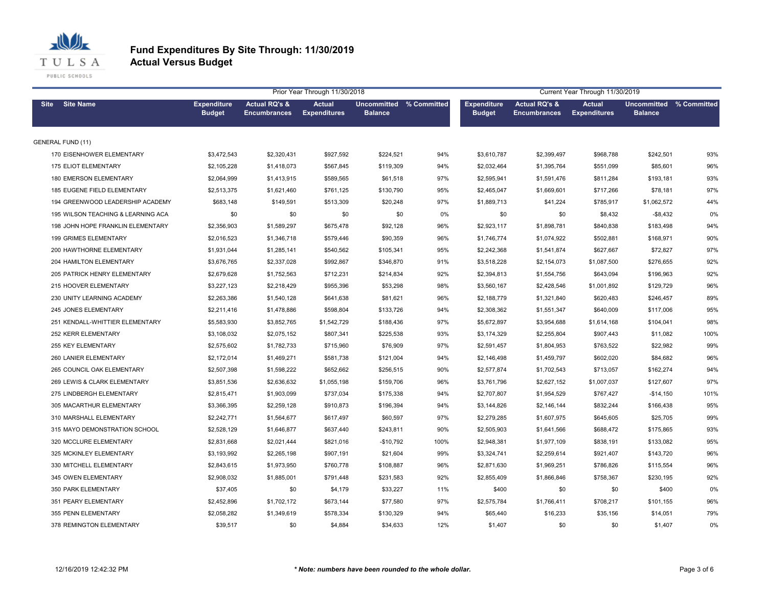# Fund Expenditures By Site Through: 11/30/2019

## Actual Versus Budget

| Site | Site Name | Prior Year Through 11/30/2018 | | | | | Current Year Through 11/30/2019 | | | | |
|---|---|---|---|---|---|---|---|---|---|---|---|
| | | Expenditure Budget | Actual RQ's & Encumbrances | Actual Expenditures | Uncommitted Balance | % Committed | Expenditure Budget | Actual RQ's & Encumbrances | Actual Expenditures | Uncommitted Balance | % Committed |
| GENERAL FUND (11) | | | | | | | | | | | |
| 170 | EISENHOWER ELEMENTARY | $3,472,543 | $2,320,431 | $927,592 | $224,521 | 94% | $3,610,787 | $2,399,497 | $968,788 | $242,501 | 93% |
| 175 | ELIOT ELEMENTARY | $2,105,228 | $1,418,073 | $567,845 | $119,309 | 94% | $2,032,464 | $1,395,764 | $551,099 | $85,601 | 96% |
| 180 | EMERSON ELEMENTARY | $2,064,999 | $1,413,915 | $589,565 | $61,518 | 97% | $2,595,941 | $1,591,476 | $811,284 | $193,181 | 93% |
| 185 | EUGENE FIELD ELEMENTARY | $2,513,375 | $1,621,460 | $761,125 | $130,790 | 95% | $2,465,047 | $1,669,601 | $717,266 | $78,181 | 97% |
| 194 | GREENWOOD LEADERSHIP ACADEMY | $683,148 | $149,591 | $513,309 | $20,248 | 97% | $1,889,713 | $41,224 | $785,917 | $1,062,572 | 44% |
| 195 | WILSON TEACHING & LEARNING ACA | $0 | $0 | $0 | $0 | 0% | $0 | $0 | $8,432 | -$8,432 | 0% |
| 198 | JOHN HOPE FRANKLIN ELEMENTARY | $2,356,903 | $1,589,297 | $675,478 | $92,128 | 96% | $2,923,117 | $1,898,781 | $840,838 | $183,498 | 94% |
| 199 | GRIMES ELEMENTARY | $2,016,523 | $1,346,718 | $579,446 | $90,359 | 96% | $1,746,774 | $1,074,922 | $502,881 | $168,971 | 90% |
| 200 | HAWTHORNE ELEMENTARY | $1,931,044 | $1,285,141 | $540,562 | $105,341 | 95% | $2,242,368 | $1,541,874 | $627,667 | $72,827 | 97% |
| 204 | HAMILTON ELEMENTARY | $3,676,765 | $2,337,028 | $992,867 | $346,870 | 91% | $3,518,228 | $2,154,073 | $1,087,500 | $276,655 | 92% |
| 205 | PATRICK HENRY ELEMENTARY | $2,679,628 | $1,752,563 | $712,231 | $214,834 | 92% | $2,394,813 | $1,554,756 | $643,094 | $196,963 | 92% |
| 215 | HOOVER ELEMENTARY | $3,227,123 | $2,218,429 | $955,396 | $53,298 | 98% | $3,560,167 | $2,428,546 | $1,001,892 | $129,729 | 96% |
| 230 | UNITY LEARNING ACADEMY | $2,263,386 | $1,540,128 | $641,638 | $81,621 | 96% | $2,188,779 | $1,321,840 | $620,483 | $246,457 | 89% |
| 245 | JONES ELEMENTARY | $2,211,416 | $1,478,886 | $598,804 | $133,726 | 94% | $2,308,362 | $1,551,347 | $640,009 | $117,006 | 95% |
| 251 | KENDALL-WHITTIER ELEMENTARY | $5,583,930 | $3,852,765 | $1,542,729 | $188,436 | 97% | $5,672,897 | $3,954,688 | $1,614,168 | $104,041 | 98% |
| 252 | KERR ELEMENTARY | $3,108,032 | $2,075,152 | $807,341 | $225,538 | 93% | $3,174,329 | $2,255,804 | $907,443 | $11,082 | 100% |
| 255 | KEY ELEMENTARY | $2,575,602 | $1,782,733 | $715,960 | $76,909 | 97% | $2,591,457 | $1,804,953 | $763,522 | $22,982 | 99% |
| 260 | LANIER ELEMENTARY | $2,172,014 | $1,469,271 | $581,738 | $121,004 | 94% | $2,146,498 | $1,459,797 | $602,020 | $84,682 | 96% |
| 265 | COUNCIL OAK ELEMENTARY | $2,507,398 | $1,598,222 | $652,662 | $256,515 | 90% | $2,577,874 | $1,702,543 | $713,057 | $162,274 | 94% |
| 269 | LEWIS & CLARK ELEMENTARY | $3,851,536 | $2,636,632 | $1,055,198 | $159,706 | 96% | $3,761,796 | $2,627,152 | $1,007,037 | $127,607 | 97% |
| 275 | LINDBERGH ELEMENTARY | $2,815,471 | $1,903,099 | $737,034 | $175,338 | 94% | $2,707,807 | $1,954,529 | $767,427 | -$14,150 | 101% |
| 305 | MACARTHUR ELEMENTARY | $3,366,395 | $2,259,128 | $910,873 | $196,394 | 94% | $3,144,826 | $2,146,144 | $832,244 | $166,438 | 95% |
| 310 | MARSHALL ELEMENTARY | $2,242,771 | $1,564,677 | $617,497 | $60,597 | 97% | $2,279,285 | $1,607,975 | $645,605 | $25,705 | 99% |
| 315 | MAYO DEMONSTRATION SCHOOL | $2,528,129 | $1,646,877 | $637,440 | $243,811 | 90% | $2,505,903 | $1,641,566 | $688,472 | $175,865 | 93% |
| 320 | MCCLURE ELEMENTARY | $2,831,668 | $2,021,444 | $821,016 | -$10,792 | 100% | $2,948,381 | $1,977,109 | $838,191 | $133,082 | 95% |
| 325 | MCKINLEY ELEMENTARY | $3,193,992 | $2,265,198 | $907,191 | $21,604 | 99% | $3,324,741 | $2,259,614 | $921,407 | $143,720 | 96% |
| 330 | MITCHELL ELEMENTARY | $2,843,615 | $1,973,950 | $760,778 | $108,887 | 96% | $2,871,630 | $1,969,251 | $786,826 | $115,554 | 96% |
| 345 | OWEN ELEMENTARY | $2,908,032 | $1,885,001 | $791,448 | $231,583 | 92% | $2,855,409 | $1,866,846 | $758,367 | $230,195 | 92% |
| 350 | PARK ELEMENTARY | $37,405 | $0 | $4,179 | $33,227 | 11% | $400 | $0 | $0 | $400 | 0% |
| 351 | PEARY ELEMENTARY | $2,452,896 | $1,702,172 | $673,144 | $77,580 | 97% | $2,575,784 | $1,766,411 | $708,217 | $101,155 | 96% |
| 355 | PENN ELEMENTARY | $2,058,282 | $1,349,619 | $578,334 | $130,329 | 94% | $65,440 | $16,233 | $35,156 | $14,051 | 79% |
| 378 | REMINGTON ELEMENTARY | $39,517 | $0 | $4,884 | $34,633 | 12% | $1,407 | $0 | $0 | $1,407 | 0% |

12/16/2019 12:42:32 PM

*** Note: numbers have been rounded to the whole dollar.***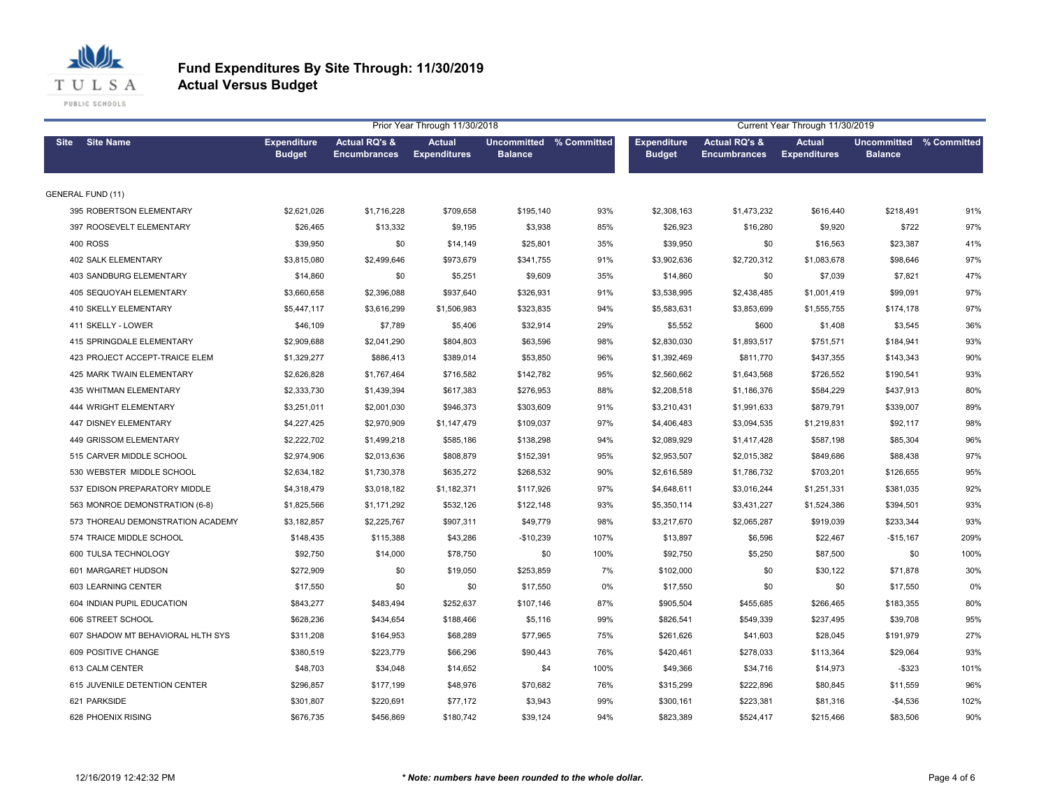# Fund Expenditures By Site Through: 11/30/2019
## Actual Versus Budget

| Site | Site Name | Prior Year Through 11/30/2018 Expenditure Budget | Actual RQ's & Encumbrances | Actual Expenditures | Uncommitted Balance | % Committed | Current Year Through 11/30/2019 Expenditure Budget | Actual RQ's & Encumbrances | Actual Expenditures | Uncommitted Balance | % Committed |
|---|---|---|---|---|---|---|---|---|---|---|---|
| GENERAL FUND (11) | | | | | | | | | | | |
| 395 | ROBERTSON ELEMENTARY | $2,621,026 | $1,716,228 | $709,658 | $195,140 | 93% | $2,308,163 | $1,473,232 | $616,440 | $218,491 | 91% |
| 397 | ROOSEVELT ELEMENTARY | $26,465 | $13,332 | $9,195 | $3,938 | 85% | $26,923 | $16,280 | $9,920 | $722 | 97% |
| 400 | ROSS | $39,950 | $0 | $14,149 | $25,801 | 35% | $39,950 | $0 | $16,563 | $23,387 | 41% |
| 402 | SALK ELEMENTARY | $3,815,080 | $2,499,646 | $973,679 | $341,755 | 91% | $3,902,636 | $2,720,312 | $1,083,678 | $98,646 | 97% |
| 403 | SANDBURG ELEMENTARY | $14,860 | $0 | $5,251 | $9,609 | 35% | $14,860 | $0 | $7,039 | $7,821 | 47% |
| 405 | SEQUOYAH ELEMENTARY | $3,660,658 | $2,396,088 | $937,640 | $326,931 | 91% | $3,538,995 | $2,438,485 | $1,001,419 | $99,091 | 97% |
| 410 | SKELLY ELEMENTARY | $5,447,117 | $3,616,299 | $1,506,983 | $323,835 | 94% | $5,583,631 | $3,853,699 | $1,555,755 | $174,178 | 97% |
| 411 | SKELLY - LOWER | $46,109 | $7,789 | $5,406 | $32,914 | 29% | $5,552 | $600 | $1,408 | $3,545 | 36% |
| 415 | SPRINGDALE ELEMENTARY | $2,909,688 | $2,041,290 | $804,803 | $63,596 | 98% | $2,830,030 | $1,893,517 | $751,571 | $184,941 | 93% |
| 423 | PROJECT ACCEPT-TRAICE ELEM | $1,329,277 | $886,413 | $389,014 | $53,850 | 96% | $1,392,469 | $811,770 | $437,355 | $143,343 | 90% |
| 425 | MARK TWAIN ELEMENTARY | $2,626,828 | $1,767,464 | $716,582 | $142,782 | 95% | $2,560,662 | $1,643,568 | $726,552 | $190,541 | 93% |
| 435 | WHITMAN ELEMENTARY | $2,333,730 | $1,439,394 | $617,383 | $276,953 | 88% | $2,208,518 | $1,186,376 | $584,229 | $437,913 | 80% |
| 444 | WRIGHT ELEMENTARY | $3,251,011 | $2,001,030 | $946,373 | $303,609 | 91% | $3,210,431 | $1,991,633 | $879,791 | $339,007 | 89% |
| 447 | DISNEY ELEMENTARY | $4,227,425 | $2,970,909 | $1,147,479 | $109,037 | 97% | $4,406,483 | $3,094,535 | $1,219,831 | $92,117 | 98% |
| 449 | GRISSOM ELEMENTARY | $2,222,702 | $1,499,218 | $585,186 | $138,298 | 94% | $2,089,929 | $1,417,428 | $587,198 | $85,304 | 96% |
| 515 | CARVER MIDDLE SCHOOL | $2,974,906 | $2,013,636 | $808,879 | $152,391 | 95% | $2,953,507 | $2,015,382 | $849,686 | $88,438 | 97% |
| 530 | WEBSTER MIDDLE SCHOOL | $2,634,182 | $1,730,378 | $635,272 | $268,532 | 90% | $2,616,589 | $1,786,732 | $703,201 | $126,655 | 95% |
| 537 | EDISON PREPARATORY MIDDLE | $4,318,479 | $3,018,182 | $1,182,371 | $117,926 | 97% | $4,648,611 | $3,016,244 | $1,251,331 | $381,035 | 92% |
| 563 | MONROE DEMONSTRATION (6-8) | $1,825,566 | $1,171,292 | $532,126 | $122,148 | 93% | $5,350,114 | $3,431,227 | $1,524,386 | $394,501 | 93% |
| 573 | THOREAU DEMONSTRATION ACADEMY | $3,182,857 | $2,225,767 | $907,311 | $49,779 | 98% | $3,217,670 | $2,065,287 | $919,039 | $233,344 | 93% |
| 574 | TRAICE MIDDLE SCHOOL | $148,435 | $115,388 | $43,286 | -$10,239 | 107% | $13,897 | $6,596 | $22,467 | -$15,167 | 209% |
| 600 | TULSA TECHNOLOGY | $92,750 | $14,000 | $78,750 | $0 | 100% | $92,750 | $5,250 | $87,500 | $0 | 100% |
| 601 | MARGARET HUDSON | $272,909 | $0 | $19,050 | $253,859 | 7% | $102,000 | $0 | $30,122 | $71,878 | 30% |
| 603 | LEARNING CENTER | $17,550 | $0 | $0 | $17,550 | 0% | $17,550 | $0 | $0 | $17,550 | 0% |
| 604 | INDIAN PUPIL EDUCATION | $843,277 | $483,494 | $252,637 | $107,146 | 87% | $905,504 | $455,685 | $266,465 | $183,355 | 80% |
| 606 | STREET SCHOOL | $628,236 | $434,654 | $188,466 | $5,116 | 99% | $826,541 | $549,339 | $237,495 | $39,708 | 95% |
| 607 | SHADOW MT BEHAVIORAL HLTH SYS | $311,208 | $164,953 | $68,289 | $77,965 | 75% | $261,626 | $41,603 | $28,045 | $191,979 | 27% |
| 609 | POSITIVE CHANGE | $380,519 | $223,779 | $66,296 | $90,443 | 76% | $420,461 | $278,033 | $113,364 | $29,064 | 93% |
| 613 | CALM CENTER | $48,703 | $34,048 | $14,652 | $4 | 100% | $49,366 | $34,716 | $14,973 | -$323 | 101% |
| 615 | JUVENILE DETENTION CENTER | $296,857 | $177,199 | $48,976 | $70,682 | 76% | $315,299 | $222,896 | $80,845 | $11,559 | 96% |
| 621 | PARKSIDE | $301,807 | $220,691 | $77,172 | $3,943 | 99% | $300,161 | $223,381 | $81,316 | -$4,536 | 102% |
| 628 | PHOENIX RISING | $676,735 | $456,869 | $180,742 | $39,124 | 94% | $823,389 | $524,417 | $215,466 | $83,506 | 90% |

12/16/2019 12:42:32 PM

*** Note: numbers have been rounded to the whole dollar.**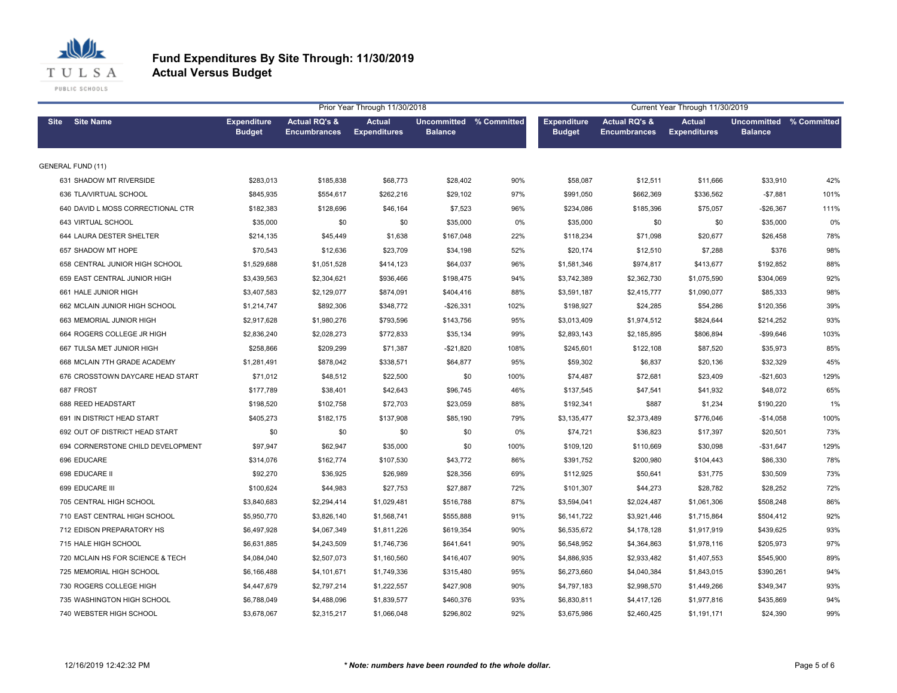# Fund Expenditures By Site Through: 11/30/2019
## Actual Versus Budget

| Site | Site Name | Prior Year Through 11/30/2018 | | | | | Current Year Through 11/30/2019 | | | | |
|---|---|---|---|---|---|---|---|---|---|---|---|
| | | Expenditure Budget | Actual RQ's & Encumbrances | Actual Expenditures | Uncommitted Balance | % Committed | Expenditure Budget | Actual RQ's & Encumbrances | Actual Expenditures | Uncommitted Balance | % Committed |
| GENERAL FUND (11) | | | | | | | | | | | |
| 631 | SHADOW MT RIVERSIDE | $283,013 | $185,838 | $68,773 | $28,402 | 90% | $58,087 | $12,511 | $11,666 | $33,910 | 42% |
| 636 | TLA/VIRTUAL SCHOOL | $845,935 | $554,617 | $262,216 | $29,102 | 97% | $991,050 | $662,369 | $336,562 | -$7,881 | 101% |
| 640 | DAVID L MOSS CORRECTIONAL CTR | $182,383 | $128,696 | $46,164 | $7,523 | 96% | $234,086 | $185,396 | $75,057 | -$26,367 | 111% |
| 643 | VIRTUAL SCHOOL | $35,000 | $0 | $0 | $35,000 | 0% | $35,000 | $0 | $0 | $35,000 | 0% |
| 644 | LAURA DESTER SHELTER | $214,135 | $45,449 | $1,638 | $167,048 | 22% | $118,234 | $71,098 | $20,677 | $26,458 | 78% |
| 657 | SHADOW MT HOPE | $70,543 | $12,636 | $23,709 | $34,198 | 52% | $20,174 | $12,510 | $7,288 | $376 | 98% |
| 658 | CENTRAL JUNIOR HIGH SCHOOL | $1,529,688 | $1,051,528 | $414,123 | $64,037 | 96% | $1,581,346 | $974,817 | $413,677 | $192,852 | 88% |
| 659 | EAST CENTRAL JUNIOR HIGH | $3,439,563 | $2,304,621 | $936,466 | $198,475 | 94% | $3,742,389 | $2,362,730 | $1,075,590 | $304,069 | 92% |
| 661 | HALE JUNIOR HIGH | $3,407,583 | $2,129,077 | $874,091 | $404,416 | 88% | $3,591,187 | $2,415,777 | $1,090,077 | $85,333 | 98% |
| 662 | MCLAIN JUNIOR HIGH SCHOOL | $1,214,747 | $892,306 | $348,772 | -$26,331 | 102% | $198,927 | $24,285 | $54,286 | $120,356 | 39% |
| 663 | MEMORIAL JUNIOR HIGH | $2,917,628 | $1,980,276 | $793,596 | $143,756 | 95% | $3,013,409 | $1,974,512 | $824,644 | $214,252 | 93% |
| 664 | ROGERS COLLEGE JR HIGH | $2,836,240 | $2,028,273 | $772,833 | $35,134 | 99% | $2,893,143 | $2,185,895 | $806,894 | -$99,646 | 103% |
| 667 | TULSA MET JUNIOR HIGH | $258,866 | $209,299 | $71,387 | -$21,820 | 108% | $245,601 | $122,108 | $87,520 | $35,973 | 85% |
| 668 | MCLAIN 7TH GRADE ACADEMY | $1,281,491 | $878,042 | $338,571 | $64,877 | 95% | $59,302 | $6,837 | $20,136 | $32,329 | 45% |
| 676 | CROSSTOWN DAYCARE HEAD START | $71,012 | $48,512 | $22,500 | $0 | 100% | $74,487 | $72,681 | $23,409 | -$21,603 | 129% |
| 687 | FROST | $177,789 | $38,401 | $42,643 | $96,745 | 46% | $137,545 | $47,541 | $41,932 | $48,072 | 65% |
| 688 | REED HEADSTART | $198,520 | $102,758 | $72,703 | $23,059 | 88% | $192,341 | $887 | $1,234 | $190,220 | 1% |
| 691 | IN DISTRICT HEAD START | $405,273 | $182,175 | $137,908 | $85,190 | 79% | $3,135,477 | $2,373,489 | $776,046 | -$14,058 | 100% |
| 692 | OUT OF DISTRICT HEAD START | $0 | $0 | $0 | $0 | 0% | $74,721 | $36,823 | $17,397 | $20,501 | 73% |
| 694 | CORNERSTONE CHILD DEVELOPMENT | $97,947 | $62,947 | $35,000 | $0 | 100% | $109,120 | $110,669 | $30,098 | -$31,647 | 129% |
| 696 | EDUCARE | $314,076 | $162,774 | $107,530 | $43,772 | 86% | $391,752 | $200,980 | $104,443 | $86,330 | 78% |
| 698 | EDUCARE II | $92,270 | $36,925 | $26,989 | $28,356 | 69% | $112,925 | $50,641 | $31,775 | $30,509 | 73% |
| 699 | EDUCARE III | $100,624 | $44,983 | $27,753 | $27,887 | 72% | $101,307 | $44,273 | $28,782 | $28,252 | 72% |
| 705 | CENTRAL HIGH SCHOOL | $3,840,683 | $2,294,414 | $1,029,481 | $516,788 | 87% | $3,594,041 | $2,024,487 | $1,061,306 | $508,248 | 86% |
| 710 | EAST CENTRAL HIGH SCHOOL | $5,950,770 | $3,826,140 | $1,568,741 | $555,888 | 91% | $6,141,722 | $3,921,446 | $1,715,864 | $504,412 | 92% |
| 712 | EDISON PREPARATORY HS | $6,497,928 | $4,067,349 | $1,811,226 | $619,354 | 90% | $6,535,672 | $4,178,128 | $1,917,919 | $439,625 | 93% |
| 715 | HALE HIGH SCHOOL | $6,631,885 | $4,243,509 | $1,746,736 | $641,641 | 90% | $6,548,952 | $4,364,863 | $1,978,116 | $205,973 | 97% |
| 720 | MCLAIN HS FOR SCIENCE & TECH | $4,084,040 | $2,507,073 | $1,160,560 | $416,407 | 90% | $4,886,935 | $2,933,482 | $1,407,553 | $545,900 | 89% |
| 725 | MEMORIAL HIGH SCHOOL | $6,166,488 | $4,101,671 | $1,749,336 | $315,480 | 95% | $6,273,660 | $4,040,384 | $1,843,015 | $390,261 | 94% |
| 730 | ROGERS COLLEGE HIGH | $4,447,679 | $2,797,214 | $1,222,557 | $427,908 | 90% | $4,797,183 | $2,998,570 | $1,449,266 | $349,347 | 93% |
| 735 | WASHINGTON HIGH SCHOOL | $6,788,049 | $4,488,096 | $1,839,577 | $460,376 | 93% | $6,830,811 | $4,417,126 | $1,977,816 | $435,869 | 94% |
| 740 | WEBSTER HIGH SCHOOL | $3,678,067 | $2,315,217 | $1,066,048 | $296,802 | 92% | $3,675,986 | $2,460,425 | $1,191,171 | $24,390 | 99% |

12/16/2019 12:42:32 PM

*** Note: numbers have been rounded to the whole dollar.***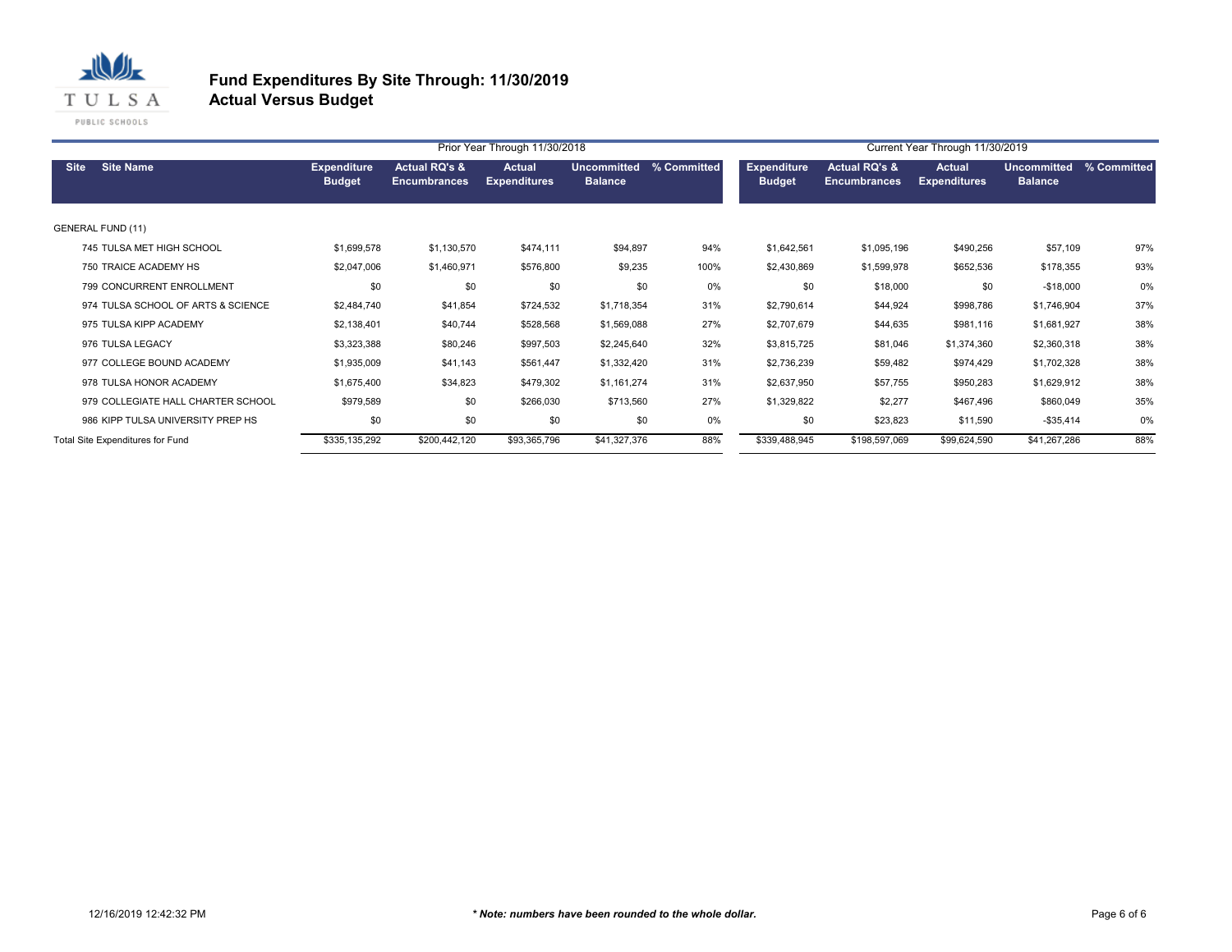# Fund Expenditures By Site Through: 11/30/2019
## Actual Versus Budget

| Site | Site Name | Prior Year Through 11/30/2018 Expenditure Budget | Actual RQ's & Encumbrances | Actual Expenditures | Uncommitted Balance | % Committed | Current Year Through 11/30/2019 Expenditure Budget | Actual RQ's & Encumbrances | Actual Expenditures | Uncommitted Balance | % Committed |
|---|---|---|---|---|---|---|---|---|---|---|---|
| GENERAL FUND (11) | | | | | | | | | | | |
| 745 | TULSA MET HIGH SCHOOL | $1,699,578 | $1,130,570 | $474,111 | $94,897 | 94% | $1,642,561 | $1,095,196 | $490,256 | $57,109 | 97% |
| 750 | TRAICE ACADEMY HS | $2,047,006 | $1,460,971 | $576,800 | $9,235 | 100% | $2,430,869 | $1,599,978 | $652,536 | $178,355 | 93% |
| 799 | CONCURRENT ENROLLMENT | $0 | $0 | $0 | $0 | 0% | $0 | $18,000 | $0 | -$18,000 | 0% |
| 974 | TULSA SCHOOL OF ARTS & SCIENCE | $2,484,740 | $41,854 | $724,532 | $1,718,354 | 31% | $2,790,614 | $44,924 | $998,786 | $1,746,904 | 37% |
| 975 | TULSA KIPP ACADEMY | $2,138,401 | $40,744 | $528,568 | $1,569,088 | 27% | $2,707,679 | $44,635 | $981,116 | $1,681,927 | 38% |
| 976 | TULSA LEGACY | $3,323,388 | $80,246 | $997,503 | $2,245,640 | 32% | $3,815,725 | $81,046 | $1,374,360 | $2,360,318 | 38% |
| 977 | COLLEGE BOUND ACADEMY | $1,935,009 | $41,143 | $561,447 | $1,332,420 | 31% | $2,736,239 | $59,482 | $974,429 | $1,702,328 | 38% |
| 978 | TULSA HONOR ACADEMY | $1,675,400 | $34,823 | $479,302 | $1,161,274 | 31% | $2,637,950 | $57,755 | $950,283 | $1,629,912 | 38% |
| 979 | COLLEGIATE HALL CHARTER SCHOOL | $979,589 | $0 | $266,030 | $713,560 | 27% | $1,329,822 | $2,277 | $467,496 | $860,049 | 35% |
| 986 | KIPP TULSA UNIVERSITY PREP HS | $0 | $0 | $0 | $0 | 0% | $0 | $23,823 | $11,590 | -$35,414 | 0% |
| Total Site Expenditures for Fund | | $335,135,292 | $200,442,120 | $93,365,796 | $41,327,376 | 88% | $339,488,945 | $198,597,069 | $99,624,590 | $41,267,286 | 88% |

12/16/2019 12:42:32 PM

*** Note: numbers have been rounded to the whole dollar.**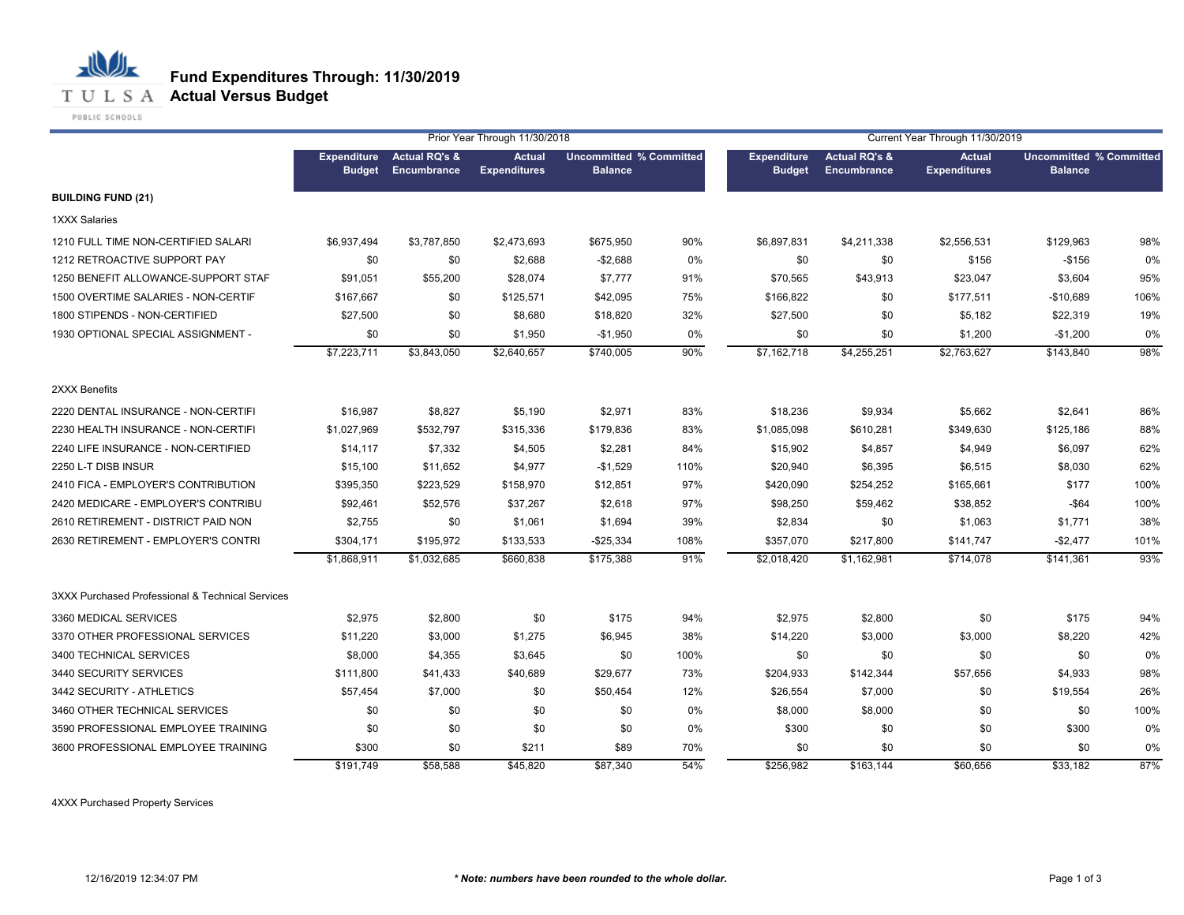# Fund Expenditures Through: 11/30/2019
## Actual Versus Budget

TULSA PUBLIC SCHOOLS

| | Prior Year Through 11/30/2018 | | | | | Current Year Through 11/30/2019 | | | | |
|---|---|---|---|---|---|---|---|---|---|---|
| | Expenditure Budget | Actual RQ's & Encumbrance | Actual Expenditures | Uncommitted Balance | % Committed | Expenditure Budget | Actual RQ's & Encumbrance | Actual Expenditures | Uncommitted Balance | % Committed |
| **BUILDING FUND (21)** | | | | | | | | | | |
| 1XXX Salaries | | | | | | | | | | |
| 1210 FULL TIME NON-CERTIFIED SALARI | $6,937,494 | $3,787,850 | $2,473,693 | $675,950 | 90% | $6,897,831 | $4,211,338 | $2,556,531 | $129,963 | 98% |
| 1212 RETROACTIVE SUPPORT PAY | $0 | $0 | $2,688 | -$2,688 | 0% | $0 | $0 | $156 | -$156 | 0% |
| 1250 BENEFIT ALLOWANCE-SUPPORT STAF | $91,051 | $55,200 | $28,074 | $7,777 | 91% | $70,565 | $43,913 | $23,047 | $3,604 | 95% |
| 1500 OVERTIME SALARIES - NON-CERTIF | $167,667 | $0 | $125,571 | $42,095 | 75% | $166,822 | $0 | $177,511 | -$10,689 | 106% |
| 1800 STIPENDS - NON-CERTIFIED | $27,500 | $0 | $8,680 | $18,820 | 32% | $27,500 | $0 | $5,182 | $22,319 | 19% |
| 1930 OPTIONAL SPECIAL ASSIGNMENT - | $0 | $0 | $1,950 | -$1,950 | 0% | $0 | $0 | $1,200 | -$1,200 | 0% |
| | $7,223,711 | $3,843,050 | $2,640,657 | $740,005 | 90% | $7,162,718 | $4,255,251 | $2,763,627 | $143,840 | 98% |
| 2XXX Benefits | | | | | | | | | | |
| 2220 DENTAL INSURANCE - NON-CERTIFI | $16,987 | $8,827 | $5,190 | $2,971 | 83% | $18,236 | $9,934 | $5,662 | $2,641 | 86% |
| 2230 HEALTH INSURANCE - NON-CERTIFI | $1,027,969 | $532,797 | $315,336 | $179,836 | 83% | $1,085,098 | $610,281 | $349,630 | $125,186 | 88% |
| 2240 LIFE INSURANCE - NON-CERTIFIED | $14,117 | $7,332 | $4,505 | $2,281 | 84% | $15,902 | $4,857 | $4,949 | $6,097 | 62% |
| 2250 L-T DISB INSUR | $15,100 | $11,652 | $4,977 | -$1,529 | 110% | $20,940 | $6,395 | $6,515 | $8,030 | 62% |
| 2410 FICA - EMPLOYER'S CONTRIBUTION | $395,350 | $223,529 | $158,970 | $12,851 | 97% | $420,090 | $254,252 | $165,661 | $177 | 100% |
| 2420 MEDICARE - EMPLOYER'S CONTRIBU | $92,461 | $52,576 | $37,267 | $2,618 | 97% | $98,250 | $59,462 | $38,852 | -$64 | 100% |
| 2610 RETIREMENT - DISTRICT PAID NON | $2,755 | $0 | $1,061 | $1,694 | 39% | $2,834 | $0 | $1,063 | $1,771 | 38% |
| 2630 RETIREMENT - EMPLOYER'S CONTRI | $304,171 | $195,972 | $133,533 | -$25,334 | 108% | $357,070 | $217,800 | $141,747 | -$2,477 | 101% |
| | $1,868,911 | $1,032,685 | $660,838 | $175,388 | 91% | $2,018,420 | $1,162,981 | $714,078 | $141,361 | 93% |
| 3XXX Purchased Professional & Technical Services | | | | | | | | | | |
| 3360 MEDICAL SERVICES | $2,975 | $2,800 | $0 | $175 | 94% | $2,975 | $2,800 | $0 | $175 | 94% |
| 3370 OTHER PROFESSIONAL SERVICES | $11,220 | $3,000 | $1,275 | $6,945 | 38% | $14,220 | $3,000 | $3,000 | $8,220 | 42% |
| 3400 TECHNICAL SERVICES | $8,000 | $4,355 | $3,645 | $0 | 100% | $0 | $0 | $0 | $0 | 0% |
| 3440 SECURITY SERVICES | $111,800 | $41,433 | $40,689 | $29,677 | 73% | $204,933 | $142,344 | $57,656 | $4,933 | 98% |
| 3442 SECURITY - ATHLETICS | $57,454 | $7,000 | $0 | $50,454 | 12% | $26,554 | $7,000 | $0 | $19,554 | 26% |
| 3460 OTHER TECHNICAL SERVICES | $0 | $0 | $0 | $0 | 0% | $8,000 | $8,000 | $0 | $0 | 100% |
| 3590 PROFESSIONAL EMPLOYEE TRAINING | $0 | $0 | $0 | $0 | 0% | $300 | $0 | $0 | $300 | 0% |
| 3600 PROFESSIONAL EMPLOYEE TRAINING | $300 | $0 | $211 | $89 | 70% | $0 | $0 | $0 | $0 | 0% |
| | $191,749 | $58,588 | $45,820 | $87,340 | 54% | $256,982 | $163,144 | $60,656 | $33,182 | 87% |
| 4XXX Purchased Property Services | | | | | | | | | | |

12/16/2019 12:34:07 PM

***Note: numbers have been rounded to the whole dollar.***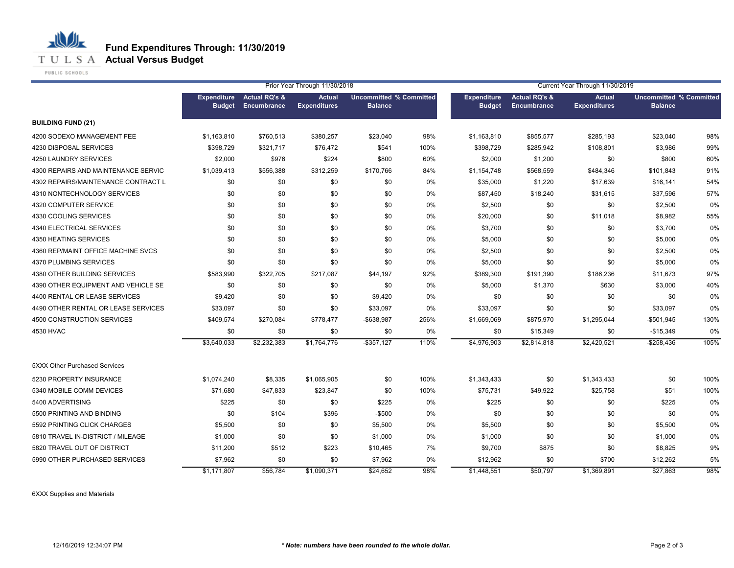# Fund Expenditures Through: 11/30/2019
## Actual Versus Budget

| | Prior Year Through 11/30/2018 | | | | | Current Year Through 11/30/2019 | | | | |
|---|---|---|---|---|---|---|---|---|---|---|
| | Expenditure Budget | Actual RQ's & Encumbrance | Actual Expenditures | Uncommitted Balance | % Committed | Expenditure Budget | Actual RQ's & Encumbrance | Actual Expenditures | Uncommitted Balance | % Committed |
| **BUILDING FUND (21)** | | | | | | | | | | |
| 4200 SODEXO MANAGEMENT FEE | $1,163,810 | $760,513 | $380,257 | $23,040 | 98% | $1,163,810 | $855,577 | $285,193 | $23,040 | 98% |
| 4230 DISPOSAL SERVICES | $398,729 | $321,717 | $76,472 | $541 | 100% | $398,729 | $285,942 | $108,801 | $3,986 | 99% |
| 4250 LAUNDRY SERVICES | $2,000 | $976 | $224 | $800 | 60% | $2,000 | $1,200 | $0 | $800 | 60% |
| 4300 REPAIRS AND MAINTENANCE SERVIC | $1,039,413 | $556,388 | $312,259 | $170,766 | 84% | $1,154,748 | $568,559 | $484,346 | $101,843 | 91% |
| 4302 REPAIRS/MAINTENANCE CONTRACT L | $0 | $0 | $0 | $0 | 0% | $35,000 | $1,220 | $17,639 | $16,141 | 54% |
| 4310 NONTECHNOLOGY SERVICES | $0 | $0 | $0 | $0 | 0% | $87,450 | $18,240 | $31,615 | $37,596 | 57% |
| 4320 COMPUTER SERVICE | $0 | $0 | $0 | $0 | 0% | $2,500 | $0 | $0 | $2,500 | 0% |
| 4330 COOLING SERVICES | $0 | $0 | $0 | $0 | 0% | $20,000 | $0 | $11,018 | $8,982 | 55% |
| 4340 ELECTRICAL SERVICES | $0 | $0 | $0 | $0 | 0% | $3,700 | $0 | $0 | $3,700 | 0% |
| 4350 HEATING SERVICES | $0 | $0 | $0 | $0 | 0% | $5,000 | $0 | $0 | $5,000 | 0% |
| 4360 REP/MAINT OFFICE MACHINE SVCS | $0 | $0 | $0 | $0 | 0% | $2,500 | $0 | $0 | $2,500 | 0% |
| 4370 PLUMBING SERVICES | $0 | $0 | $0 | $0 | 0% | $5,000 | $0 | $0 | $5,000 | 0% |
| 4380 OTHER BUILDING SERVICES | $583,990 | $322,705 | $217,087 | $44,197 | 92% | $389,300 | $191,390 | $186,236 | $11,673 | 97% |
| 4390 OTHER EQUIPMENT AND VEHICLE SE | $0 | $0 | $0 | $0 | 0% | $5,000 | $1,370 | $630 | $3,000 | 40% |
| 4400 RENTAL OR LEASE SERVICES | $9,420 | $0 | $0 | $9,420 | 0% | $0 | $0 | $0 | $0 | 0% |
| 4490 OTHER RENTAL OR LEASE SERVICES | $33,097 | $0 | $0 | $33,097 | 0% | $33,097 | $0 | $0 | $33,097 | 0% |
| 4500 CONSTRUCTION SERVICES | $409,574 | $270,084 | $778,477 | -$638,987 | 256% | $1,669,069 | $875,970 | $1,295,044 | -$501,945 | 130% |
| 4530 HVAC | $0 | $0 | $0 | $0 | 0% | $0 | $15,349 | $0 | -$15,349 | 0% |
| | $3,640,033 | $2,232,383 | $1,764,776 | -$357,127 | 110% | $4,976,903 | $2,814,818 | $2,420,521 | -$258,436 | 105% |
| 5XXX Other Purchased Services | | | | | | | | | | |
| 5230 PROPERTY INSURANCE | $1,074,240 | $8,335 | $1,065,905 | $0 | 100% | $1,343,433 | $0 | $1,343,433 | $0 | 100% |
| 5340 MOBILE COMM DEVICES | $71,680 | $47,833 | $23,847 | $0 | 100% | $75,731 | $49,922 | $25,758 | $51 | 100% |
| 5400 ADVERTISING | $225 | $0 | $0 | $225 | 0% | $225 | $0 | $0 | $225 | 0% |
| 5500 PRINTING AND BINDING | $0 | $104 | $396 | -$500 | 0% | $0 | $0 | $0 | $0 | 0% |
| 5592 PRINTING CLICK CHARGES | $5,500 | $0 | $0 | $5,500 | 0% | $5,500 | $0 | $0 | $5,500 | 0% |
| 5810 TRAVEL IN-DISTRICT / MILEAGE | $1,000 | $0 | $0 | $1,000 | 0% | $1,000 | $0 | $0 | $1,000 | 0% |
| 5820 TRAVEL OUT OF DISTRICT | $11,200 | $512 | $223 | $10,465 | 7% | $9,700 | $875 | $0 | $8,825 | 9% |
| 5990 OTHER PURCHASED SERVICES | $7,962 | $0 | $0 | $7,962 | 0% | $12,962 | $0 | $700 | $12,262 | 5% |
| | $1,171,807 | $56,784 | $1,090,371 | $24,652 | 98% | $1,448,551 | $50,797 | $1,369,891 | $27,863 | 98% |

6XXX Supplies and Materials

12/16/2019 12:34:07 PM

*** Note: numbers have been rounded to the whole dollar.**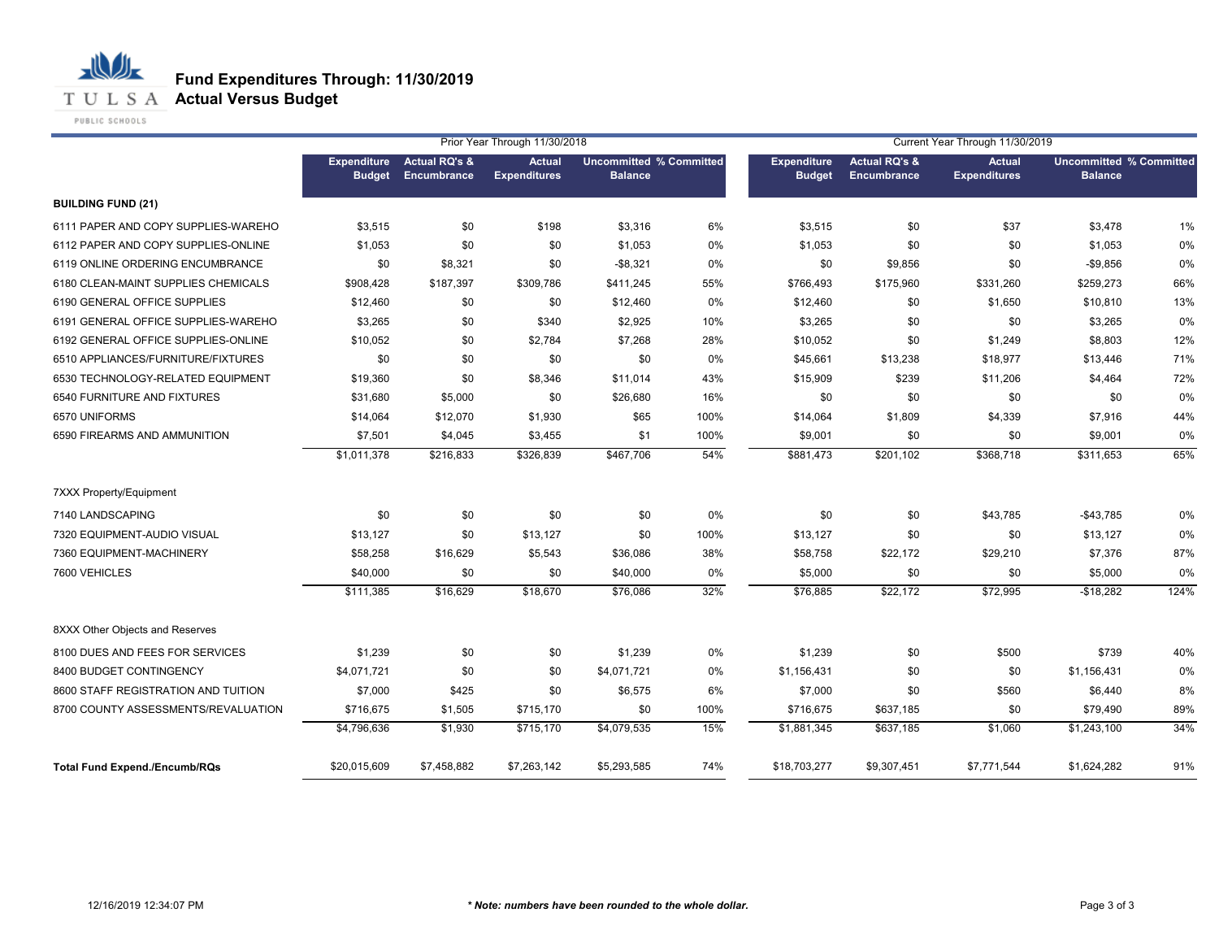# Fund Expenditures Through: 11/30/2019
## Actual Versus Budget

| | Prior Year Through 11/30/2018 | | | | | Current Year Through 11/30/2019 | | | | |
|---|---|---|---|---|---|---|---|---|---|---|
| | Expenditure Budget | Actual RQ's & Encumbrance | Actual Expenditures | Uncommitted Balance | % Committed | Expenditure Budget | Actual RQ's & Encumbrance | Actual Expenditures | Uncommitted Balance | % Committed |
| **BUILDING FUND (21)** | | | | | | | | | | |
| 6111 PAPER AND COPY SUPPLIES-WAREHO | $3,515 | $0 | $198 | $3,316 | 6% | $3,515 | $0 | $37 | $3,478 | 1% |
| 6112 PAPER AND COPY SUPPLIES-ONLINE | $1,053 | $0 | $0 | $1,053 | 0% | $1,053 | $0 | $0 | $1,053 | 0% |
| 6119 ONLINE ORDERING ENCUMBRANCE | $0 | $8,321 | $0 | -$8,321 | 0% | $0 | $9,856 | $0 | -$9,856 | 0% |
| 6180 CLEAN-MAINT SUPPLIES CHEMICALS | $908,428 | $187,397 | $309,786 | $411,245 | 55% | $766,493 | $175,960 | $331,260 | $259,273 | 66% |
| 6190 GENERAL OFFICE SUPPLIES | $12,460 | $0 | $0 | $12,460 | 0% | $12,460 | $0 | $1,650 | $10,810 | 13% |
| 6191 GENERAL OFFICE SUPPLIES-WAREHO | $3,265 | $0 | $340 | $2,925 | 10% | $3,265 | $0 | $0 | $3,265 | 0% |
| 6192 GENERAL OFFICE SUPPLIES-ONLINE | $10,052 | $0 | $2,784 | $7,268 | 28% | $10,052 | $0 | $1,249 | $8,803 | 12% |
| 6510 APPLIANCES/FURNITURE/FIXTURES | $0 | $0 | $0 | $0 | 0% | $45,661 | $13,238 | $18,977 | $13,446 | 71% |
| 6530 TECHNOLOGY-RELATED EQUIPMENT | $19,360 | $0 | $8,346 | $11,014 | 43% | $15,909 | $239 | $11,206 | $4,464 | 72% |
| 6540 FURNITURE AND FIXTURES | $31,680 | $5,000 | $0 | $26,680 | 16% | $0 | $0 | $0 | $0 | 0% |
| 6570 UNIFORMS | $14,064 | $12,070 | $1,930 | $65 | 100% | $14,064 | $1,809 | $4,339 | $7,916 | 44% |
| 6590 FIREARMS AND AMMUNITION | $7,501 | $4,045 | $3,455 | $1 | 100% | $9,001 | $0 | $0 | $9,001 | 0% |
| | $1,011,378 | $216,833 | $326,839 | $467,706 | 54% | $881,473 | $201,102 | $368,718 | $311,653 | 65% |
| 7XXX Property/Equipment | | | | | | | | | | |
| 7140 LANDSCAPING | $0 | $0 | $0 | $0 | 0% | $0 | $0 | $43,785 | -$43,785 | 0% |
| 7320 EQUIPMENT-AUDIO VISUAL | $13,127 | $0 | $13,127 | $0 | 100% | $13,127 | $0 | $0 | $13,127 | 0% |
| 7360 EQUIPMENT-MACHINERY | $58,258 | $16,629 | $5,543 | $36,086 | 38% | $58,758 | $22,172 | $29,210 | $7,376 | 87% |
| 7600 VEHICLES | $40,000 | $0 | $0 | $40,000 | 0% | $5,000 | $0 | $0 | $5,000 | 0% |
| | $111,385 | $16,629 | $18,670 | $76,086 | 32% | $76,885 | $22,172 | $72,995 | -$18,282 | 124% |
| 8XXX Other Objects and Reserves | | | | | | | | | | |
| 8100 DUES AND FEES FOR SERVICES | $1,239 | $0 | $0 | $1,239 | 0% | $1,239 | $0 | $500 | $739 | 40% |
| 8400 BUDGET CONTINGENCY | $4,071,721 | $0 | $0 | $4,071,721 | 0% | $1,156,431 | $0 | $0 | $1,156,431 | 0% |
| 8600 STAFF REGISTRATION AND TUITION | $7,000 | $425 | $0 | $6,575 | 6% | $7,000 | $0 | $560 | $6,440 | 8% |
| 8700 COUNTY ASSESSMENTS/REVALUATION | $716,675 | $1,505 | $715,170 | $0 | 100% | $716,675 | $637,185 | $0 | $79,490 | 89% |
| | $4,796,636 | $1,930 | $715,170 | $4,079,535 | 15% | $1,881,345 | $637,185 | $1,060 | $1,243,100 | 34% |
| **Total Fund Expend./Encumb/RQs** | $20,015,609 | $7,458,882 | $7,263,142 | $5,293,585 | 74% | $18,703,277 | $9,307,451 | $7,771,544 | $1,624,282 | 91% |

12/16/2019 12:34:07 PM

***\* Note: numbers have been rounded to the whole dollar.***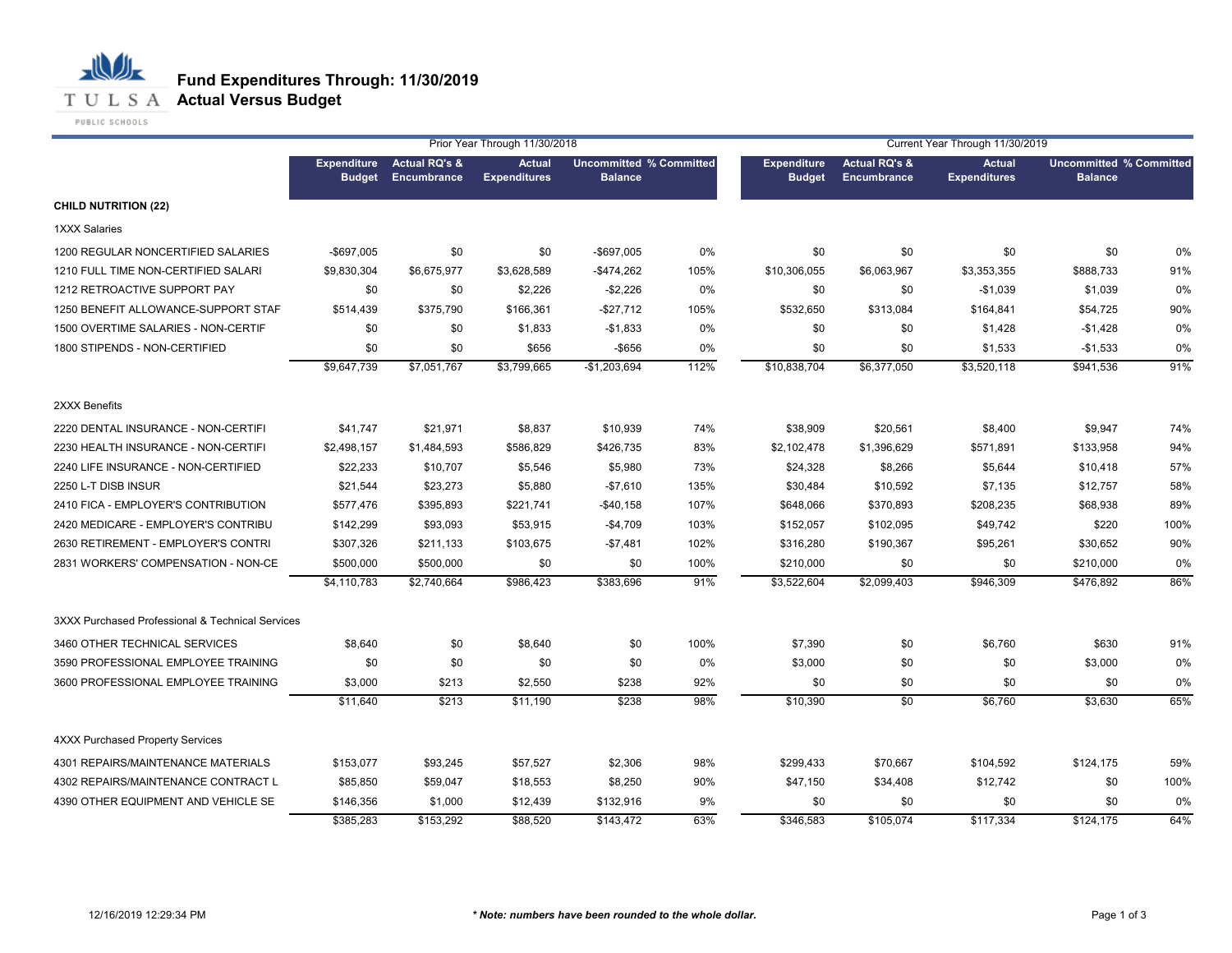# Fund Expenditures Through: 11/30/2019
## Actual Versus Budget

| | Prior Year Through 11/30/2018 | | | | | Current Year Through 11/30/2019 | | | | |
|---|---|---|---|---|---|---|---|---|---|---|
| | Expenditure Budget | Actual RQ's & Encumbrance | Actual Expenditures | Uncommitted Balance | % Committed | Expenditure Budget | Actual RQ's & Encumbrance | Actual Expenditures | Uncommitted Balance | % Committed |
| **CHILD NUTRITION (22)** | | | | | | | | | | |
| 1XXX Salaries | | | | | | | | | | |
| 1200 REGULAR NONCERTIFIED SALARIES | -$697,005 | $0 | $0 | -$697,005 | 0% | $0 | $0 | $0 | $0 | 0% |
| 1210 FULL TIME NON-CERTIFIED SALARI | $9,830,304 | $6,675,977 | $3,628,589 | -$474,262 | 105% | $10,306,055 | $6,063,967 | $3,353,355 | $888,733 | 91% |
| 1212 RETROACTIVE SUPPORT PAY | $0 | $0 | $2,226 | -$2,226 | 0% | $0 | $0 | -$1,039 | $1,039 | 0% |
| 1250 BENEFIT ALLOWANCE-SUPPORT STAF | $514,439 | $375,790 | $166,361 | -$27,712 | 105% | $532,650 | $313,084 | $164,841 | $54,725 | 90% |
| 1500 OVERTIME SALARIES - NON-CERTIF | $0 | $0 | $1,833 | -$1,833 | 0% | $0 | $0 | $1,428 | -$1,428 | 0% |
| 1800 STIPENDS - NON-CERTIFIED | $0 | $0 | $656 | -$656 | 0% | $0 | $0 | $1,533 | -$1,533 | 0% |
| | $9,647,739 | $7,051,767 | $3,799,665 | -$1,203,694 | 112% | $10,838,704 | $6,377,050 | $3,520,118 | $941,536 | 91% |
| 2XXX Benefits | | | | | | | | | | |
| 2220 DENTAL INSURANCE - NON-CERTIFI | $41,747 | $21,971 | $8,837 | $10,939 | 74% | $38,909 | $20,561 | $8,400 | $9,947 | 74% |
| 2230 HEALTH INSURANCE - NON-CERTIFI | $2,498,157 | $1,484,593 | $586,829 | $426,735 | 83% | $2,102,478 | $1,396,629 | $571,891 | $133,958 | 94% |
| 2240 LIFE INSURANCE - NON-CERTIFIED | $22,233 | $10,707 | $5,546 | $5,980 | 73% | $24,328 | $8,266 | $5,644 | $10,418 | 57% |
| 2250 L-T DISB INSUR | $21,544 | $23,273 | $5,880 | -$7,610 | 135% | $30,484 | $10,592 | $7,135 | $12,757 | 58% |
| 2410 FICA - EMPLOYER'S CONTRIBUTION | $577,476 | $395,893 | $221,741 | -$40,158 | 107% | $648,066 | $370,893 | $208,235 | $68,938 | 89% |
| 2420 MEDICARE - EMPLOYER'S CONTRIBU | $142,299 | $93,093 | $53,915 | -$4,709 | 103% | $152,057 | $102,095 | $49,742 | $220 | 100% |
| 2630 RETIREMENT - EMPLOYER'S CONTRI | $307,326 | $211,133 | $103,675 | -$7,481 | 102% | $316,280 | $190,367 | $95,261 | $30,652 | 90% |
| 2831 WORKERS' COMPENSATION - NON-CE | $500,000 | $500,000 | $0 | $0 | 100% | $210,000 | $0 | $0 | $210,000 | 0% |
| | $4,110,783 | $2,740,664 | $986,423 | $383,696 | 91% | $3,522,604 | $2,099,403 | $946,309 | $476,892 | 86% |
| 3XXX Purchased Professional & Technical Services | | | | | | | | | | |
| 3460 OTHER TECHNICAL SERVICES | $8,640 | $0 | $8,640 | $0 | 100% | $7,390 | $0 | $6,760 | $630 | 91% |
| 3590 PROFESSIONAL EMPLOYEE TRAINING | $0 | $0 | $0 | $0 | 0% | $3,000 | $0 | $0 | $3,000 | 0% |
| 3600 PROFESSIONAL EMPLOYEE TRAINING | $3,000 | $213 | $2,550 | $238 | 92% | $0 | $0 | $0 | $0 | 0% |
| | $11,640 | $213 | $11,190 | $238 | 98% | $10,390 | $0 | $6,760 | $3,630 | 65% |
| 4XXX Purchased Property Services | | | | | | | | | | |
| 4301 REPAIRS/MAINTENANCE MATERIALS | $153,077 | $93,245 | $57,527 | $2,306 | 98% | $299,433 | $70,667 | $104,592 | $124,175 | 59% |
| 4302 REPAIRS/MAINTENANCE CONTRACT L | $85,850 | $59,047 | $18,553 | $8,250 | 90% | $47,150 | $34,408 | $12,742 | $0 | 100% |
| 4390 OTHER EQUIPMENT AND VEHICLE SE | $146,356 | $1,000 | $12,439 | $132,916 | 9% | $0 | $0 | $0 | $0 | 0% |
| | $385,283 | $153,292 | $88,520 | $143,472 | 63% | $346,583 | $105,074 | $117,334 | $124,175 | 64% |

12/16/2019 12:29:34 PM

***Note: numbers have been rounded to the whole dollar.***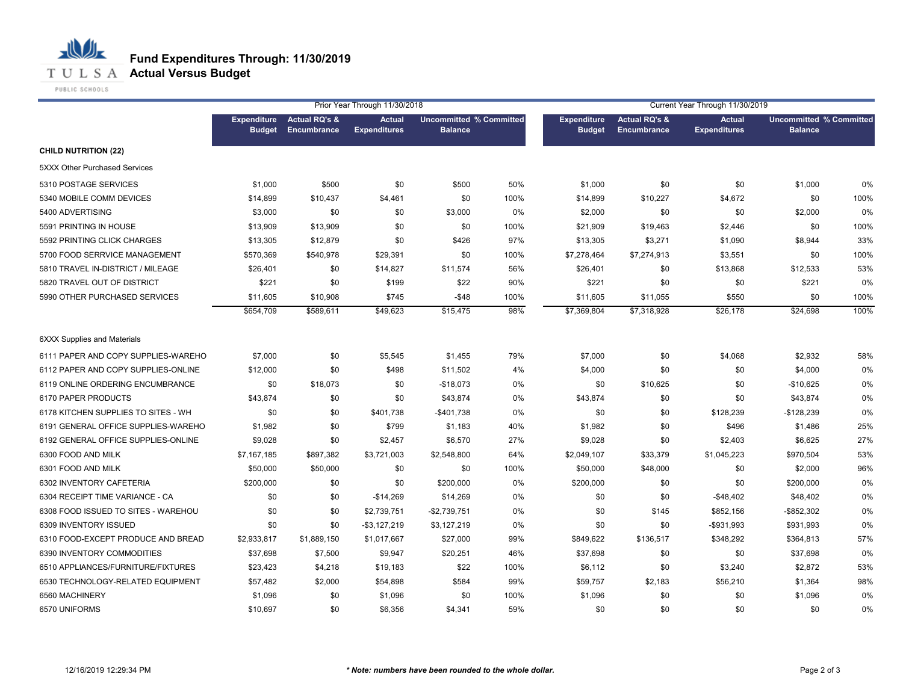# Fund Expenditures Through: 11/30/2019
## Actual Versus Budget

| | Prior Year Through 11/30/2018 | | | | | Current Year Through 11/30/2019 | | | | |
|---|---|---|---|---|---|---|---|---|---|---|
| | Expenditure Budget | Actual RQ's & Encumbrance | Actual Expenditures | Uncommitted Balance | % Committed | Expenditure Budget | Actual RQ's & Encumbrance | Actual Expenditures | Uncommitted Balance | % Committed |
| **CHILD NUTRITION (22)** | | | | | | | | | | |
| 5XXX Other Purchased Services | | | | | | | | | | |
| 5310 POSTAGE SERVICES | $1,000 | $500 | $0 | $500 | 50% | $1,000 | $0 | $0 | $1,000 | 0% |
| 5340 MOBILE COMM DEVICES | $14,899 | $10,437 | $4,461 | $0 | 100% | $14,899 | $10,227 | $4,672 | $0 | 100% |
| 5400 ADVERTISING | $3,000 | $0 | $0 | $3,000 | 0% | $2,000 | $0 | $0 | $2,000 | 0% |
| 5591 PRINTING IN HOUSE | $13,909 | $13,909 | $0 | $0 | 100% | $21,909 | $19,463 | $2,446 | $0 | 100% |
| 5592 PRINTING CLICK CHARGES | $13,305 | $12,879 | $0 | $426 | 97% | $13,305 | $3,271 | $1,090 | $8,944 | 33% |
| 5700 FOOD SERRVICE MANAGEMENT | $570,369 | $540,978 | $29,391 | $0 | 100% | $7,278,464 | $7,274,913 | $3,551 | $0 | 100% |
| 5810 TRAVEL IN-DISTRICT / MILEAGE | $26,401 | $0 | $14,827 | $11,574 | 56% | $26,401 | $0 | $13,868 | $12,533 | 53% |
| 5820 TRAVEL OUT OF DISTRICT | $221 | $0 | $199 | $22 | 90% | $221 | $0 | $0 | $221 | 0% |
| 5990 OTHER PURCHASED SERVICES | $11,605 | $10,908 | $745 | -$48 | 100% | $11,605 | $11,055 | $550 | $0 | 100% |
| | $654,709 | $589,611 | $49,623 | $15,475 | 98% | $7,369,804 | $7,318,928 | $26,178 | $24,698 | 100% |
| 6XXX Supplies and Materials | | | | | | | | | | |
| 6111 PAPER AND COPY SUPPLIES-WAREHO | $7,000 | $0 | $5,545 | $1,455 | 79% | $7,000 | $0 | $4,068 | $2,932 | 58% |
| 6112 PAPER AND COPY SUPPLIES-ONLINE | $12,000 | $0 | $498 | $11,502 | 4% | $4,000 | $0 | $0 | $4,000 | 0% |
| 6119 ONLINE ORDERING ENCUMBRANCE | $0 | $18,073 | $0 | -$18,073 | 0% | $0 | $10,625 | $0 | -$10,625 | 0% |
| 6170 PAPER PRODUCTS | $43,874 | $0 | $0 | $43,874 | 0% | $43,874 | $0 | $0 | $43,874 | 0% |
| 6178 KITCHEN SUPPLIES TO SITES - WH | $0 | $0 | $401,738 | -$401,738 | 0% | $0 | $0 | $128,239 | -$128,239 | 0% |
| 6191 GENERAL OFFICE SUPPLIES-WAREHO | $1,982 | $0 | $799 | $1,183 | 40% | $1,982 | $0 | $496 | $1,486 | 25% |
| 6192 GENERAL OFFICE SUPPLIES-ONLINE | $9,028 | $0 | $2,457 | $6,570 | 27% | $9,028 | $0 | $2,403 | $6,625 | 27% |
| 6300 FOOD AND MILK | $7,167,185 | $897,382 | $3,721,003 | $2,548,800 | 64% | $2,049,107 | $33,379 | $1,045,223 | $970,504 | 53% |
| 6301 FOOD AND MILK | $50,000 | $50,000 | $0 | $0 | 100% | $50,000 | $48,000 | $0 | $2,000 | 96% |
| 6302 INVENTORY CAFETERIA | $200,000 | $0 | $0 | $200,000 | 0% | $200,000 | $0 | $0 | $200,000 | 0% |
| 6304 RECEIPT TIME VARIANCE - CA | $0 | $0 | -$14,269 | $14,269 | 0% | $0 | $0 | -$48,402 | $48,402 | 0% |
| 6308 FOOD ISSUED TO SITES - WAREHOU | $0 | $0 | $2,739,751 | -$2,739,751 | 0% | $0 | $145 | $852,156 | -$852,302 | 0% |
| 6309 INVENTORY ISSUED | $0 | $0 | -$3,127,219 | $3,127,219 | 0% | $0 | $0 | -$931,993 | $931,993 | 0% |
| 6310 FOOD-EXCEPT PRODUCE AND BREAD | $2,933,817 | $1,889,150 | $1,017,667 | $27,000 | 99% | $849,622 | $136,517 | $348,292 | $364,813 | 57% |
| 6390 INVENTORY COMMODITIES | $37,698 | $7,500 | $9,947 | $20,251 | 46% | $37,698 | $0 | $0 | $37,698 | 0% |
| 6510 APPLIANCES/FURNITURE/FIXTURES | $23,423 | $4,218 | $19,183 | $22 | 100% | $6,112 | $0 | $3,240 | $2,872 | 53% |
| 6530 TECHNOLOGY-RELATED EQUIPMENT | $57,482 | $2,000 | $54,898 | $584 | 99% | $59,757 | $2,183 | $56,210 | $1,364 | 98% |
| 6560 MACHINERY | $1,096 | $0 | $1,096 | $0 | 100% | $1,096 | $0 | $0 | $1,096 | 0% |
| 6570 UNIFORMS | $10,697 | $0 | $6,356 | $4,341 | 59% | $0 | $0 | $0 | $0 | 0% |

12/16/2019 12:29:34 PM

***Note: numbers have been rounded to the whole dollar.***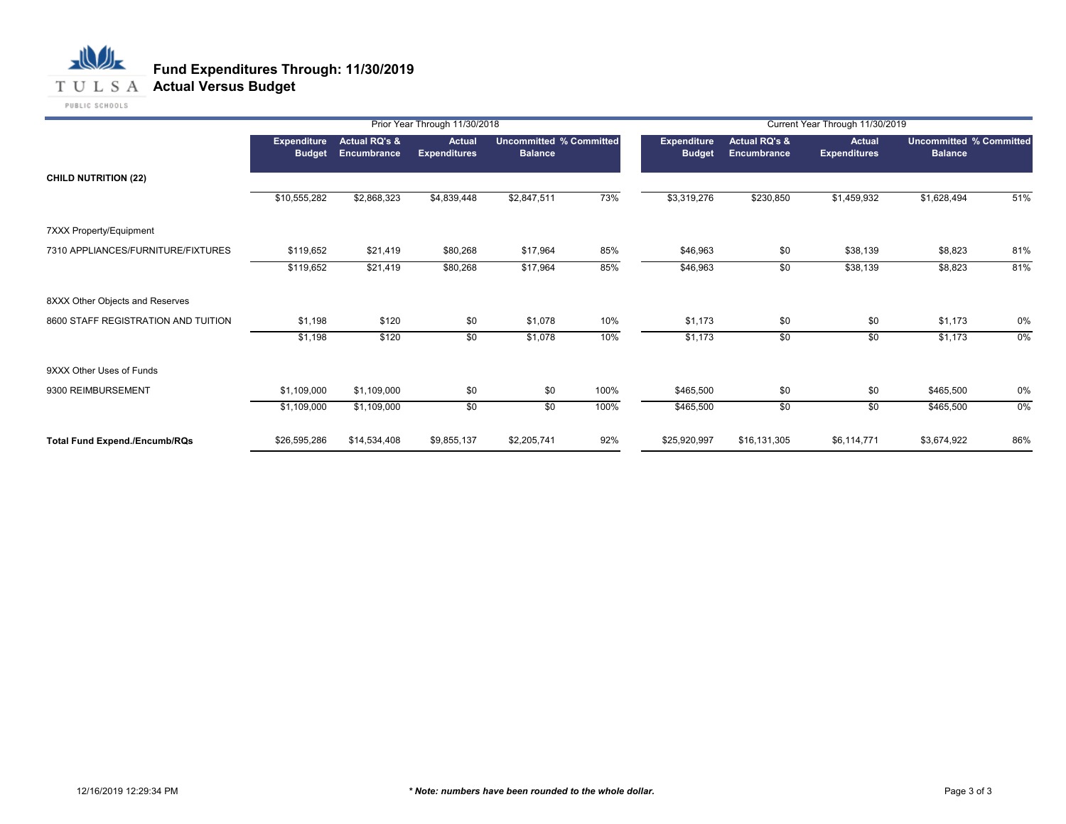# Fund Expenditures Through: 11/30/2019
## Actual Versus Budget

| | Prior Year Through 11/30/2018 | | | | | Current Year Through 11/30/2019 | | | | |
|---|---|---|---|---|---|---|---|---|---|---|
| | Expenditure Budget | Actual RQ's & Encumbrance | Actual Expenditures | Uncommitted Balance | % Committed | Expenditure Budget | Actual RQ's & Encumbrance | Actual Expenditures | Uncommitted Balance | % Committed |
| **CHILD NUTRITION (22)** | | | | | | | | | | |
| | $10,555,282 | $2,868,323 | $4,839,448 | $2,847,511 | 73% | $3,319,276 | $230,850 | $1,459,932 | $1,628,494 | 51% |
| 7XXX Property/Equipment | | | | | | | | | | |
| 7310 APPLIANCES/FURNITURE/FIXTURES | $119,652 | $21,419 | $80,268 | $17,964 | 85% | $46,963 | $0 | $38,139 | $8,823 | 81% |
| | $119,652 | $21,419 | $80,268 | $17,964 | 85% | $46,963 | $0 | $38,139 | $8,823 | 81% |
| 8XXX Other Objects and Reserves | | | | | | | | | | |
| 8600 STAFF REGISTRATION AND TUITION | $1,198 | $120 | $0 | $1,078 | 10% | $1,173 | $0 | $0 | $1,173 | 0% |
| | $1,198 | $120 | $0 | $1,078 | 10% | $1,173 | $0 | $0 | $1,173 | 0% |
| 9XXX Other Uses of Funds | | | | | | | | | | |
| 9300 REIMBURSEMENT | $1,109,000 | $1,109,000 | $0 | $0 | 100% | $465,500 | $0 | $0 | $465,500 | 0% |
| | $1,109,000 | $1,109,000 | $0 | $0 | 100% | $465,500 | $0 | $0 | $465,500 | 0% |
| **Total Fund Expend./Encumb/RQs** | $26,595,286 | $14,534,408 | $9,855,137 | $2,205,741 | 92% | $25,920,997 | $16,131,305 | $6,114,771 | $3,674,922 | 86% |

12/16/2019 12:29:34 PM

***\* Note: numbers have been rounded to the whole dollar.***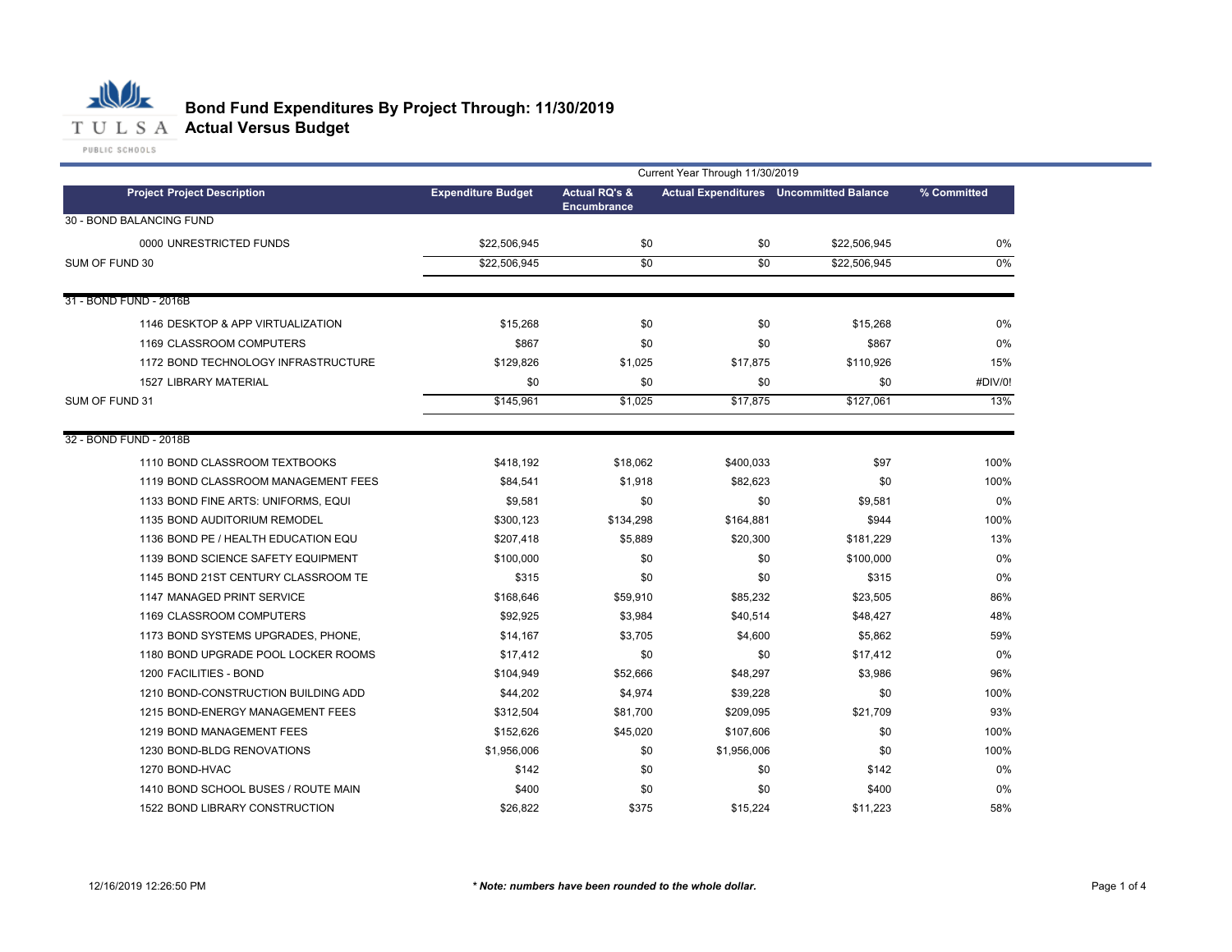# Bond Fund Expenditures By Project Through: 11/30/2019
## Actual Versus Budget

TULSA PUBLIC SCHOOLS

| Project Project Description | Expenditure Budget | Actual RQ's & Encumbrance | Actual Expenditures | Uncommitted Balance | % Committed |
|---|---|---|---|---|---|
| | | Current Year Through 11/30/2019 | | | |
| **30 - BOND BALANCING FUND** | | | | | |
| 0000 UNRESTRICTED FUNDS | $22,506,945 | $0 | $0 | $22,506,945 | 0% |
| SUM OF FUND 30 | $22,506,945 | $0 | $0 | $22,506,945 | 0% |
| **31 - BOND FUND - 2016B** | | | | | |
| 1146 DESKTOP & APP VIRTUALIZATION | $15,268 | $0 | $0 | $15,268 | 0% |
| 1169 CLASSROOM COMPUTERS | $867 | $0 | $0 | $867 | 0% |
| 1172 BOND TECHNOLOGY INFRASTRUCTURE | $129,826 | $1,025 | $17,875 | $110,926 | 15% |
| 1527 LIBRARY MATERIAL | $0 | $0 | $0 | $0 | #DIV/0! |
| SUM OF FUND 31 | $145,961 | $1,025 | $17,875 | $127,061 | 13% |
| **32 - BOND FUND - 2018B** | | | | | |
| 1110 BOND CLASSROOM TEXTBOOKS | $418,192 | $18,062 | $400,033 | $97 | 100% |
| 1119 BOND CLASSROOM MANAGEMENT FEES | $84,541 | $1,918 | $82,623 | $0 | 100% |
| 1133 BOND FINE ARTS: UNIFORMS, EQUI | $9,581 | $0 | $0 | $9,581 | 0% |
| 1135 BOND AUDITORIUM REMODEL | $300,123 | $134,298 | $164,881 | $944 | 100% |
| 1136 BOND PE / HEALTH EDUCATION EQU | $207,418 | $5,889 | $20,300 | $181,229 | 13% |
| 1139 BOND SCIENCE SAFETY EQUIPMENT | $100,000 | $0 | $0 | $100,000 | 0% |
| 1145 BOND 21ST CENTURY CLASSROOM TE | $315 | $0 | $0 | $315 | 0% |
| 1147 MANAGED PRINT SERVICE | $168,646 | $59,910 | $85,232 | $23,505 | 86% |
| 1169 CLASSROOM COMPUTERS | $92,925 | $3,984 | $40,514 | $48,427 | 48% |
| 1173 BOND SYSTEMS UPGRADES, PHONE, | $14,167 | $3,705 | $4,600 | $5,862 | 59% |
| 1180 BOND UPGRADE POOL LOCKER ROOMS | $17,412 | $0 | $0 | $17,412 | 0% |
| 1200 FACILITIES - BOND | $104,949 | $52,666 | $48,297 | $3,986 | 96% |
| 1210 BOND-CONSTRUCTION BUILDING ADD | $44,202 | $4,974 | $39,228 | $0 | 100% |
| 1215 BOND-ENERGY MANAGEMENT FEES | $312,504 | $81,700 | $209,095 | $21,709 | 93% |
| 1219 BOND MANAGEMENT FEES | $152,626 | $45,020 | $107,606 | $0 | 100% |
| 1230 BOND-BLDG RENOVATIONS | $1,956,006 | $0 | $1,956,006 | $0 | 100% |
| 1270 BOND-HVAC | $142 | $0 | $0 | $142 | 0% |
| 1410 BOND SCHOOL BUSES / ROUTE MAIN | $400 | $0 | $0 | $400 | 0% |
| 1522 BOND LIBRARY CONSTRUCTION | $26,822 | $375 | $15,224 | $11,223 | 58% |

12/16/2019 12:26:50 PM

*** Note: numbers have been rounded to the whole dollar.***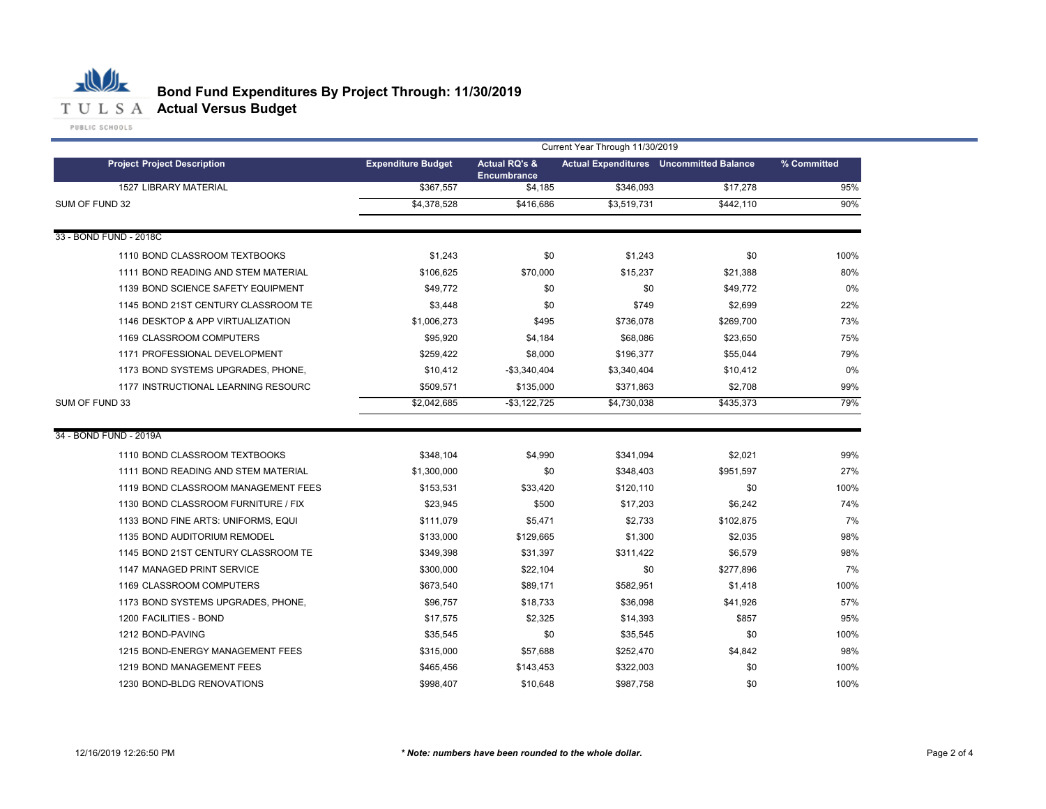# Bond Fund Expenditures By Project Through: 11/30/2019

## Actual Versus Budget

| Project Project Description | Expenditure Budget | Actual RQ's & Encumbrance | Actual Expenditures | Uncommitted Balance | % Committed |
|---|---|---|---|---|---|
| | Current Year Through 11/30/2019 | | | | |
| 1527 LIBRARY MATERIAL | $367,557 | $4,185 | $346,093 | $17,278 | 95% |
| SUM OF FUND 32 | $4,378,528 | $416,686 | $3,519,731 | $442,110 | 90% |
| 33 - BOND FUND - 2018C | | | | | |
| 1110 BOND CLASSROOM TEXTBOOKS | $1,243 | $0 | $1,243 | $0 | 100% |
| 1111 BOND READING AND STEM MATERIAL | $106,625 | $70,000 | $15,237 | $21,388 | 80% |
| 1139 BOND SCIENCE SAFETY EQUIPMENT | $49,772 | $0 | $0 | $49,772 | 0% |
| 1145 BOND 21ST CENTURY CLASSROOM TE | $3,448 | $0 | $749 | $2,699 | 22% |
| 1146 DESKTOP & APP VIRTUALIZATION | $1,006,273 | $495 | $736,078 | $269,700 | 73% |
| 1169 CLASSROOM COMPUTERS | $95,920 | $4,184 | $68,086 | $23,650 | 75% |
| 1171 PROFESSIONAL DEVELOPMENT | $259,422 | $8,000 | $196,377 | $55,044 | 79% |
| 1173 BOND SYSTEMS UPGRADES, PHONE, | $10,412 | -$3,340,404 | $3,340,404 | $10,412 | 0% |
| 1177 INSTRUCTIONAL LEARNING RESOURC | $509,571 | $135,000 | $371,863 | $2,708 | 99% |
| SUM OF FUND 33 | $2,042,685 | -$3,122,725 | $4,730,038 | $435,373 | 79% |
| 34 - BOND FUND - 2019A | | | | | |
| 1110 BOND CLASSROOM TEXTBOOKS | $348,104 | $4,990 | $341,094 | $2,021 | 99% |
| 1111 BOND READING AND STEM MATERIAL | $1,300,000 | $0 | $348,403 | $951,597 | 27% |
| 1119 BOND CLASSROOM MANAGEMENT FEES | $153,531 | $33,420 | $120,110 | $0 | 100% |
| 1130 BOND CLASSROOM FURNITURE / FIX | $23,945 | $500 | $17,203 | $6,242 | 74% |
| 1133 BOND FINE ARTS: UNIFORMS, EQUI | $111,079 | $5,471 | $2,733 | $102,875 | 7% |
| 1135 BOND AUDITORIUM REMODEL | $133,000 | $129,665 | $1,300 | $2,035 | 98% |
| 1145 BOND 21ST CENTURY CLASSROOM TE | $349,398 | $31,397 | $311,422 | $6,579 | 98% |
| 1147 MANAGED PRINT SERVICE | $300,000 | $22,104 | $0 | $277,896 | 7% |
| 1169 CLASSROOM COMPUTERS | $673,540 | $89,171 | $582,951 | $1,418 | 100% |
| 1173 BOND SYSTEMS UPGRADES, PHONE, | $96,757 | $18,733 | $36,098 | $41,926 | 57% |
| 1200 FACILITIES - BOND | $17,575 | $2,325 | $14,393 | $857 | 95% |
| 1212 BOND-PAVING | $35,545 | $0 | $35,545 | $0 | 100% |
| 1215 BOND-ENERGY MANAGEMENT FEES | $315,000 | $57,688 | $252,470 | $4,842 | 98% |
| 1219 BOND MANAGEMENT FEES | $465,456 | $143,453 | $322,003 | $0 | 100% |
| 1230 BOND-BLDG RENOVATIONS | $998,407 | $10,648 | $987,758 | $0 | 100% |

12/16/2019 12:26:50 PM

*** Note: numbers have been rounded to the whole dollar.**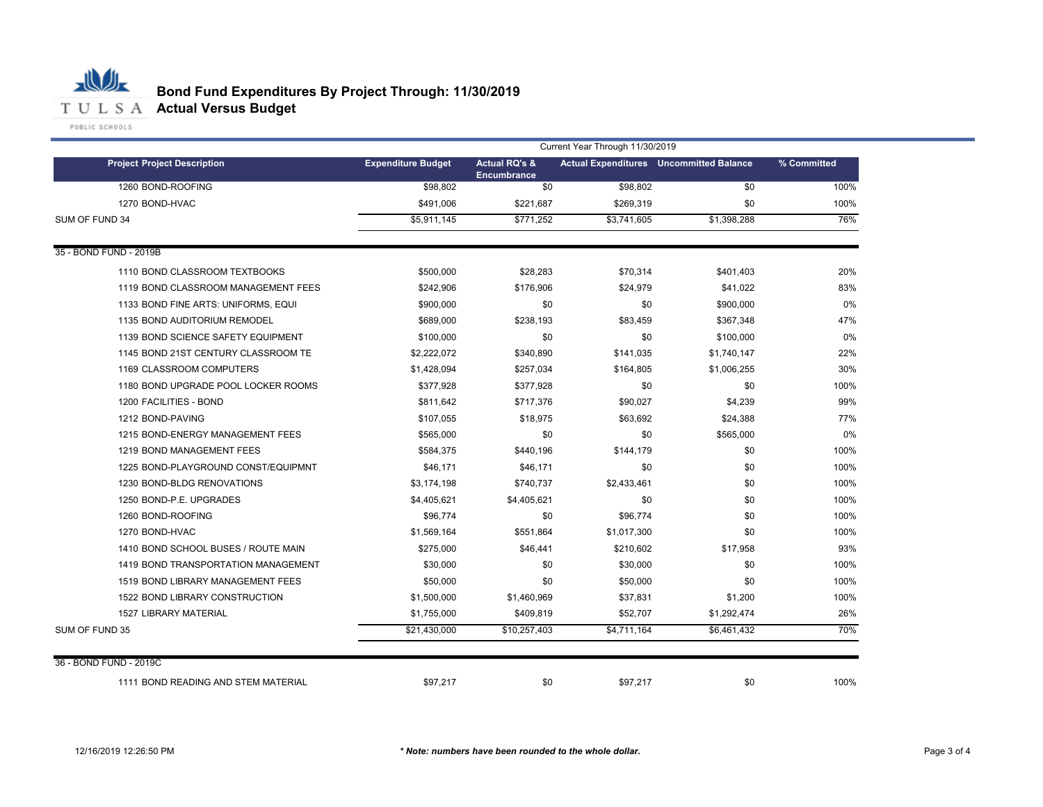# Bond Fund Expenditures By Project Through: 11/30/2019
## Actual Versus Budget

| Project Project Description | Expenditure Budget | Actual RQ's & Encumbrance | Actual Expenditures | Uncommitted Balance | % Committed |
|---|---|---|---|---|---|
| | Current Year Through 11/30/2019 | | | | |
| 1260 BOND-ROOFING | $98,802 | $0 | $98,802 | $0 | 100% |
| 1270 BOND-HVAC | $491,006 | $221,687 | $269,319 | $0 | 100% |
| SUM OF FUND 34 | $5,911,145 | $771,252 | $3,741,605 | $1,398,288 | 76% |
| **35 - BOND FUND - 2019B** | | | | | |
| 1110 BOND CLASSROOM TEXTBOOKS | $500,000 | $28,283 | $70,314 | $401,403 | 20% |
| 1119 BOND CLASSROOM MANAGEMENT FEES | $242,906 | $176,906 | $24,979 | $41,022 | 83% |
| 1133 BOND FINE ARTS: UNIFORMS, EQUI | $900,000 | $0 | $0 | $900,000 | 0% |
| 1135 BOND AUDITORIUM REMODEL | $689,000 | $238,193 | $83,459 | $367,348 | 47% |
| 1139 BOND SCIENCE SAFETY EQUIPMENT | $100,000 | $0 | $0 | $100,000 | 0% |
| 1145 BOND 21ST CENTURY CLASSROOM TE | $2,222,072 | $340,890 | $141,035 | $1,740,147 | 22% |
| 1169 CLASSROOM COMPUTERS | $1,428,094 | $257,034 | $164,805 | $1,006,255 | 30% |
| 1180 BOND UPGRADE POOL LOCKER ROOMS | $377,928 | $377,928 | $0 | $0 | 100% |
| 1200 FACILITIES - BOND | $811,642 | $717,376 | $90,027 | $4,239 | 99% |
| 1212 BOND-PAVING | $107,055 | $18,975 | $63,692 | $24,388 | 77% |
| 1215 BOND-ENERGY MANAGEMENT FEES | $565,000 | $0 | $0 | $565,000 | 0% |
| 1219 BOND MANAGEMENT FEES | $584,375 | $440,196 | $144,179 | $0 | 100% |
| 1225 BOND-PLAYGROUND CONST/EQUIPMNT | $46,171 | $46,171 | $0 | $0 | 100% |
| 1230 BOND-BLDG RENOVATIONS | $3,174,198 | $740,737 | $2,433,461 | $0 | 100% |
| 1250 BOND-P.E. UPGRADES | $4,405,621 | $4,405,621 | $0 | $0 | 100% |
| 1260 BOND-ROOFING | $96,774 | $0 | $96,774 | $0 | 100% |
| 1270 BOND-HVAC | $1,569,164 | $551,864 | $1,017,300 | $0 | 100% |
| 1410 BOND SCHOOL BUSES / ROUTE MAIN | $275,000 | $46,441 | $210,602 | $17,958 | 93% |
| 1419 BOND TRANSPORTATION MANAGEMENT | $30,000 | $0 | $30,000 | $0 | 100% |
| 1519 BOND LIBRARY MANAGEMENT FEES | $50,000 | $0 | $50,000 | $0 | 100% |
| 1522 BOND LIBRARY CONSTRUCTION | $1,500,000 | $1,460,969 | $37,831 | $1,200 | 100% |
| 1527 LIBRARY MATERIAL | $1,755,000 | $409,819 | $52,707 | $1,292,474 | 26% |
| SUM OF FUND 35 | $21,430,000 | $10,257,403 | $4,711,164 | $6,461,432 | 70% |
| **36 - BOND FUND - 2019C** | | | | | |
| 1111 BOND READING AND STEM MATERIAL | $97,217 | $0 | $97,217 | $0 | 100% |

12/16/2019 12:26:50 PM

*** Note: numbers have been rounded to the whole dollar.**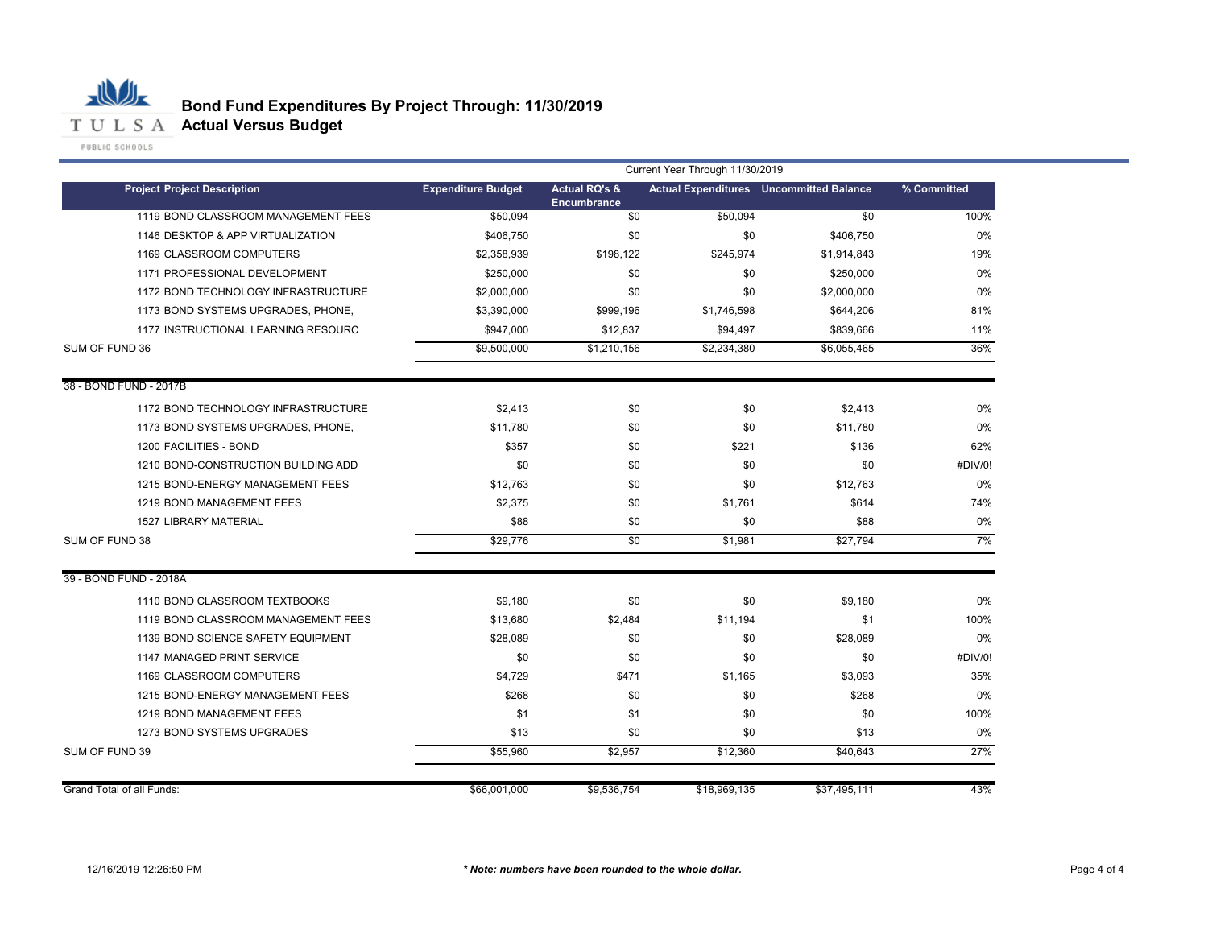# Bond Fund Expenditures By Project Through: 11/30/2019

## Actual Versus Budget

| Project Project Description | Expenditure Budget | Actual RQ's & Encumbrance | Actual Expenditures | Uncommitted Balance | % Committed |
|---|---|---|---|---|---|
| | Current Year Through 11/30/2019 | | | | |
| 1119 BOND CLASSROOM MANAGEMENT FEES | $50,094 | $0 | $50,094 | $0 | 100% |
| 1146 DESKTOP & APP VIRTUALIZATION | $406,750 | $0 | $0 | $406,750 | 0% |
| 1169 CLASSROOM COMPUTERS | $2,358,939 | $198,122 | $245,974 | $1,914,843 | 19% |
| 1171 PROFESSIONAL DEVELOPMENT | $250,000 | $0 | $0 | $250,000 | 0% |
| 1172 BOND TECHNOLOGY INFRASTRUCTURE | $2,000,000 | $0 | $0 | $2,000,000 | 0% |
| 1173 BOND SYSTEMS UPGRADES, PHONE, | $3,390,000 | $999,196 | $1,746,598 | $644,206 | 81% |
| 1177 INSTRUCTIONAL LEARNING RESOURC | $947,000 | $12,837 | $94,497 | $839,666 | 11% |
| SUM OF FUND 36 | $9,500,000 | $1,210,156 | $2,234,380 | $6,055,465 | 36% |
| 38 - BOND FUND - 2017B | | | | | |
| 1172 BOND TECHNOLOGY INFRASTRUCTURE | $2,413 | $0 | $0 | $2,413 | 0% |
| 1173 BOND SYSTEMS UPGRADES, PHONE, | $11,780 | $0 | $0 | $11,780 | 0% |
| 1200 FACILITIES - BOND | $357 | $0 | $221 | $136 | 62% |
| 1210 BOND-CONSTRUCTION BUILDING ADD | $0 | $0 | $0 | $0 | #DIV/0! |
| 1215 BOND-ENERGY MANAGEMENT FEES | $12,763 | $0 | $0 | $12,763 | 0% |
| 1219 BOND MANAGEMENT FEES | $2,375 | $0 | $1,761 | $614 | 74% |
| 1527 LIBRARY MATERIAL | $88 | $0 | $0 | $88 | 0% |
| SUM OF FUND 38 | $29,776 | $0 | $1,981 | $27,794 | 7% |
| 39 - BOND FUND - 2018A | | | | | |
| 1110 BOND CLASSROOM TEXTBOOKS | $9,180 | $0 | $0 | $9,180 | 0% |
| 1119 BOND CLASSROOM MANAGEMENT FEES | $13,680 | $2,484 | $11,194 | $1 | 100% |
| 1139 BOND SCIENCE SAFETY EQUIPMENT | $28,089 | $0 | $0 | $28,089 | 0% |
| 1147 MANAGED PRINT SERVICE | $0 | $0 | $0 | $0 | #DIV/0! |
| 1169 CLASSROOM COMPUTERS | $4,729 | $471 | $1,165 | $3,093 | 35% |
| 1215 BOND-ENERGY MANAGEMENT FEES | $268 | $0 | $0 | $268 | 0% |
| 1219 BOND MANAGEMENT FEES | $1 | $1 | $0 | $0 | 100% |
| 1273 BOND SYSTEMS UPGRADES | $13 | $0 | $0 | $13 | 0% |
| SUM OF FUND 39 | $55,960 | $2,957 | $12,360 | $40,643 | 27% |
| Grand Total of all Funds: | $66,001,000 | $9,536,754 | $18,969,135 | $37,495,111 | 43% |

12/16/2019 12:26:50 PM

*** Note: numbers have been rounded to the whole dollar.***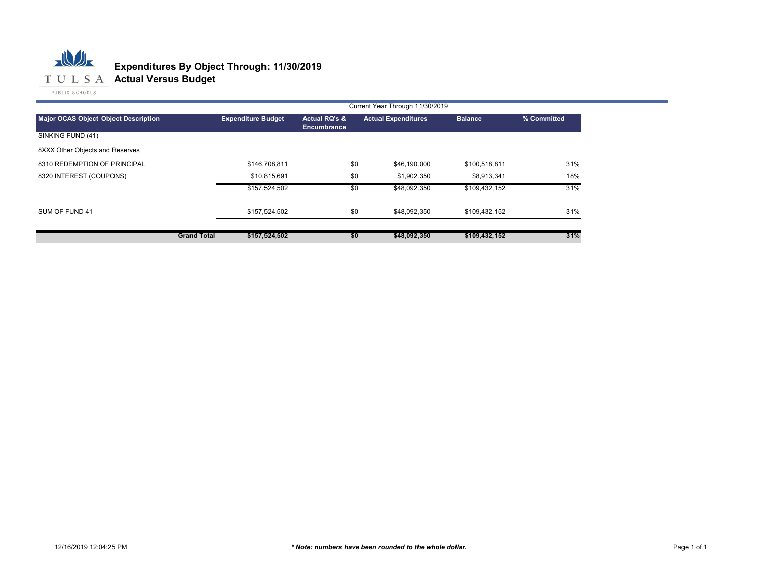# Expenditures By Object Through: 11/30/2019
## Actual Versus Budget

Current Year Through 11/30/2019

| Major OCAS Object Object Description | Expenditure Budget | Actual RQ's & Encumbrance | Actual Expenditures | Balance | % Committed |
|---|---|---|---|---|---|
| SINKING FUND (41) | | | | | |
| 8XXX Other Objects and Reserves | | | | | |
| 8310 REDEMPTION OF PRINCIPAL | $146,708,811 | $0 | $46,190,000 | $100,518,811 | 31% |
| 8320 INTEREST (COUPONS) | $10,815,691 | $0 | $1,902,350 | $8,913,341 | 18% |
| | $157,524,502 | $0 | $48,092,350 | $109,432,152 | 31% |
| SUM OF FUND 41 | $157,524,502 | $0 | $48,092,350 | $109,432,152 | 31% |
| **Grand Total** | **$157,524,502** | **$0** | **$48,092,350** | **$109,432,152** | **31%** |

12/16/2019 12:04:25 PM

***Note: numbers have been rounded to the whole dollar.***